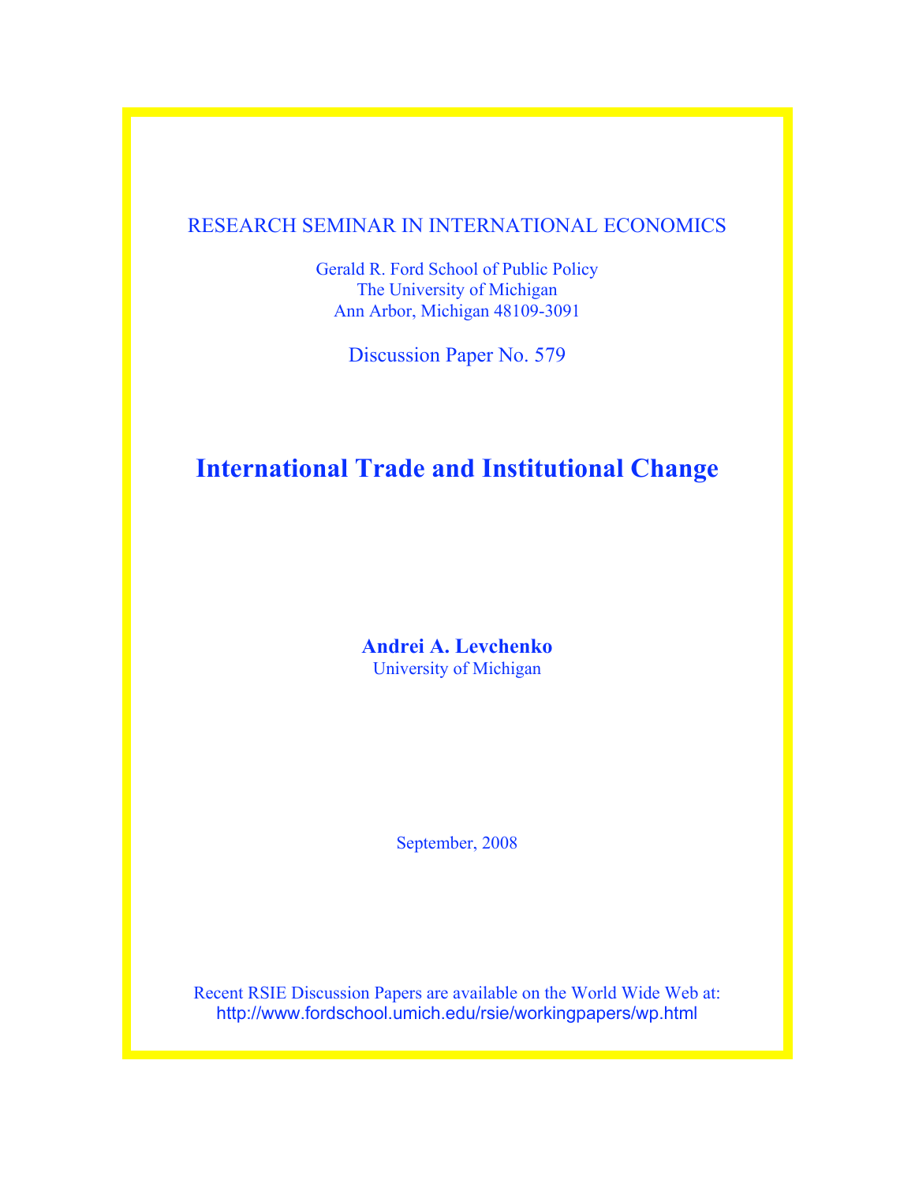RESEARCH SEMINAR IN INTERNATIONAL ECONOMICS

Gerald R. Ford School of Public Policy
The University of Michigan
Ann Arbor, Michigan 48109-3091

Discussion Paper No. 579

# International Trade and Institutional Change

**Andrei A. Levchenko**
University of Michigan

September, 2008

Recent RSIE Discussion Papers are available on the World Wide Web at:
http://www.fordschool.umich.edu/rsie/workingpapers/wp.html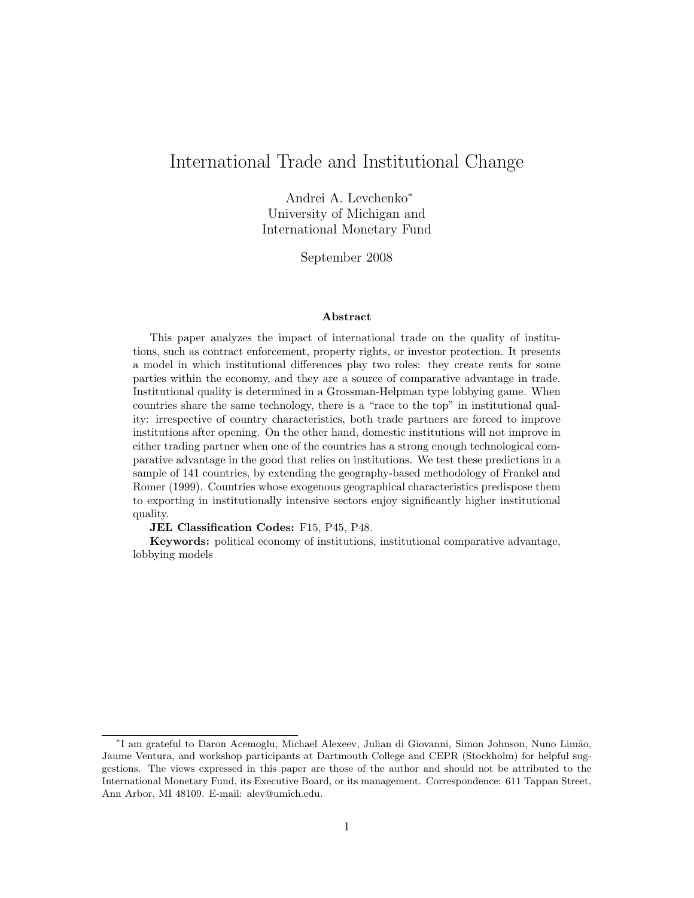# International Trade and Institutional Change

Andrei A. Levchenko[*]
University of Michigan and
International Monetary Fund

September 2008

**Abstract**

This paper analyzes the impact of international trade on the quality of institutions, such as contract enforcement, property rights, or investor protection. It presents a model in which institutional differences play two roles: they create rents for some parties within the economy, and they are a source of comparative advantage in trade. Institutional quality is determined in a Grossman-Helpman type lobbying game. When countries share the same technology, there is a "race to the top" in institutional quality: irrespective of country characteristics, both trade partners are forced to improve institutions after opening. On the other hand, domestic institutions will not improve in either trading partner when one of the countries has a strong enough technological comparative advantage in the good that relies on institutions. We test these predictions in a sample of 141 countries, by extending the geography-based methodology of Frankel and Romer (1999). Countries whose exogenous geographical characteristics predispose them to exporting in institutionally intensive sectors enjoy significantly higher institutional quality.

**JEL Classification Codes:** F15, P45, P48.

**Keywords:** political economy of institutions, institutional comparative advantage, lobbying models

---

[*] I am grateful to Daron Acemoglu, Michael Alexeev, Julian di Giovanni, Simon Johnson, Nuno Limão, Jaume Ventura, and workshop participants at Dartmouth College and CEPR (Stockholm) for helpful suggestions. The views expressed in this paper are those of the author and should not be attributed to the International Monetary Fund, its Executive Board, or its management. Correspondence: 611 Tappan Street, Ann Arbor, MI 48109. E-mail: alev@umich.edu.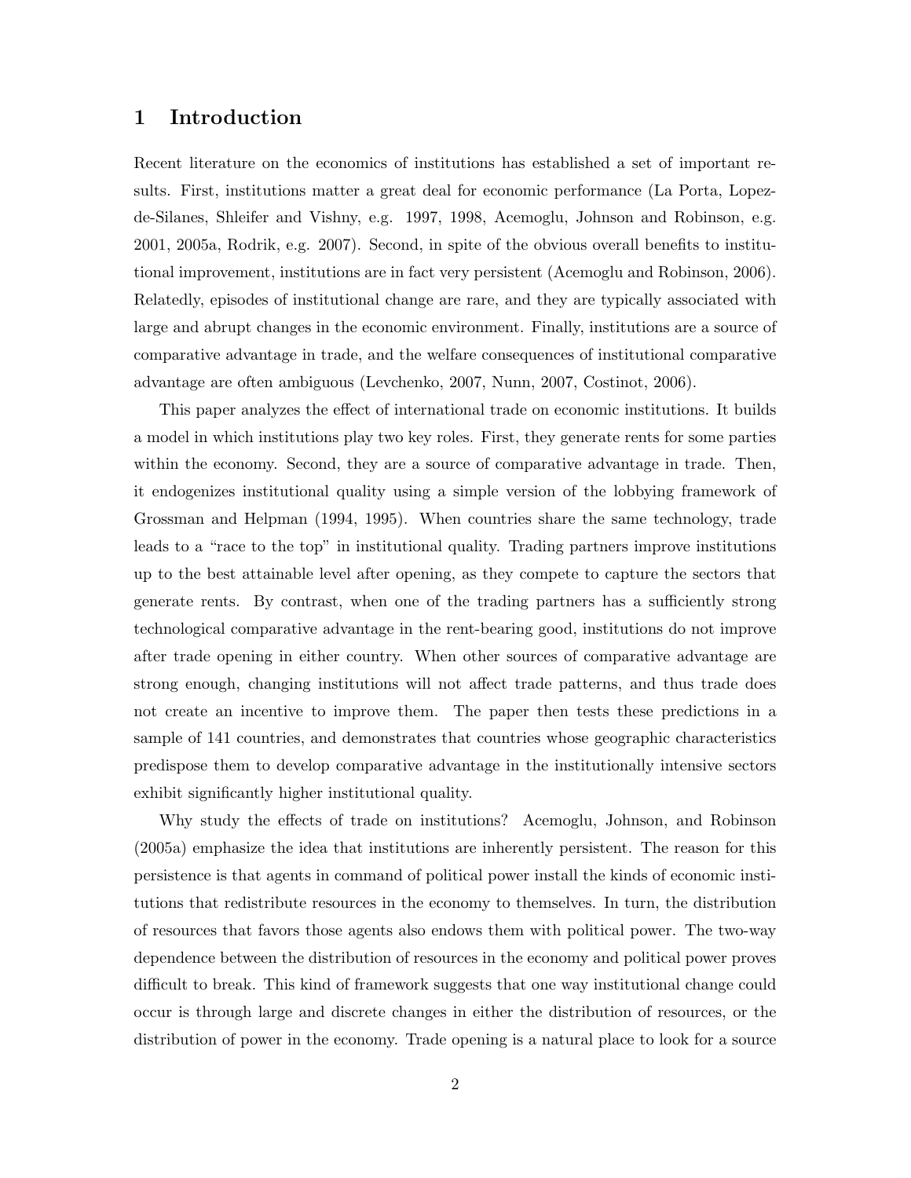## 1 Introduction

Recent literature on the economics of institutions has established a set of important results. First, institutions matter a great deal for economic performance (La Porta, Lopez-de-Silanes, Shleifer and Vishny, e.g. 1997, 1998, Acemoglu, Johnson and Robinson, e.g. 2001, 2005a, Rodrik, e.g. 2007). Second, in spite of the obvious overall benefits to institutional improvement, institutions are in fact very persistent (Acemoglu and Robinson, 2006). Relatedly, episodes of institutional change are rare, and they are typically associated with large and abrupt changes in the economic environment. Finally, institutions are a source of comparative advantage in trade, and the welfare consequences of institutional comparative advantage are often ambiguous (Levchenko, 2007, Nunn, 2007, Costinot, 2006).

This paper analyzes the effect of international trade on economic institutions. It builds a model in which institutions play two key roles. First, they generate rents for some parties within the economy. Second, they are a source of comparative advantage in trade. Then, it endogenizes institutional quality using a simple version of the lobbying framework of Grossman and Helpman (1994, 1995). When countries share the same technology, trade leads to a "race to the top" in institutional quality. Trading partners improve institutions up to the best attainable level after opening, as they compete to capture the sectors that generate rents. By contrast, when one of the trading partners has a sufficiently strong technological comparative advantage in the rent-bearing good, institutions do not improve after trade opening in either country. When other sources of comparative advantage are strong enough, changing institutions will not affect trade patterns, and thus trade does not create an incentive to improve them. The paper then tests these predictions in a sample of 141 countries, and demonstrates that countries whose geographic characteristics predispose them to develop comparative advantage in the institutionally intensive sectors exhibit significantly higher institutional quality.

Why study the effects of trade on institutions? Acemoglu, Johnson, and Robinson (2005a) emphasize the idea that institutions are inherently persistent. The reason for this persistence is that agents in command of political power install the kinds of economic institutions that redistribute resources in the economy to themselves. In turn, the distribution of resources that favors those agents also endows them with political power. The two-way dependence between the distribution of resources in the economy and political power proves difficult to break. This kind of framework suggests that one way institutional change could occur is through large and discrete changes in either the distribution of resources, or the distribution of power in the economy. Trade opening is a natural place to look for a source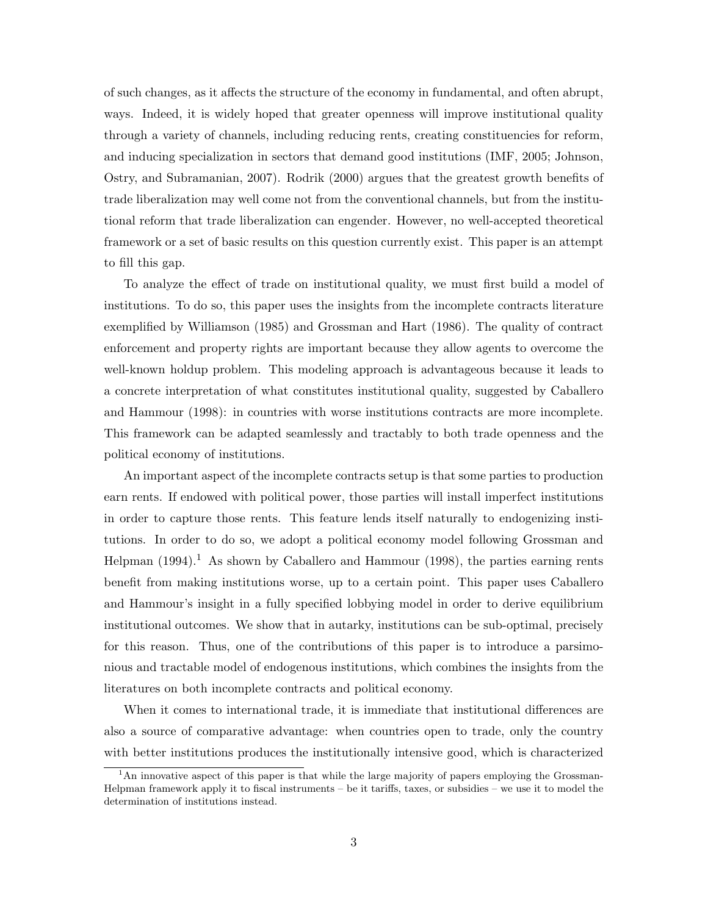of such changes, as it affects the structure of the economy in fundamental, and often abrupt, ways. Indeed, it is widely hoped that greater openness will improve institutional quality through a variety of channels, including reducing rents, creating constituencies for reform, and inducing specialization in sectors that demand good institutions (IMF, 2005; Johnson, Ostry, and Subramanian, 2007). Rodrik (2000) argues that the greatest growth benefits of trade liberalization may well come not from the conventional channels, but from the institutional reform that trade liberalization can engender. However, no well-accepted theoretical framework or a set of basic results on this question currently exist. This paper is an attempt to fill this gap.

To analyze the effect of trade on institutional quality, we must first build a model of institutions. To do so, this paper uses the insights from the incomplete contracts literature exemplified by Williamson (1985) and Grossman and Hart (1986). The quality of contract enforcement and property rights are important because they allow agents to overcome the well-known holdup problem. This modeling approach is advantageous because it leads to a concrete interpretation of what constitutes institutional quality, suggested by Caballero and Hammour (1998): in countries with worse institutions contracts are more incomplete. This framework can be adapted seamlessly and tractably to both trade openness and the political economy of institutions.

An important aspect of the incomplete contracts setup is that some parties to production earn rents. If endowed with political power, those parties will install imperfect institutions in order to capture those rents. This feature lends itself naturally to endogenizing institutions. In order to do so, we adopt a political economy model following Grossman and Helpman (1994).[1] As shown by Caballero and Hammour (1998), the parties earning rents benefit from making institutions worse, up to a certain point. This paper uses Caballero and Hammour's insight in a fully specified lobbying model in order to derive equilibrium institutional outcomes. We show that in autarky, institutions can be sub-optimal, precisely for this reason. Thus, one of the contributions of this paper is to introduce a parsimonious and tractable model of endogenous institutions, which combines the insights from the literatures on both incomplete contracts and political economy.

When it comes to international trade, it is immediate that institutional differences are also a source of comparative advantage: when countries open to trade, only the country with better institutions produces the institutionally intensive good, which is characterized

[1]An innovative aspect of this paper is that while the large majority of papers employing the Grossman-Helpman framework apply it to fiscal instruments – be it tariffs, taxes, or subsidies – we use it to model the determination of institutions instead.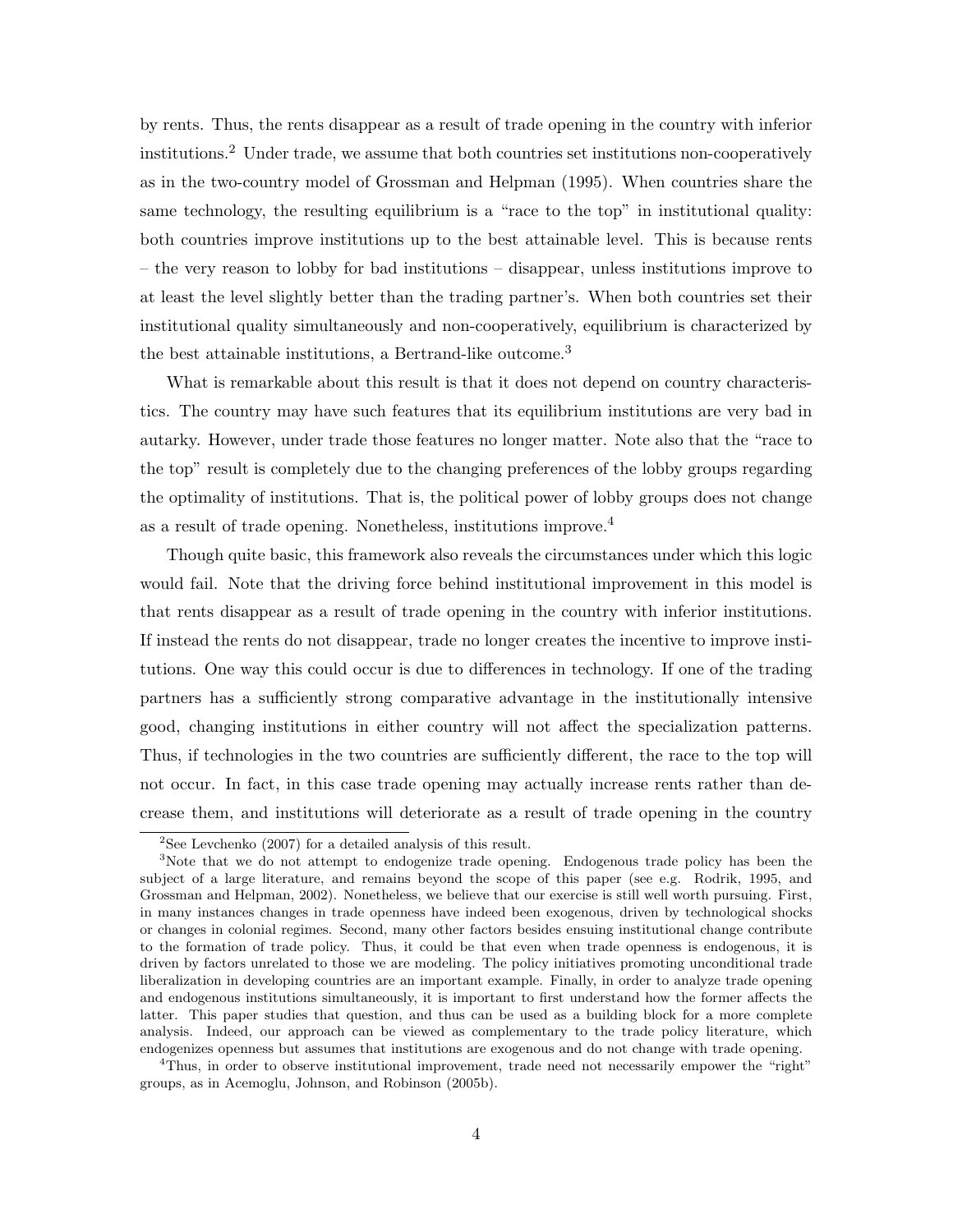by rents. Thus, the rents disappear as a result of trade opening in the country with inferior institutions.[2] Under trade, we assume that both countries set institutions non-cooperatively as in the two-country model of Grossman and Helpman (1995). When countries share the same technology, the resulting equilibrium is a "race to the top" in institutional quality: both countries improve institutions up to the best attainable level. This is because rents – the very reason to lobby for bad institutions – disappear, unless institutions improve to at least the level slightly better than the trading partner's. When both countries set their institutional quality simultaneously and non-cooperatively, equilibrium is characterized by the best attainable institutions, a Bertrand-like outcome.[3]

What is remarkable about this result is that it does not depend on country characteristics. The country may have such features that its equilibrium institutions are very bad in autarky. However, under trade those features no longer matter. Note also that the "race to the top" result is completely due to the changing preferences of the lobby groups regarding the optimality of institutions. That is, the political power of lobby groups does not change as a result of trade opening. Nonetheless, institutions improve.[4]

Though quite basic, this framework also reveals the circumstances under which this logic would fail. Note that the driving force behind institutional improvement in this model is that rents disappear as a result of trade opening in the country with inferior institutions. If instead the rents do not disappear, trade no longer creates the incentive to improve institutions. One way this could occur is due to differences in technology. If one of the trading partners has a sufficiently strong comparative advantage in the institutionally intensive good, changing institutions in either country will not affect the specialization patterns. Thus, if technologies in the two countries are sufficiently different, the race to the top will not occur. In fact, in this case trade opening may actually increase rents rather than decrease them, and institutions will deteriorate as a result of trade opening in the country

[2] See Levchenko (2007) for a detailed analysis of this result.

[3] Note that we do not attempt to endogenize trade opening. Endogenous trade policy has been the subject of a large literature, and remains beyond the scope of this paper (see e.g. Rodrik, 1995, and Grossman and Helpman, 2002). Nonetheless, we believe that our exercise is still well worth pursuing. First, in many instances changes in trade openness have indeed been exogenous, driven by technological shocks or changes in colonial regimes. Second, many other factors besides ensuing institutional change contribute to the formation of trade policy. Thus, it could be that even when trade openness is endogenous, it is driven by factors unrelated to those we are modeling. The policy initiatives promoting unconditional trade liberalization in developing countries are an important example. Finally, in order to analyze trade opening and endogenous institutions simultaneously, it is important to first understand how the former affects the latter. This paper studies that question, and thus can be used as a building block for a more complete analysis. Indeed, our approach can be viewed as complementary to the trade policy literature, which endogenizes openness but assumes that institutions are exogenous and do not change with trade opening.

[4] Thus, in order to observe institutional improvement, trade need not necessarily empower the "right" groups, as in Acemoglu, Johnson, and Robinson (2005b).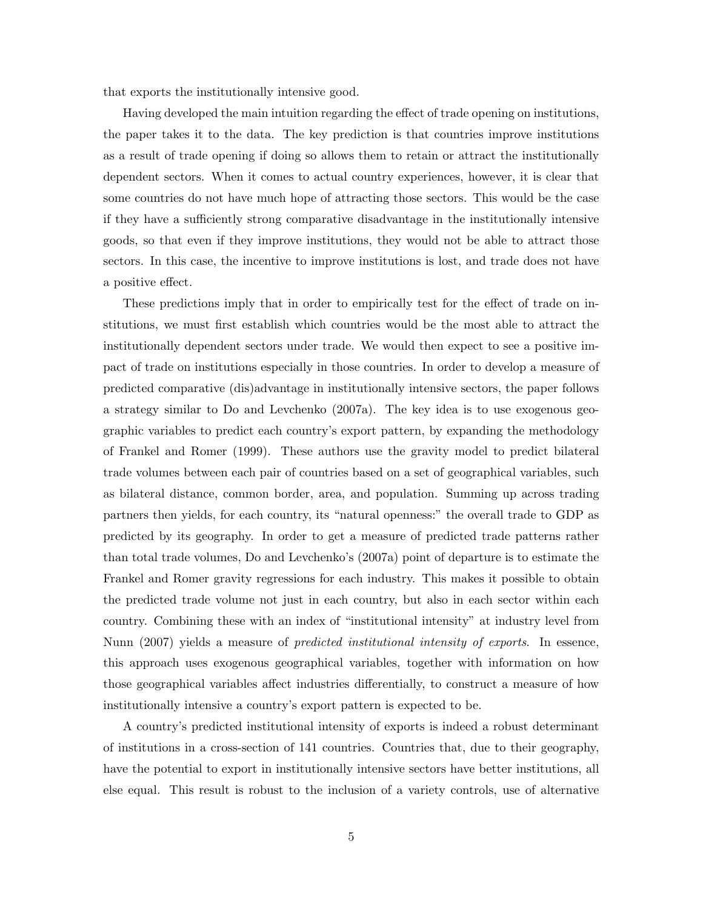that exports the institutionally intensive good.

Having developed the main intuition regarding the effect of trade opening on institutions, the paper takes it to the data. The key prediction is that countries improve institutions as a result of trade opening if doing so allows them to retain or attract the institutionally dependent sectors. When it comes to actual country experiences, however, it is clear that some countries do not have much hope of attracting those sectors. This would be the case if they have a sufficiently strong comparative disadvantage in the institutionally intensive goods, so that even if they improve institutions, they would not be able to attract those sectors. In this case, the incentive to improve institutions is lost, and trade does not have a positive effect.

These predictions imply that in order to empirically test for the effect of trade on institutions, we must first establish which countries would be the most able to attract the institutionally dependent sectors under trade. We would then expect to see a positive impact of trade on institutions especially in those countries. In order to develop a measure of predicted comparative (dis)advantage in institutionally intensive sectors, the paper follows a strategy similar to Do and Levchenko (2007a). The key idea is to use exogenous geographic variables to predict each country's export pattern, by expanding the methodology of Frankel and Romer (1999). These authors use the gravity model to predict bilateral trade volumes between each pair of countries based on a set of geographical variables, such as bilateral distance, common border, area, and population. Summing up across trading partners then yields, for each country, its "natural openness:" the overall trade to GDP as predicted by its geography. In order to get a measure of predicted trade patterns rather than total trade volumes, Do and Levchenko's (2007a) point of departure is to estimate the Frankel and Romer gravity regressions for each industry. This makes it possible to obtain the predicted trade volume not just in each country, but also in each sector within each country. Combining these with an index of "institutional intensity" at industry level from Nunn (2007) yields a measure of *predicted institutional intensity of exports*. In essence, this approach uses exogenous geographical variables, together with information on how those geographical variables affect industries differentially, to construct a measure of how institutionally intensive a country's export pattern is expected to be.

A country's predicted institutional intensity of exports is indeed a robust determinant of institutions in a cross-section of 141 countries. Countries that, due to their geography, have the potential to export in institutionally intensive sectors have better institutions, all else equal. This result is robust to the inclusion of a variety controls, use of alternative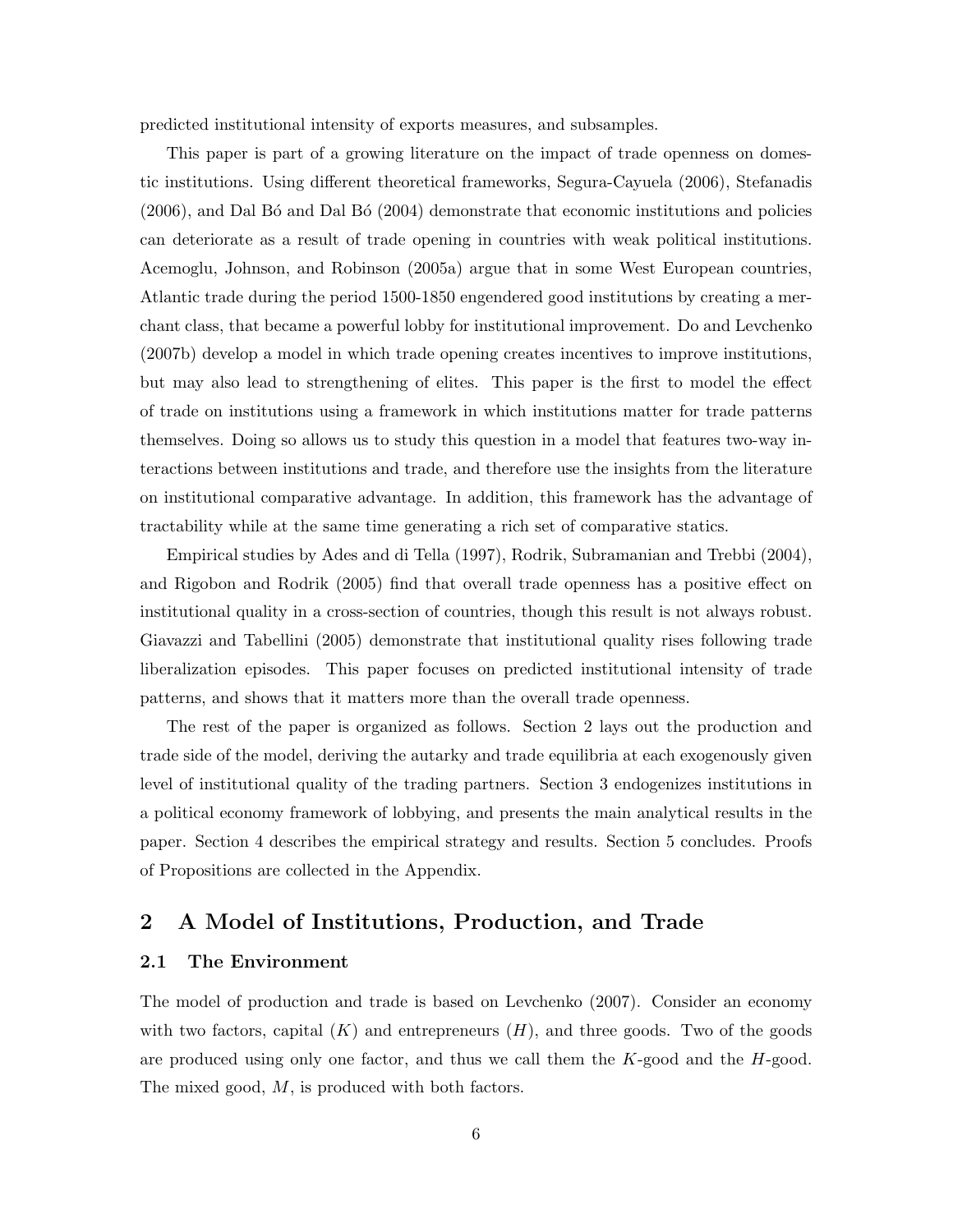predicted institutional intensity of exports measures, and subsamples.

This paper is part of a growing literature on the impact of trade openness on domestic institutions. Using different theoretical frameworks, Segura-Cayuela (2006), Stefanadis (2006), and Dal Bó and Dal Bó (2004) demonstrate that economic institutions and policies can deteriorate as a result of trade opening in countries with weak political institutions. Acemoglu, Johnson, and Robinson (2005a) argue that in some West European countries, Atlantic trade during the period 1500-1850 engendered good institutions by creating a merchant class, that became a powerful lobby for institutional improvement. Do and Levchenko (2007b) develop a model in which trade opening creates incentives to improve institutions, but may also lead to strengthening of elites. This paper is the first to model the effect of trade on institutions using a framework in which institutions matter for trade patterns themselves. Doing so allows us to study this question in a model that features two-way interactions between institutions and trade, and therefore use the insights from the literature on institutional comparative advantage. In addition, this framework has the advantage of tractability while at the same time generating a rich set of comparative statics.

Empirical studies by Ades and di Tella (1997), Rodrik, Subramanian and Trebbi (2004), and Rigobon and Rodrik (2005) find that overall trade openness has a positive effect on institutional quality in a cross-section of countries, though this result is not always robust. Giavazzi and Tabellini (2005) demonstrate that institutional quality rises following trade liberalization episodes. This paper focuses on predicted institutional intensity of trade patterns, and shows that it matters more than the overall trade openness.

The rest of the paper is organized as follows. Section 2 lays out the production and trade side of the model, deriving the autarky and trade equilibria at each exogenously given level of institutional quality of the trading partners. Section 3 endogenizes institutions in a political economy framework of lobbying, and presents the main analytical results in the paper. Section 4 describes the empirical strategy and results. Section 5 concludes. Proofs of Propositions are collected in the Appendix.

## 2 A Model of Institutions, Production, and Trade

### 2.1 The Environment

The model of production and trade is based on Levchenko (2007). Consider an economy with two factors, capital ($K$) and entrepreneurs ($H$), and three goods. Two of the goods are produced using only one factor, and thus we call them the $K$-good and the $H$-good. The mixed good, $M$, is produced with both factors.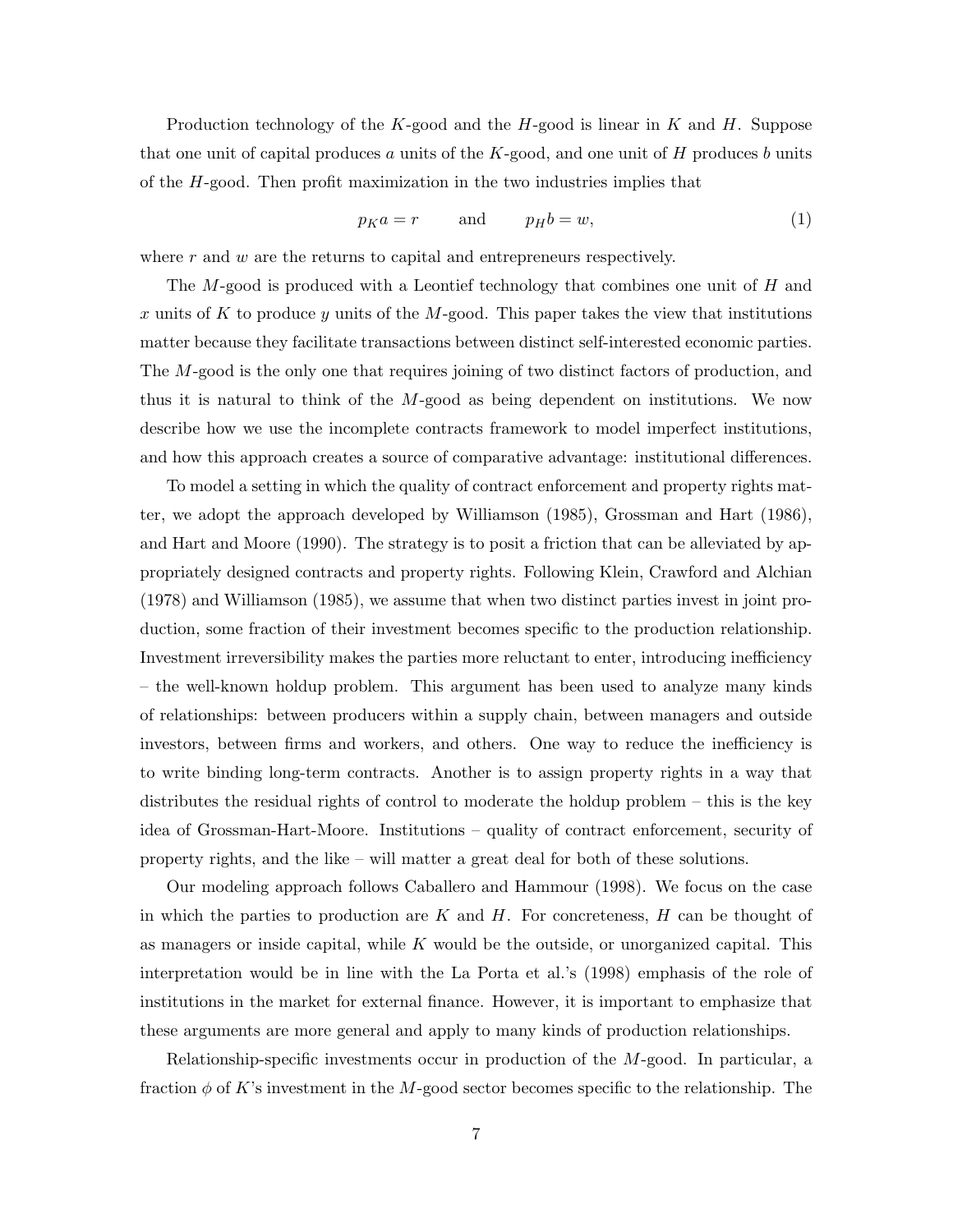Production technology of the $K$-good and the $H$-good is linear in $K$ and $H$. Suppose that one unit of capital produces $a$ units of the $K$-good, and one unit of $H$ produces $b$ units of the $H$-good. Then profit maximization in the two industries implies that

$$p_K a = r \qquad \text{and} \qquad p_H b = w, \tag{1}$$

where $r$ and $w$ are the returns to capital and entrepreneurs respectively.

The $M$-good is produced with a Leontief technology that combines one unit of $H$ and $x$ units of $K$ to produce $y$ units of the $M$-good. This paper takes the view that institutions matter because they facilitate transactions between distinct self-interested economic parties. The $M$-good is the only one that requires joining of two distinct factors of production, and thus it is natural to think of the $M$-good as being dependent on institutions. We now describe how we use the incomplete contracts framework to model imperfect institutions, and how this approach creates a source of comparative advantage: institutional differences.

To model a setting in which the quality of contract enforcement and property rights matter, we adopt the approach developed by Williamson (1985), Grossman and Hart (1986), and Hart and Moore (1990). The strategy is to posit a friction that can be alleviated by appropriately designed contracts and property rights. Following Klein, Crawford and Alchian (1978) and Williamson (1985), we assume that when two distinct parties invest in joint production, some fraction of their investment becomes specific to the production relationship. Investment irreversibility makes the parties more reluctant to enter, introducing inefficiency – the well-known holdup problem. This argument has been used to analyze many kinds of relationships: between producers within a supply chain, between managers and outside investors, between firms and workers, and others. One way to reduce the inefficiency is to write binding long-term contracts. Another is to assign property rights in a way that distributes the residual rights of control to moderate the holdup problem – this is the key idea of Grossman-Hart-Moore. Institutions – quality of contract enforcement, security of property rights, and the like – will matter a great deal for both of these solutions.

Our modeling approach follows Caballero and Hammour (1998). We focus on the case in which the parties to production are $K$ and $H$. For concreteness, $H$ can be thought of as managers or inside capital, while $K$ would be the outside, or unorganized capital. This interpretation would be in line with the La Porta et al.'s (1998) emphasis of the role of institutions in the market for external finance. However, it is important to emphasize that these arguments are more general and apply to many kinds of production relationships.

Relationship-specific investments occur in production of the $M$-good. In particular, a fraction $\phi$ of $K$'s investment in the $M$-good sector becomes specific to the relationship. The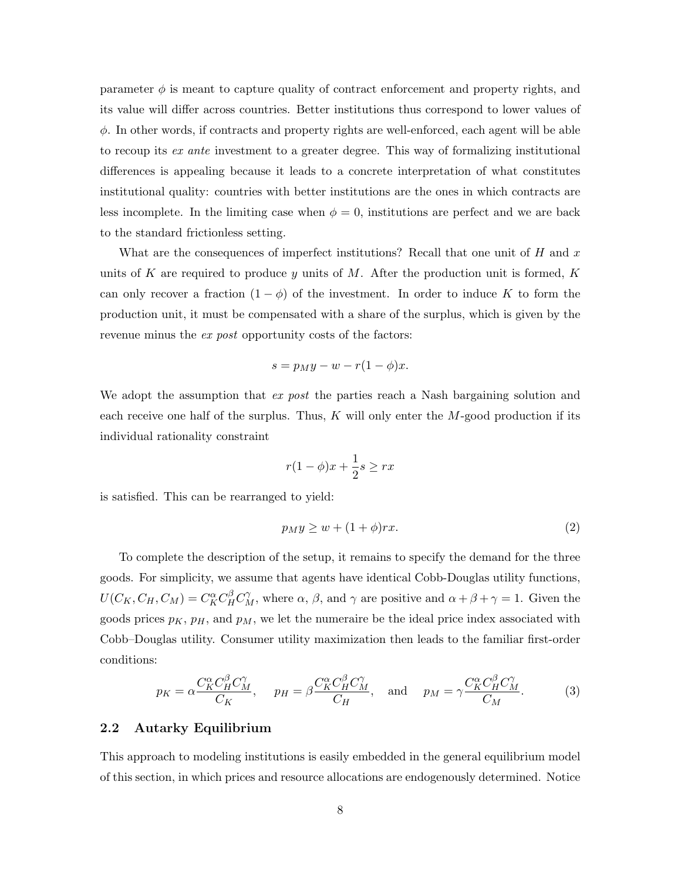parameter $\phi$ is meant to capture quality of contract enforcement and property rights, and its value will differ across countries. Better institutions thus correspond to lower values of $\phi$. In other words, if contracts and property rights are well-enforced, each agent will be able to recoup its *ex ante* investment to a greater degree. This way of formalizing institutional differences is appealing because it leads to a concrete interpretation of what constitutes institutional quality: countries with better institutions are the ones in which contracts are less incomplete. In the limiting case when $\phi = 0$, institutions are perfect and we are back to the standard frictionless setting.

What are the consequences of imperfect institutions? Recall that one unit of $H$ and $x$ units of $K$ are required to produce $y$ units of $M$. After the production unit is formed, $K$ can only recover a fraction $(1 - \phi)$ of the investment. In order to induce $K$ to form the production unit, it must be compensated with a share of the surplus, which is given by the revenue minus the *ex post* opportunity costs of the factors:

$$s = p_M y - w - r(1 - \phi)x.$$

We adopt the assumption that *ex post* the parties reach a Nash bargaining solution and each receive one half of the surplus. Thus, $K$ will only enter the $M$-good production if its individual rationality constraint

$$r(1 - \phi)x + \frac{1}{2}s \geq rx$$

is satisfied. This can be rearranged to yield:

$$p_M y \geq w + (1 + \phi)rx. \tag{2}$$

To complete the description of the setup, it remains to specify the demand for the three goods. For simplicity, we assume that agents have identical Cobb-Douglas utility functions, $U(C_K, C_H, C_M) = C_K^{\alpha} C_H^{\beta} C_M^{\gamma}$, where $\alpha$, $\beta$, and $\gamma$ are positive and $\alpha + \beta + \gamma = 1$. Given the goods prices $p_K$, $p_H$, and $p_M$, we let the numeraire be the ideal price index associated with Cobb–Douglas utility. Consumer utility maximization then leads to the familiar first-order conditions:

$$p_K = \alpha \frac{C_K^{\alpha} C_H^{\beta} C_M^{\gamma}}{C_K}, \quad p_H = \beta \frac{C_K^{\alpha} C_H^{\beta} C_M^{\gamma}}{C_H}, \quad \text{and} \quad p_M = \gamma \frac{C_K^{\alpha} C_H^{\beta} C_M^{\gamma}}{C_M}. \tag{3}$$

## 2.2 Autarky Equilibrium

This approach to modeling institutions is easily embedded in the general equilibrium model of this section, in which prices and resource allocations are endogenously determined. Notice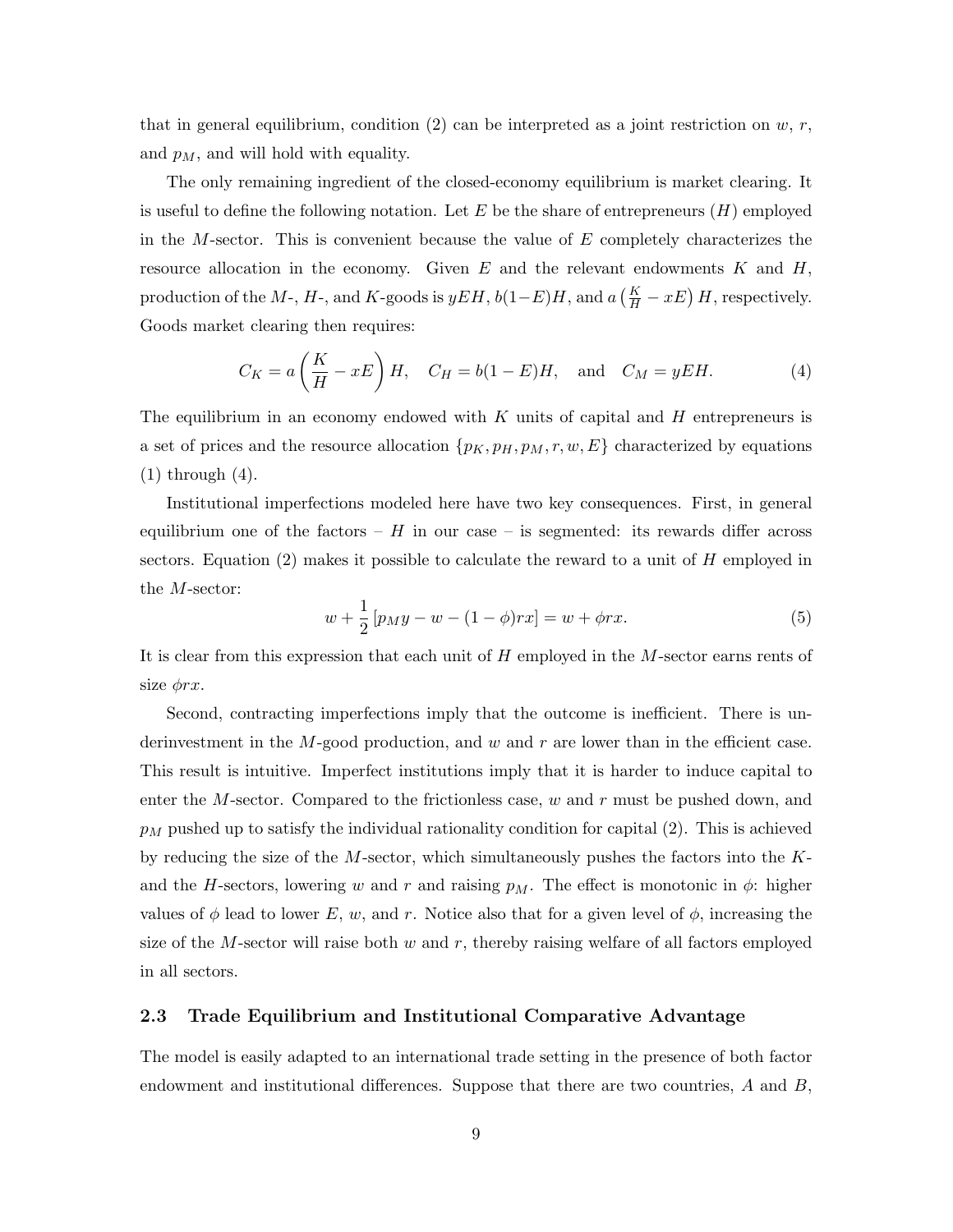that in general equilibrium, condition (2) can be interpreted as a joint restriction on $w$, $r$, and $p_M$, and will hold with equality.

The only remaining ingredient of the closed-economy equilibrium is market clearing. It is useful to define the following notation. Let $E$ be the share of entrepreneurs ($H$) employed in the $M$-sector. This is convenient because the value of $E$ completely characterizes the resource allocation in the economy. Given $E$ and the relevant endowments $K$ and $H$, production of the $M$-, $H$-, and $K$-goods is $yEH$, $b(1-E)H$, and $a\left(\frac{K}{H} - xE\right)H$, respectively. Goods market clearing then requires:

$$C_K = a\left(\frac{K}{H} - xE\right)H, \quad C_H = b(1-E)H, \quad \text{and} \quad C_M = yEH. \tag{4}$$

The equilibrium in an economy endowed with $K$ units of capital and $H$ entrepreneurs is a set of prices and the resource allocation $\{p_K, p_H, p_M, r, w, E\}$ characterized by equations (1) through (4).

Institutional imperfections modeled here have two key consequences. First, in general equilibrium one of the factors – $H$ in our case – is segmented: its rewards differ across sectors. Equation (2) makes it possible to calculate the reward to a unit of $H$ employed in the $M$-sector:

$$w + \frac{1}{2}\left[p_M y - w - (1-\phi)rx\right] = w + \phi rx. \tag{5}$$

It is clear from this expression that each unit of $H$ employed in the $M$-sector earns rents of size $\phi rx$.

Second, contracting imperfections imply that the outcome is inefficient. There is underinvestment in the $M$-good production, and $w$ and $r$ are lower than in the efficient case. This result is intuitive. Imperfect institutions imply that it is harder to induce capital to enter the $M$-sector. Compared to the frictionless case, $w$ and $r$ must be pushed down, and $p_M$ pushed up to satisfy the individual rationality condition for capital (2). This is achieved by reducing the size of the $M$-sector, which simultaneously pushes the factors into the $K$- and the $H$-sectors, lowering $w$ and $r$ and raising $p_M$. The effect is monotonic in $\phi$: higher values of $\phi$ lead to lower $E$, $w$, and $r$. Notice also that for a given level of $\phi$, increasing the size of the $M$-sector will raise both $w$ and $r$, thereby raising welfare of all factors employed in all sectors.

### 2.3 Trade Equilibrium and Institutional Comparative Advantage

The model is easily adapted to an international trade setting in the presence of both factor endowment and institutional differences. Suppose that there are two countries, $A$ and $B$,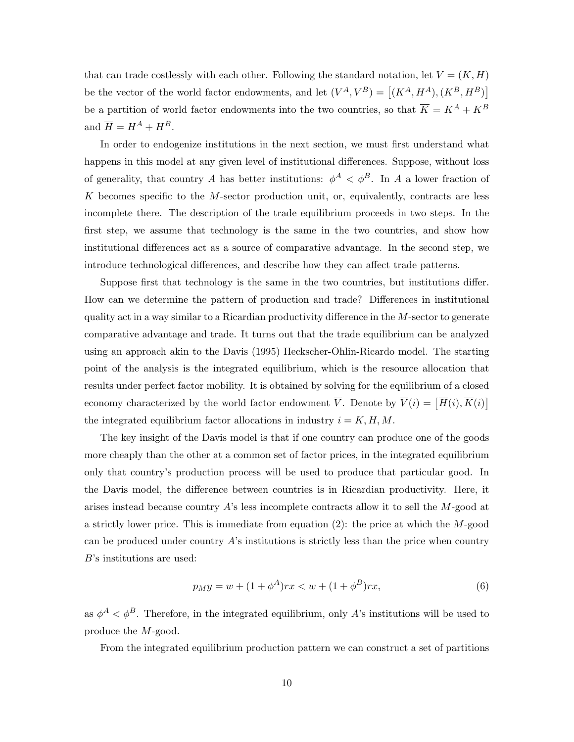that can trade costlessly with each other. Following the standard notation, let $\overline{V} = (\overline{K}, \overline{H})$ be the vector of the world factor endowments, and let $(V^A, V^B) = \left[(K^A, H^A), (K^B, H^B)\right]$ be a partition of world factor endowments into the two countries, so that $\overline{K} = K^A + K^B$ and $\overline{H} = H^A + H^B$.

In order to endogenize institutions in the next section, we must first understand what happens in this model at any given level of institutional differences. Suppose, without loss of generality, that country $A$ has better institutions: $\phi^A < \phi^B$. In $A$ a lower fraction of $K$ becomes specific to the $M$-sector production unit, or, equivalently, contracts are less incomplete there. The description of the trade equilibrium proceeds in two steps. In the first step, we assume that technology is the same in the two countries, and show how institutional differences act as a source of comparative advantage. In the second step, we introduce technological differences, and describe how they can affect trade patterns.

Suppose first that technology is the same in the two countries, but institutions differ. How can we determine the pattern of production and trade? Differences in institutional quality act in a way similar to a Ricardian productivity difference in the $M$-sector to generate comparative advantage and trade. It turns out that the trade equilibrium can be analyzed using an approach akin to the Davis (1995) Heckscher-Ohlin-Ricardo model. The starting point of the analysis is the integrated equilibrium, which is the resource allocation that results under perfect factor mobility. It is obtained by solving for the equilibrium of a closed economy characterized by the world factor endowment $\overline{V}$. Denote by $\overline{V}(i) = \left[\overline{H}(i), \overline{K}(i)\right]$ the integrated equilibrium factor allocations in industry $i = K, H, M$.

The key insight of the Davis model is that if one country can produce one of the goods more cheaply than the other at a common set of factor prices, in the integrated equilibrium only that country's production process will be used to produce that particular good. In the Davis model, the difference between countries is in Ricardian productivity. Here, it arises instead because country $A$'s less incomplete contracts allow it to sell the $M$-good at a strictly lower price. This is immediate from equation (2): the price at which the $M$-good can be produced under country $A$'s institutions is strictly less than the price when country $B$'s institutions are used:

$$p_M y = w + (1 + \phi^A) r x < w + (1 + \phi^B) r x, \tag{6}$$

as $\phi^A < \phi^B$. Therefore, in the integrated equilibrium, only $A$'s institutions will be used to produce the $M$-good.

From the integrated equilibrium production pattern we can construct a set of partitions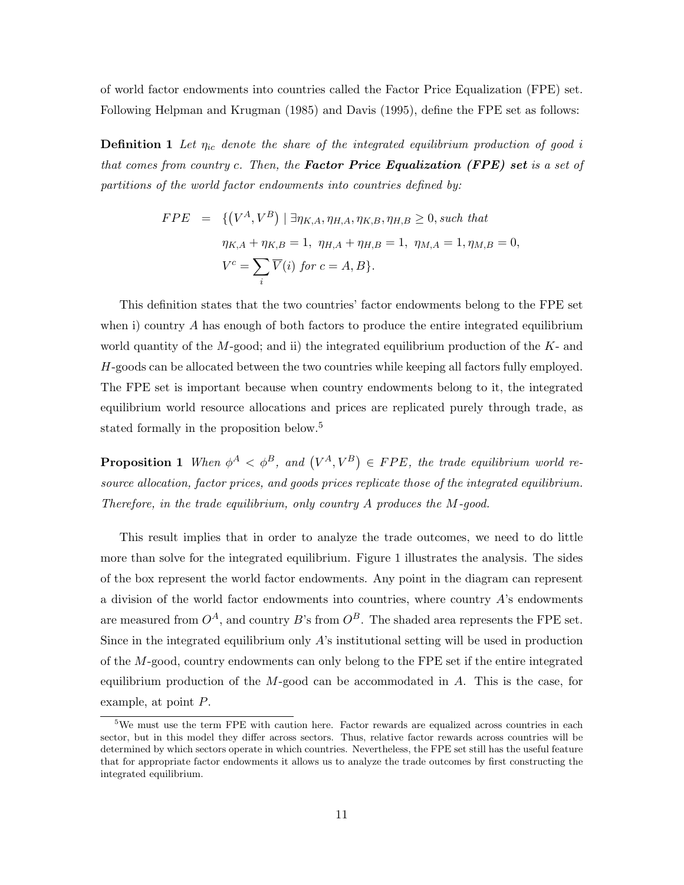of world factor endowments into countries called the Factor Price Equalization (FPE) set. Following Helpman and Krugman (1985) and Davis (1995), define the FPE set as follows:

**Definition 1** *Let $\eta_{ic}$ denote the share of the integrated equilibrium production of good $i$ that comes from country $c$. Then, the* ***Factor Price Equalization (FPE) set*** *is a set of partitions of the world factor endowments into countries defined by:*

$$
\begin{aligned}
FPE \;=\; & \{(V^A, V^B) \mid \exists \eta_{K,A}, \eta_{H,A}, \eta_{K,B}, \eta_{H,B} \geq 0, \text{such that} \\
& \eta_{K,A} + \eta_{K,B} = 1,\; \eta_{H,A} + \eta_{H,B} = 1,\; \eta_{M,A} = 1, \eta_{M,B} = 0, \\
& V^c = \sum_i \overline{V}(i) \text{ for } c = A, B\}.
\end{aligned}
$$

This definition states that the two countries' factor endowments belong to the FPE set when i) country $A$ has enough of both factors to produce the entire integrated equilibrium world quantity of the $M$-good; and ii) the integrated equilibrium production of the $K$- and $H$-goods can be allocated between the two countries while keeping all factors fully employed. The FPE set is important because when country endowments belong to it, the integrated equilibrium world resource allocations and prices are replicated purely through trade, as stated formally in the proposition below.[5]

**Proposition 1** *When $\phi^A < \phi^B$, and $(V^A, V^B) \in FPE$, the trade equilibrium world resource allocation, factor prices, and goods prices replicate those of the integrated equilibrium. Therefore, in the trade equilibrium, only country $A$ produces the $M$-good.*

This result implies that in order to analyze the trade outcomes, we need to do little more than solve for the integrated equilibrium. Figure 1 illustrates the analysis. The sides of the box represent the world factor endowments. Any point in the diagram can represent a division of the world factor endowments into countries, where country $A$'s endowments are measured from $O^A$, and country $B$'s from $O^B$. The shaded area represents the FPE set. Since in the integrated equilibrium only $A$'s institutional setting will be used in production of the $M$-good, country endowments can only belong to the FPE set if the entire integrated equilibrium production of the $M$-good can be accommodated in $A$. This is the case, for example, at point $P$.

[5] We must use the term FPE with caution here. Factor rewards are equalized across countries in each sector, but in this model they differ across sectors. Thus, relative factor rewards across countries will be determined by which sectors operate in which countries. Nevertheless, the FPE set still has the useful feature that for appropriate factor endowments it allows us to analyze the trade outcomes by first constructing the integrated equilibrium.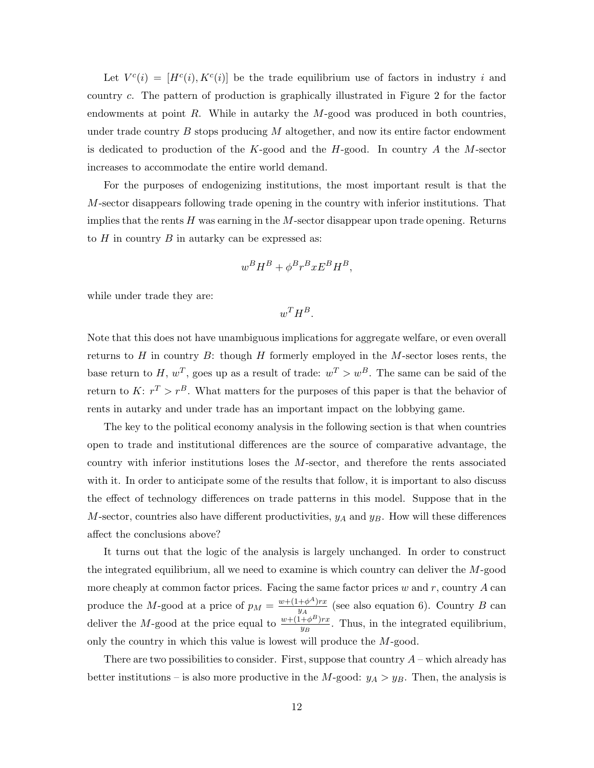Let $V^c(i) = [H^c(i), K^c(i)]$ be the trade equilibrium use of factors in industry $i$ and country $c$. The pattern of production is graphically illustrated in Figure 2 for the factor endowments at point $R$. While in autarky the $M$-good was produced in both countries, under trade country $B$ stops producing $M$ altogether, and now its entire factor endowment is dedicated to production of the $K$-good and the $H$-good. In country $A$ the $M$-sector increases to accommodate the entire world demand.

For the purposes of endogenizing institutions, the most important result is that the $M$-sector disappears following trade opening in the country with inferior institutions. That implies that the rents $H$ was earning in the $M$-sector disappear upon trade opening. Returns to $H$ in country $B$ in autarky can be expressed as:

$$w^B H^B + \phi^B r^B x E^B H^B,$$

while under trade they are:

$$w^T H^B.$$

Note that this does not have unambiguous implications for aggregate welfare, or even overall returns to $H$ in country $B$: though $H$ formerly employed in the $M$-sector loses rents, the base return to $H$, $w^T$, goes up as a result of trade: $w^T > w^B$. The same can be said of the return to $K$: $r^T > r^B$. What matters for the purposes of this paper is that the behavior of rents in autarky and under trade has an important impact on the lobbying game.

The key to the political economy analysis in the following section is that when countries open to trade and institutional differences are the source of comparative advantage, the country with inferior institutions loses the $M$-sector, and therefore the rents associated with it. In order to anticipate some of the results that follow, it is important to also discuss the effect of technology differences on trade patterns in this model. Suppose that in the $M$-sector, countries also have different productivities, $y_A$ and $y_B$. How will these differences affect the conclusions above?

It turns out that the logic of the analysis is largely unchanged. In order to construct the integrated equilibrium, all we need to examine is which country can deliver the $M$-good more cheaply at common factor prices. Facing the same factor prices $w$ and $r$, country $A$ can produce the $M$-good at a price of $p_M = \frac{w+(1+\phi^A)rx}{y_A}$ (see also equation 6). Country $B$ can deliver the $M$-good at the price equal to $\frac{w+(1+\phi^B)rx}{y_B}$. Thus, in the integrated equilibrium, only the country in which this value is lowest will produce the $M$-good.

There are two possibilities to consider. First, suppose that country $A$ – which already has better institutions – is also more productive in the $M$-good: $y_A > y_B$. Then, the analysis is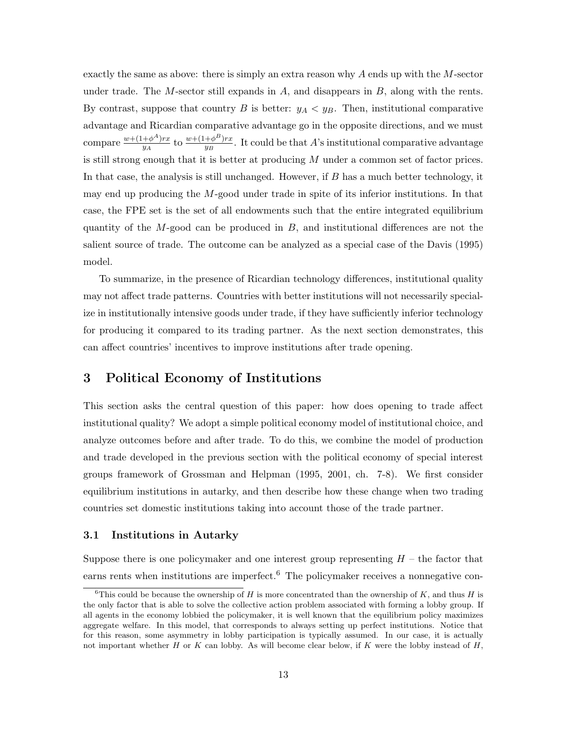exactly the same as above: there is simply an extra reason why $A$ ends up with the $M$-sector under trade. The $M$-sector still expands in $A$, and disappears in $B$, along with the rents. By contrast, suppose that country $B$ is better: $y_A < y_B$. Then, institutional comparative advantage and Ricardian comparative advantage go in the opposite directions, and we must compare $\frac{w+(1+\phi^A)rx}{y_A}$ to $\frac{w+(1+\phi^B)rx}{y_B}$. It could be that $A$'s institutional comparative advantage is still strong enough that it is better at producing $M$ under a common set of factor prices. In that case, the analysis is still unchanged. However, if $B$ has a much better technology, it may end up producing the $M$-good under trade in spite of its inferior institutions. In that case, the FPE set is the set of all endowments such that the entire integrated equilibrium quantity of the $M$-good can be produced in $B$, and institutional differences are not the salient source of trade. The outcome can be analyzed as a special case of the Davis (1995) model.

To summarize, in the presence of Ricardian technology differences, institutional quality may not affect trade patterns. Countries with better institutions will not necessarily specialize in institutionally intensive goods under trade, if they have sufficiently inferior technology for producing it compared to its trading partner. As the next section demonstrates, this can affect countries' incentives to improve institutions after trade opening.

# 3 Political Economy of Institutions

This section asks the central question of this paper: how does opening to trade affect institutional quality? We adopt a simple political economy model of institutional choice, and analyze outcomes before and after trade. To do this, we combine the model of production and trade developed in the previous section with the political economy of special interest groups framework of Grossman and Helpman (1995, 2001, ch. 7-8). We first consider equilibrium institutions in autarky, and then describe how these change when two trading countries set domestic institutions taking into account those of the trade partner.

## 3.1 Institutions in Autarky

Suppose there is one policymaker and one interest group representing $H$ – the factor that earns rents when institutions are imperfect.[6] The policymaker receives a nonnegative con-

[6] This could be because the ownership of $H$ is more concentrated than the ownership of $K$, and thus $H$ is the only factor that is able to solve the collective action problem associated with forming a lobby group. If all agents in the economy lobbied the policymaker, it is well known that the equilibrium policy maximizes aggregate welfare. In this model, that corresponds to always setting up perfect institutions. Notice that for this reason, some asymmetry in lobby participation is typically assumed. In our case, it is actually not important whether $H$ or $K$ can lobby. As will become clear below, if $K$ were the lobby instead of $H$,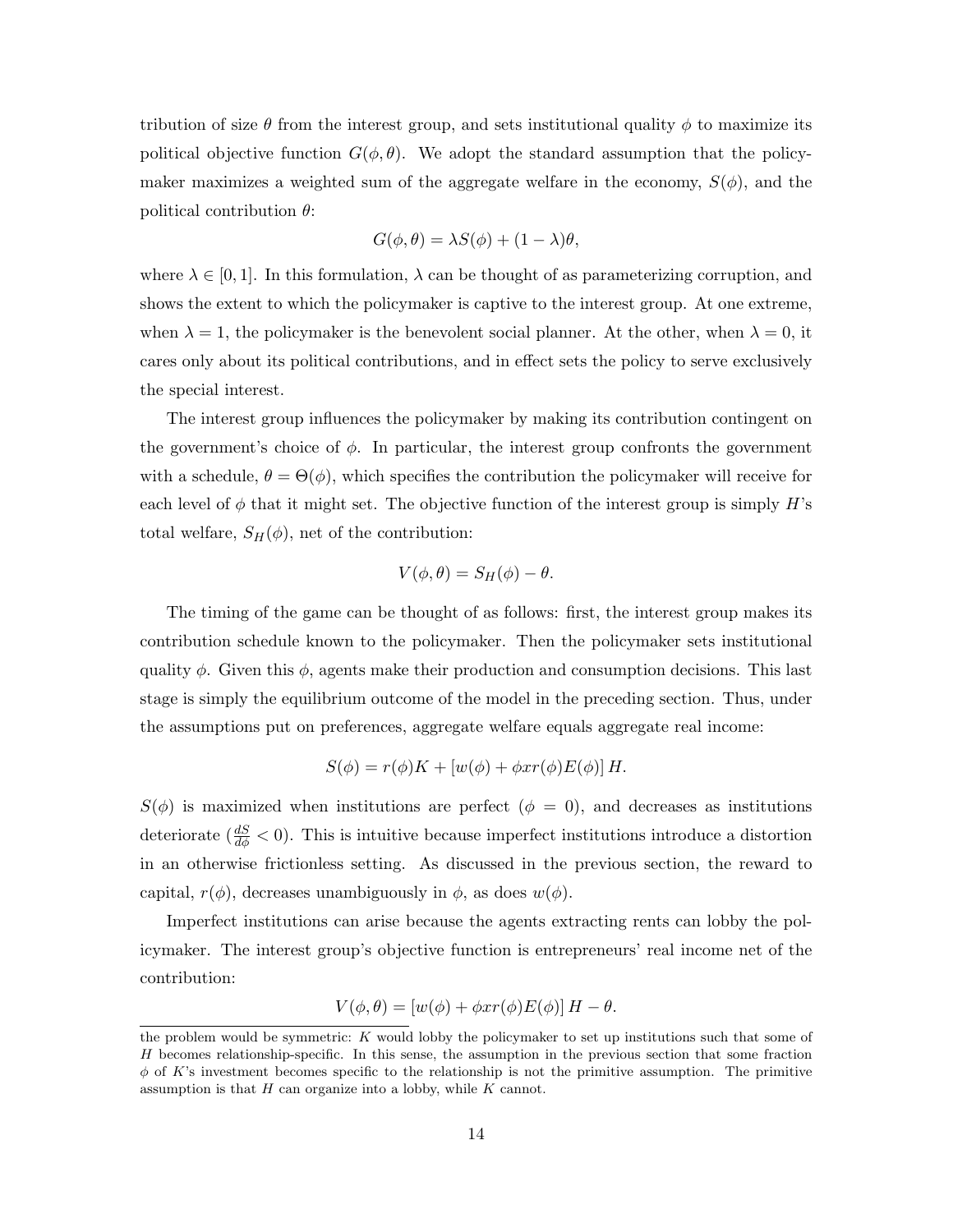tribution of size $\theta$ from the interest group, and sets institutional quality $\phi$ to maximize its political objective function $G(\phi, \theta)$. We adopt the standard assumption that the policymaker maximizes a weighted sum of the aggregate welfare in the economy, $S(\phi)$, and the political contribution $\theta$:

$$G(\phi, \theta) = \lambda S(\phi) + (1 - \lambda)\theta,$$

where $\lambda \in [0, 1]$. In this formulation, $\lambda$ can be thought of as parameterizing corruption, and shows the extent to which the policymaker is captive to the interest group. At one extreme, when $\lambda = 1$, the policymaker is the benevolent social planner. At the other, when $\lambda = 0$, it cares only about its political contributions, and in effect sets the policy to serve exclusively the special interest.

The interest group influences the policymaker by making its contribution contingent on the government's choice of $\phi$. In particular, the interest group confronts the government with a schedule, $\theta = \Theta(\phi)$, which specifies the contribution the policymaker will receive for each level of $\phi$ that it might set. The objective function of the interest group is simply $H$'s total welfare, $S_H(\phi)$, net of the contribution:

$$V(\phi, \theta) = S_H(\phi) - \theta.$$

The timing of the game can be thought of as follows: first, the interest group makes its contribution schedule known to the policymaker. Then the policymaker sets institutional quality $\phi$. Given this $\phi$, agents make their production and consumption decisions. This last stage is simply the equilibrium outcome of the model in the preceding section. Thus, under the assumptions put on preferences, aggregate welfare equals aggregate real income:

$$S(\phi) = r(\phi)K + [w(\phi) + \phi x r(\phi) E(\phi)]\, H.$$

$S(\phi)$ is maximized when institutions are perfect ($\phi = 0$), and decreases as institutions deteriorate ($\frac{dS}{d\phi} < 0$). This is intuitive because imperfect institutions introduce a distortion in an otherwise frictionless setting. As discussed in the previous section, the reward to capital, $r(\phi)$, decreases unambiguously in $\phi$, as does $w(\phi)$.

Imperfect institutions can arise because the agents extracting rents can lobby the policymaker. The interest group's objective function is entrepreneurs' real income net of the contribution:

$$V(\phi, \theta) = [w(\phi) + \phi x r(\phi) E(\phi)]\, H - \theta.$$

the problem would be symmetric: $K$ would lobby the policymaker to set up institutions such that some of $H$ becomes relationship-specific. In this sense, the assumption in the previous section that some fraction $\phi$ of $K$'s investment becomes specific to the relationship is not the primitive assumption. The primitive assumption is that $H$ can organize into a lobby, while $K$ cannot.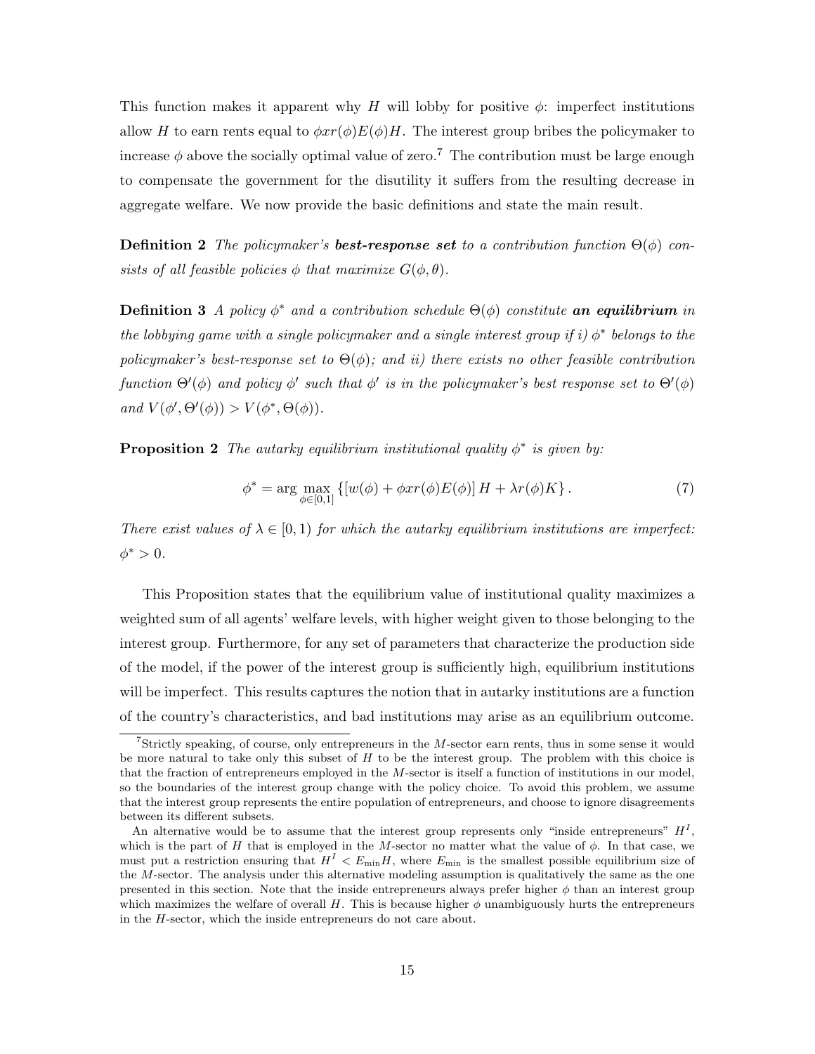This function makes it apparent why $H$ will lobby for positive $\phi$: imperfect institutions allow $H$ to earn rents equal to $\phi x r(\phi) E(\phi) H$. The interest group bribes the policymaker to increase $\phi$ above the socially optimal value of zero.[7] The contribution must be large enough to compensate the government for the disutility it suffers from the resulting decrease in aggregate welfare. We now provide the basic definitions and state the main result.

**Definition 2** *The policymaker's* ***best-response set*** *to a contribution function $\Theta(\phi)$ consists of all feasible policies $\phi$ that maximize $G(\phi, \theta)$.*

**Definition 3** *A policy $\phi^*$ and a contribution schedule $\Theta(\phi)$ constitute* ***an equilibrium*** *in the lobbying game with a single policymaker and a single interest group if i) $\phi^*$ belongs to the policymaker's best-response set to $\Theta(\phi)$; and ii) there exists no other feasible contribution function $\Theta'(\phi)$ and policy $\phi'$ such that $\phi'$ is in the policymaker's best response set to $\Theta'(\phi)$ and $V(\phi', \Theta'(\phi)) > V(\phi^*, \Theta(\phi))$.*

**Proposition 2** *The autarky equilibrium institutional quality $\phi^*$ is given by:*

$$\phi^* = \arg\max_{\phi \in [0,1]} \left\{ \left[ w(\phi) + \phi x r(\phi) E(\phi) \right] H + \lambda r(\phi) K \right\}. \tag{7}$$

*There exist values of $\lambda \in [0, 1)$ for which the autarky equilibrium institutions are imperfect: $\phi^* > 0$.*

This Proposition states that the equilibrium value of institutional quality maximizes a weighted sum of all agents' welfare levels, with higher weight given to those belonging to the interest group. Furthermore, for any set of parameters that characterize the production side of the model, if the power of the interest group is sufficiently high, equilibrium institutions will be imperfect. This results captures the notion that in autarky institutions are a function of the country's characteristics, and bad institutions may arise as an equilibrium outcome.

---

[7] Strictly speaking, of course, only entrepreneurs in the $M$-sector earn rents, thus in some sense it would be more natural to take only this subset of $H$ to be the interest group. The problem with this choice is that the fraction of entrepreneurs employed in the $M$-sector is itself a function of institutions in our model, so the boundaries of the interest group change with the policy choice. To avoid this problem, we assume that the interest group represents the entire population of entrepreneurs, and choose to ignore disagreements between its different subsets.

An alternative would be to assume that the interest group represents only "inside entrepreneurs" $H^I$, which is the part of $H$ that is employed in the $M$-sector no matter what the value of $\phi$. In that case, we must put a restriction ensuring that $H^I < E_{\min} H$, where $E_{\min}$ is the smallest possible equilibrium size of the $M$-sector. The analysis under this alternative modeling assumption is qualitatively the same as the one presented in this section. Note that the inside entrepreneurs always prefer higher $\phi$ than an interest group which maximizes the welfare of overall $H$. This is because higher $\phi$ unambiguously hurts the entrepreneurs in the $H$-sector, which the inside entrepreneurs do not care about.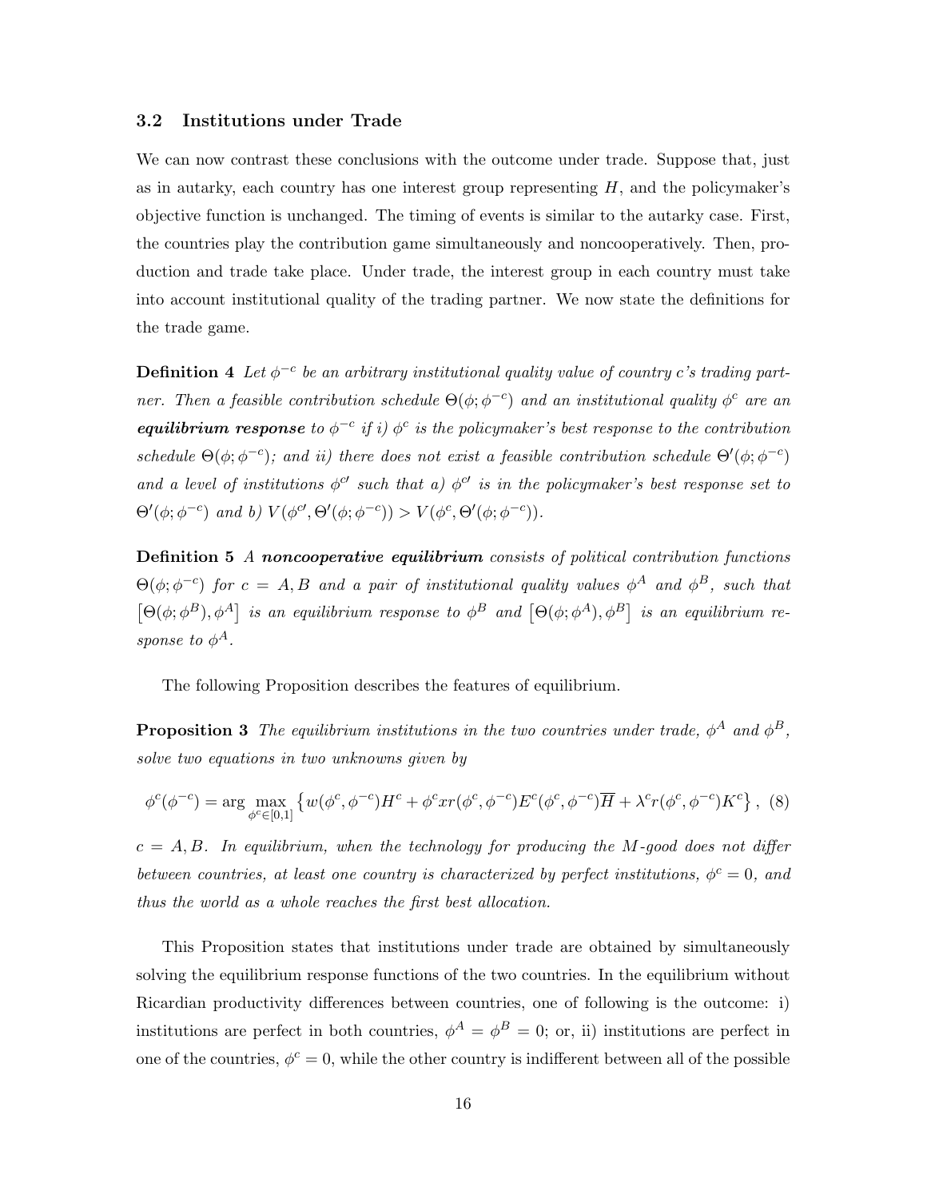### 3.2 Institutions under Trade

We can now contrast these conclusions with the outcome under trade. Suppose that, just as in autarky, each country has one interest group representing $H$, and the policymaker's objective function is unchanged. The timing of events is similar to the autarky case. First, the countries play the contribution game simultaneously and noncooperatively. Then, production and trade take place. Under trade, the interest group in each country must take into account institutional quality of the trading partner. We now state the definitions for the trade game.

**Definition 4** *Let $\phi^{-c}$ be an arbitrary institutional quality value of country c's trading partner. Then a feasible contribution schedule $\Theta(\phi; \phi^{-c})$ and an institutional quality $\phi^c$ are an **equilibrium response** to $\phi^{-c}$ if i) $\phi^c$ is the policymaker's best response to the contribution schedule $\Theta(\phi; \phi^{-c})$; and ii) there does not exist a feasible contribution schedule $\Theta'(\phi; \phi^{-c})$ and a level of institutions $\phi^{c\prime}$ such that a) $\phi^{c\prime}$ is in the policymaker's best response set to $\Theta'(\phi; \phi^{-c})$ and b) $V(\phi^{c\prime}, \Theta'(\phi; \phi^{-c})) > V(\phi^c, \Theta'(\phi; \phi^{-c}))$.*

**Definition 5** *A **noncooperative equilibrium** consists of political contribution functions $\Theta(\phi; \phi^{-c})$ for $c = A, B$ and a pair of institutional quality values $\phi^A$ and $\phi^B$, such that $\left[\Theta(\phi; \phi^B), \phi^A\right]$ is an equilibrium response to $\phi^B$ and $\left[\Theta(\phi; \phi^A), \phi^B\right]$ is an equilibrium response to $\phi^A$.*

The following Proposition describes the features of equilibrium.

**Proposition 3** *The equilibrium institutions in the two countries under trade, $\phi^A$ and $\phi^B$, solve two equations in two unknowns given by*

$$\phi^c(\phi^{-c}) = \arg\max_{\phi^c \in [0,1]} \left\{ w(\phi^c, \phi^{-c})H^c + \phi^c x r(\phi^c, \phi^{-c}) E^c(\phi^c, \phi^{-c})\overline{H} + \lambda^c r(\phi^c, \phi^{-c}) K^c \right\}, \quad (8)$$

*$c = A, B$. In equilibrium, when the technology for producing the M-good does not differ between countries, at least one country is characterized by perfect institutions, $\phi^c = 0$, and thus the world as a whole reaches the first best allocation.*

This Proposition states that institutions under trade are obtained by simultaneously solving the equilibrium response functions of the two countries. In the equilibrium without Ricardian productivity differences between countries, one of following is the outcome: i) institutions are perfect in both countries, $\phi^A = \phi^B = 0$; or, ii) institutions are perfect in one of the countries, $\phi^c = 0$, while the other country is indifferent between all of the possible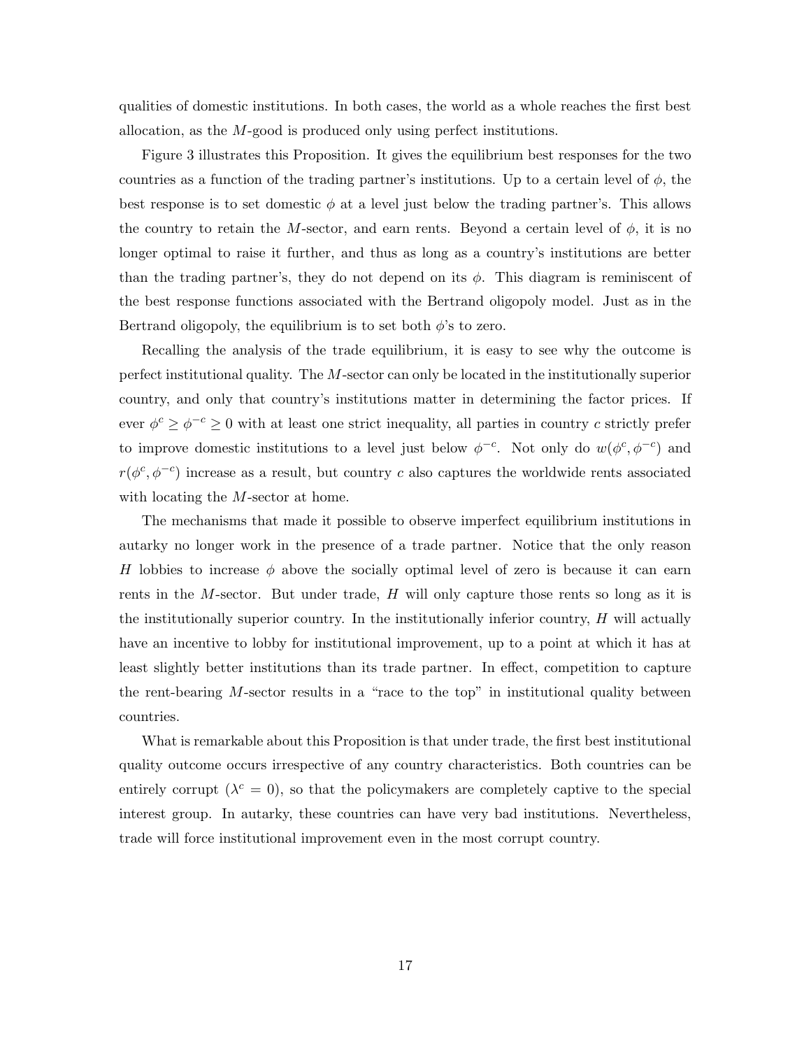qualities of domestic institutions. In both cases, the world as a whole reaches the first best allocation, as the $M$-good is produced only using perfect institutions.

Figure 3 illustrates this Proposition. It gives the equilibrium best responses for the two countries as a function of the trading partner's institutions. Up to a certain level of $\phi$, the best response is to set domestic $\phi$ at a level just below the trading partner's. This allows the country to retain the $M$-sector, and earn rents. Beyond a certain level of $\phi$, it is no longer optimal to raise it further, and thus as long as a country's institutions are better than the trading partner's, they do not depend on its $\phi$. This diagram is reminiscent of the best response functions associated with the Bertrand oligopoly model. Just as in the Bertrand oligopoly, the equilibrium is to set both $\phi$'s to zero.

Recalling the analysis of the trade equilibrium, it is easy to see why the outcome is perfect institutional quality. The $M$-sector can only be located in the institutionally superior country, and only that country's institutions matter in determining the factor prices. If ever $\phi^c \geq \phi^{-c} \geq 0$ with at least one strict inequality, all parties in country $c$ strictly prefer to improve domestic institutions to a level just below $\phi^{-c}$. Not only do $w(\phi^c, \phi^{-c})$ and $r(\phi^c, \phi^{-c})$ increase as a result, but country $c$ also captures the worldwide rents associated with locating the $M$-sector at home.

The mechanisms that made it possible to observe imperfect equilibrium institutions in autarky no longer work in the presence of a trade partner. Notice that the only reason $H$ lobbies to increase $\phi$ above the socially optimal level of zero is because it can earn rents in the $M$-sector. But under trade, $H$ will only capture those rents so long as it is the institutionally superior country. In the institutionally inferior country, $H$ will actually have an incentive to lobby for institutional improvement, up to a point at which it has at least slightly better institutions than its trade partner. In effect, competition to capture the rent-bearing $M$-sector results in a "race to the top" in institutional quality between countries.

What is remarkable about this Proposition is that under trade, the first best institutional quality outcome occurs irrespective of any country characteristics. Both countries can be entirely corrupt ($\lambda^c = 0$), so that the policymakers are completely captive to the special interest group. In autarky, these countries can have very bad institutions. Nevertheless, trade will force institutional improvement even in the most corrupt country.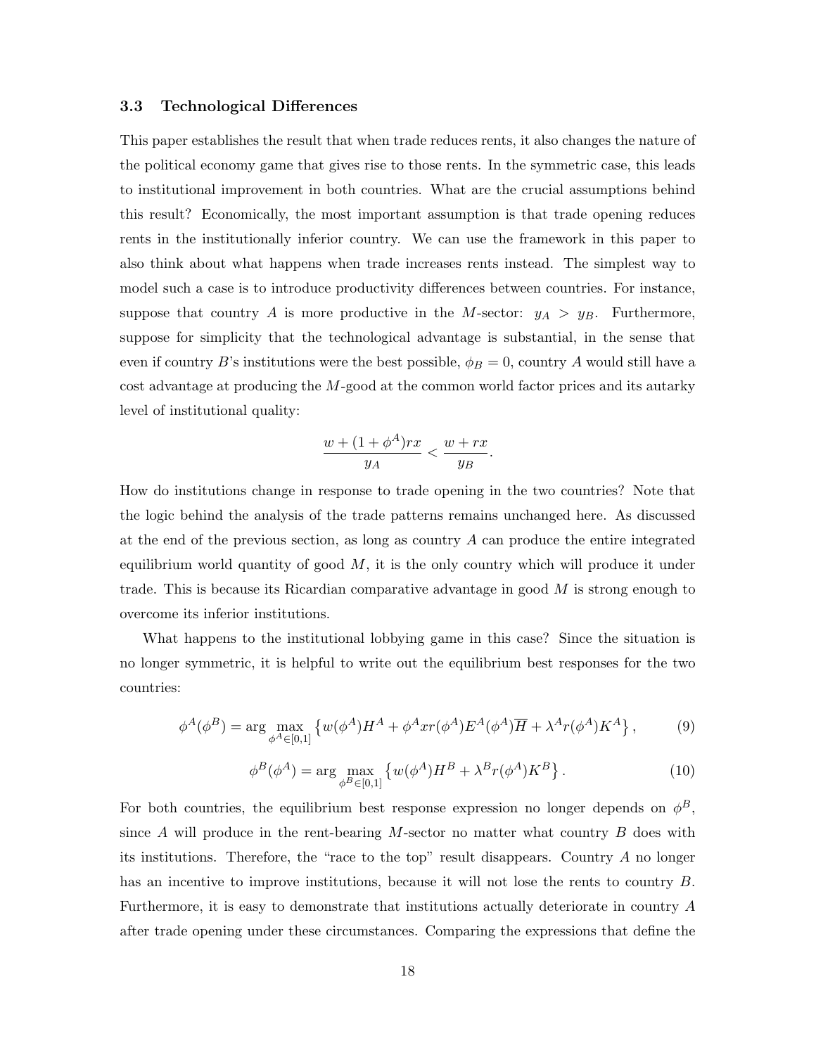### 3.3 Technological Differences

This paper establishes the result that when trade reduces rents, it also changes the nature of the political economy game that gives rise to those rents. In the symmetric case, this leads to institutional improvement in both countries. What are the crucial assumptions behind this result? Economically, the most important assumption is that trade opening reduces rents in the institutionally inferior country. We can use the framework in this paper to also think about what happens when trade increases rents instead. The simplest way to model such a case is to introduce productivity differences between countries. For instance, suppose that country $A$ is more productive in the $M$-sector: $y_A > y_B$. Furthermore, suppose for simplicity that the technological advantage is substantial, in the sense that even if country $B$'s institutions were the best possible, $\phi_B = 0$, country $A$ would still have a cost advantage at producing the $M$-good at the common world factor prices and its autarky level of institutional quality:

$$\frac{w + (1 + \phi^A)rx}{y_A} < \frac{w + rx}{y_B}.$$

How do institutions change in response to trade opening in the two countries? Note that the logic behind the analysis of the trade patterns remains unchanged here. As discussed at the end of the previous section, as long as country $A$ can produce the entire integrated equilibrium world quantity of good $M$, it is the only country which will produce it under trade. This is because its Ricardian comparative advantage in good $M$ is strong enough to overcome its inferior institutions.

What happens to the institutional lobbying game in this case? Since the situation is no longer symmetric, it is helpful to write out the equilibrium best responses for the two countries:

$$\phi^A(\phi^B) = \arg \max_{\phi^A \in [0,1]} \left\{ w(\phi^A)H^A + \phi^A xr(\phi^A)E^A(\phi^A)\overline{H} + \lambda^A r(\phi^A)K^A \right\}, \tag{9}$$

$$\phi^B(\phi^A) = \arg \max_{\phi^B \in [0,1]} \left\{ w(\phi^A)H^B + \lambda^B r(\phi^A)K^B \right\}. \tag{10}$$

For both countries, the equilibrium best response expression no longer depends on $\phi^B$, since $A$ will produce in the rent-bearing $M$-sector no matter what country $B$ does with its institutions. Therefore, the "race to the top" result disappears. Country $A$ no longer has an incentive to improve institutions, because it will not lose the rents to country $B$. Furthermore, it is easy to demonstrate that institutions actually deteriorate in country $A$ after trade opening under these circumstances. Comparing the expressions that define the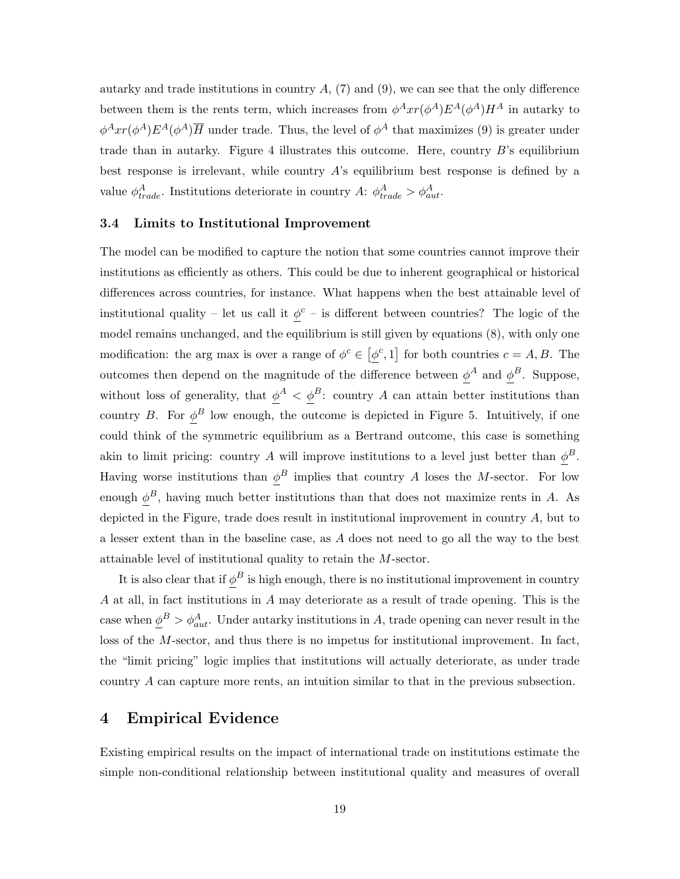autarky and trade institutions in country $A$, (7) and (9), we can see that the only difference between them is the rents term, which increases from $\phi^A xr(\phi^A)E^A(\phi^A)H^A$ in autarky to $\phi^A xr(\phi^A)E^A(\phi^A)\overline{H}$ under trade. Thus, the level of $\phi^A$ that maximizes (9) is greater under trade than in autarky. Figure 4 illustrates this outcome. Here, country $B$'s equilibrium best response is irrelevant, while country $A$'s equilibrium best response is defined by a value $\phi^A_{trade}$. Institutions deteriorate in country $A$: $\phi^A_{trade} > \phi^A_{aut}$.

### 3.4 Limits to Institutional Improvement

The model can be modified to capture the notion that some countries cannot improve their institutions as efficiently as others. This could be due to inherent geographical or historical differences across countries, for instance. What happens when the best attainable level of institutional quality – let us call it $\underline{\phi}^c$ – is different between countries? The logic of the model remains unchanged, and the equilibrium is still given by equations (8), with only one modification: the arg max is over a range of $\phi^c \in \left[\underline{\phi}^c, 1\right]$ for both countries $c = A, B$. The outcomes then depend on the magnitude of the difference between $\underline{\phi}^A$ and $\underline{\phi}^B$. Suppose, without loss of generality, that $\underline{\phi}^A < \underline{\phi}^B$: country $A$ can attain better institutions than country $B$. For $\underline{\phi}^B$ low enough, the outcome is depicted in Figure 5. Intuitively, if one could think of the symmetric equilibrium as a Bertrand outcome, this case is something akin to limit pricing: country $A$ will improve institutions to a level just better than $\underline{\phi}^B$. Having worse institutions than $\underline{\phi}^B$ implies that country $A$ loses the $M$-sector. For low enough $\underline{\phi}^B$, having much better institutions than that does not maximize rents in $A$. As depicted in the Figure, trade does result in institutional improvement in country $A$, but to a lesser extent than in the baseline case, as $A$ does not need to go all the way to the best attainable level of institutional quality to retain the $M$-sector.

It is also clear that if $\underline{\phi}^B$ is high enough, there is no institutional improvement in country $A$ at all, in fact institutions in $A$ may deteriorate as a result of trade opening. This is the case when $\underline{\phi}^B > \phi^A_{aut}$. Under autarky institutions in $A$, trade opening can never result in the loss of the $M$-sector, and thus there is no impetus for institutional improvement. In fact, the "limit pricing" logic implies that institutions will actually deteriorate, as under trade country $A$ can capture more rents, an intuition similar to that in the previous subsection.

## 4 Empirical Evidence

Existing empirical results on the impact of international trade on institutions estimate the simple non-conditional relationship between institutional quality and measures of overall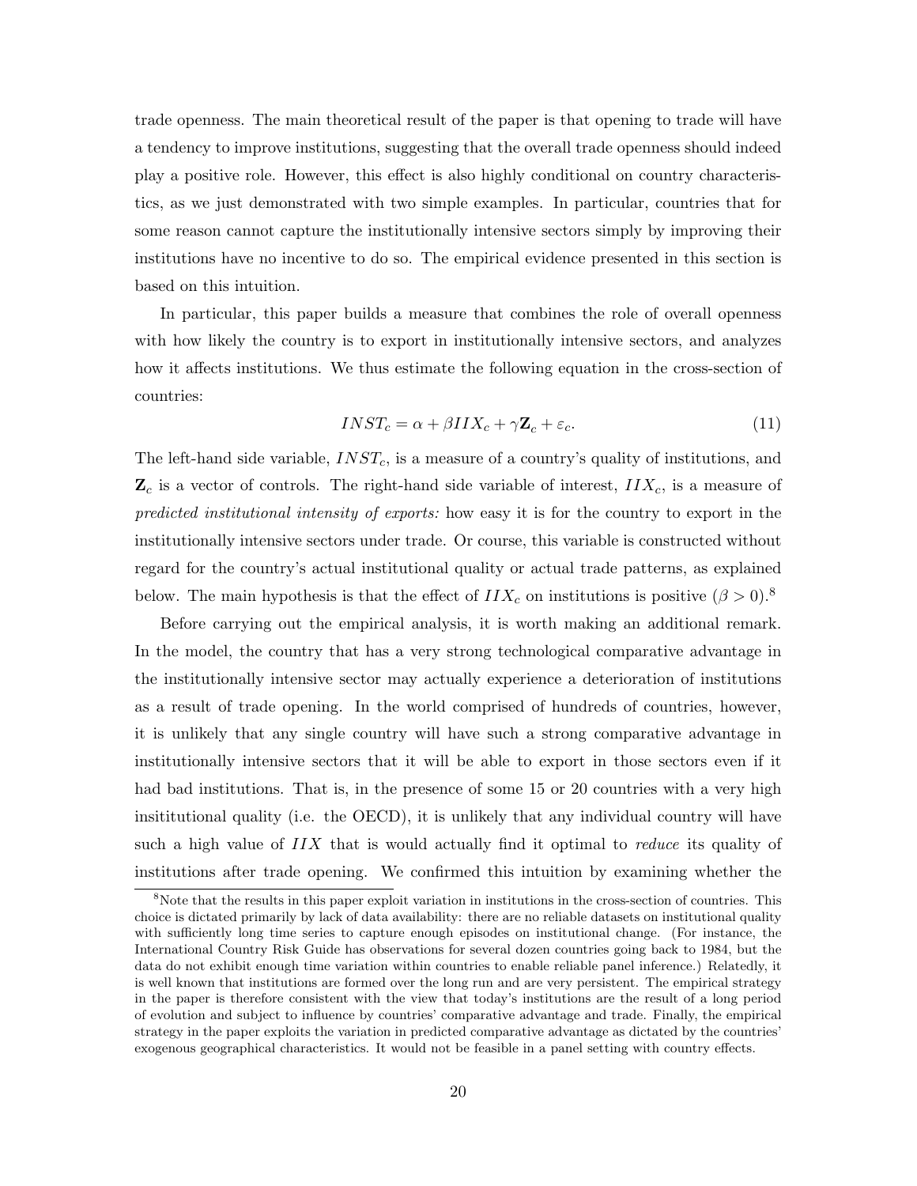trade openness. The main theoretical result of the paper is that opening to trade will have a tendency to improve institutions, suggesting that the overall trade openness should indeed play a positive role. However, this effect is also highly conditional on country characteristics, as we just demonstrated with two simple examples. In particular, countries that for some reason cannot capture the institutionally intensive sectors simply by improving their institutions have no incentive to do so. The empirical evidence presented in this section is based on this intuition.

In particular, this paper builds a measure that combines the role of overall openness with how likely the country is to export in institutionally intensive sectors, and analyzes how it affects institutions. We thus estimate the following equation in the cross-section of countries:

$$INST_c = \alpha + \beta IIX_c + \gamma \mathbf{Z}_c + \varepsilon_c. \tag{11}$$

The left-hand side variable, $INST_c$, is a measure of a country's quality of institutions, and $\mathbf{Z}_c$ is a vector of controls. The right-hand side variable of interest, $IIX_c$, is a measure of *predicted institutional intensity of exports:* how easy it is for the country to export in the institutionally intensive sectors under trade. Or course, this variable is constructed without regard for the country's actual institutional quality or actual trade patterns, as explained below. The main hypothesis is that the effect of $IIX_c$ on institutions is positive ($\beta > 0$).[8]

Before carrying out the empirical analysis, it is worth making an additional remark. In the model, the country that has a very strong technological comparative advantage in the institutionally intensive sector may actually experience a deterioration of institutions as a result of trade opening. In the world comprised of hundreds of countries, however, it is unlikely that any single country will have such a strong comparative advantage in institutionally intensive sectors that it will be able to export in those sectors even if it had bad institutions. That is, in the presence of some 15 or 20 countries with a very high insititutional quality (i.e. the OECD), it is unlikely that any individual country will have such a high value of $IIX$ that is would actually find it optimal to *reduce* its quality of institutions after trade opening. We confirmed this intuition by examining whether the

[8]Note that the results in this paper exploit variation in institutions in the cross-section of countries. This choice is dictated primarily by lack of data availability: there are no reliable datasets on institutional quality with sufficiently long time series to capture enough episodes on institutional change. (For instance, the International Country Risk Guide has observations for several dozen countries going back to 1984, but the data do not exhibit enough time variation within countries to enable reliable panel inference.) Relatedly, it is well known that institutions are formed over the long run and are very persistent. The empirical strategy in the paper is therefore consistent with the view that today's institutions are the result of a long period of evolution and subject to influence by countries' comparative advantage and trade. Finally, the empirical strategy in the paper exploits the variation in predicted comparative advantage as dictated by the countries' exogenous geographical characteristics. It would not be feasible in a panel setting with country effects.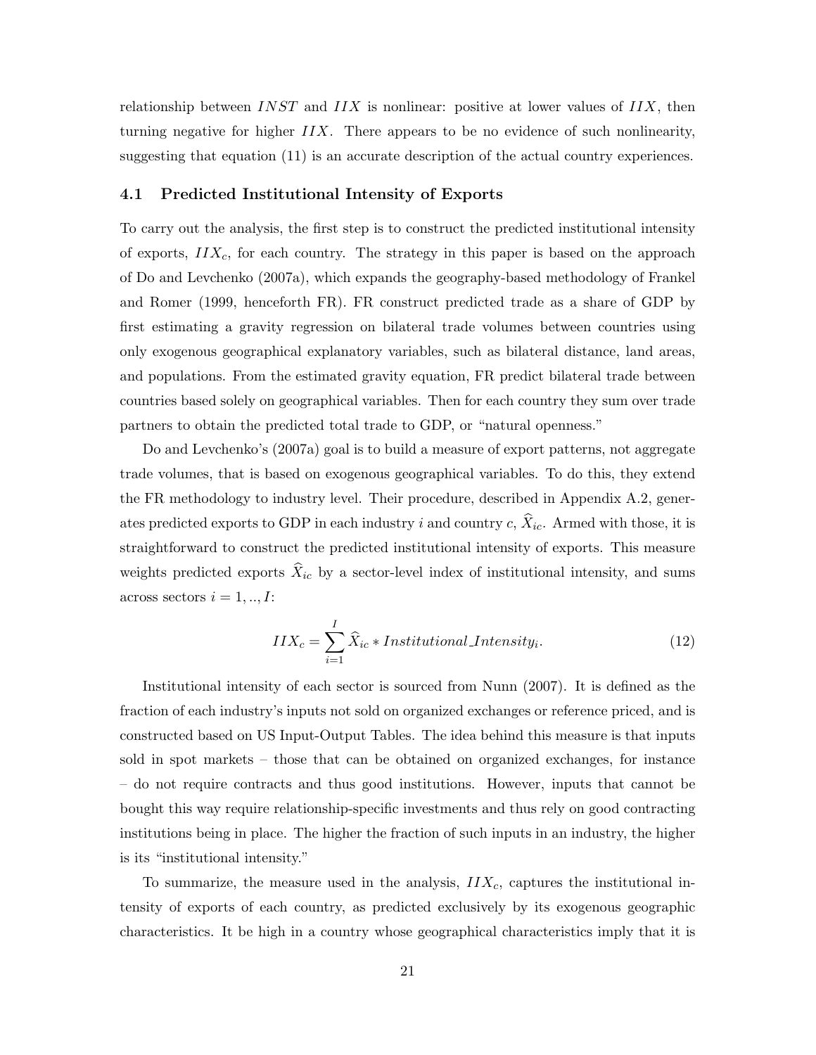relationship between $INST$ and $IIX$ is nonlinear: positive at lower values of $IIX$, then turning negative for higher $IIX$. There appears to be no evidence of such nonlinearity, suggesting that equation (11) is an accurate description of the actual country experiences.

### 4.1 Predicted Institutional Intensity of Exports

To carry out the analysis, the first step is to construct the predicted institutional intensity of exports, $IIX_c$, for each country. The strategy in this paper is based on the approach of Do and Levchenko (2007a), which expands the geography-based methodology of Frankel and Romer (1999, henceforth FR). FR construct predicted trade as a share of GDP by first estimating a gravity regression on bilateral trade volumes between countries using only exogenous geographical explanatory variables, such as bilateral distance, land areas, and populations. From the estimated gravity equation, FR predict bilateral trade between countries based solely on geographical variables. Then for each country they sum over trade partners to obtain the predicted total trade to GDP, or "natural openness."

Do and Levchenko's (2007a) goal is to build a measure of export patterns, not aggregate trade volumes, that is based on exogenous geographical variables. To do this, they extend the FR methodology to industry level. Their procedure, described in Appendix A.2, generates predicted exports to GDP in each industry $i$ and country $c$, $\widehat{X}_{ic}$. Armed with those, it is straightforward to construct the predicted institutional intensity of exports. This measure weights predicted exports $\widehat{X}_{ic}$ by a sector-level index of institutional intensity, and sums across sectors $i = 1, .., I$:

$$IIX_c = \sum_{i=1}^{I} \widehat{X}_{ic} * Institutional\_Intensity_i. \tag{12}$$

Institutional intensity of each sector is sourced from Nunn (2007). It is defined as the fraction of each industry's inputs not sold on organized exchanges or reference priced, and is constructed based on US Input-Output Tables. The idea behind this measure is that inputs sold in spot markets – those that can be obtained on organized exchanges, for instance – do not require contracts and thus good institutions. However, inputs that cannot be bought this way require relationship-specific investments and thus rely on good contracting institutions being in place. The higher the fraction of such inputs in an industry, the higher is its "institutional intensity."

To summarize, the measure used in the analysis, $IIX_c$, captures the institutional intensity of exports of each country, as predicted exclusively by its exogenous geographic characteristics. It be high in a country whose geographical characteristics imply that it is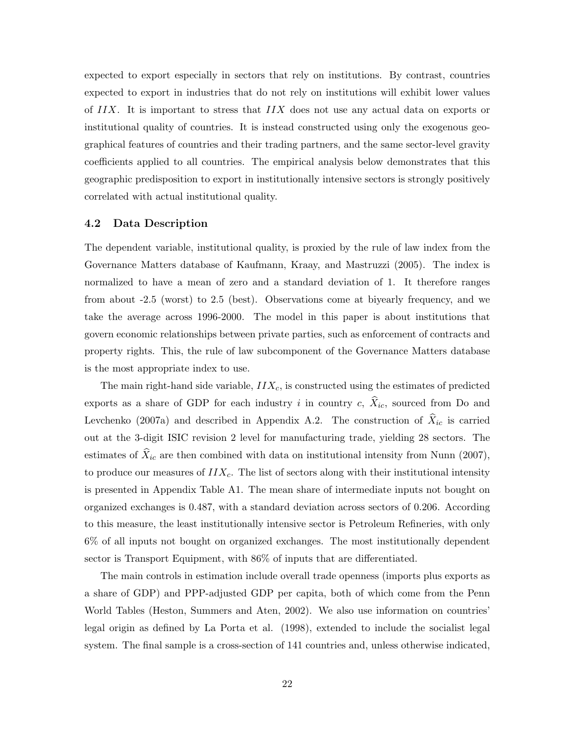expected to export especially in sectors that rely on institutions. By contrast, countries expected to export in industries that do not rely on institutions will exhibit lower values of $IIX$. It is important to stress that $IIX$ does not use any actual data on exports or institutional quality of countries. It is instead constructed using only the exogenous geographical features of countries and their trading partners, and the same sector-level gravity coefficients applied to all countries. The empirical analysis below demonstrates that this geographic predisposition to export in institutionally intensive sectors is strongly positively correlated with actual institutional quality.

### 4.2 Data Description

The dependent variable, institutional quality, is proxied by the rule of law index from the Governance Matters database of Kaufmann, Kraay, and Mastruzzi (2005). The index is normalized to have a mean of zero and a standard deviation of 1. It therefore ranges from about -2.5 (worst) to 2.5 (best). Observations come at biyearly frequency, and we take the average across 1996-2000. The model in this paper is about institutions that govern economic relationships between private parties, such as enforcement of contracts and property rights. This, the rule of law subcomponent of the Governance Matters database is the most appropriate index to use.

The main right-hand side variable, $IIX_c$, is constructed using the estimates of predicted exports as a share of GDP for each industry $i$ in country $c$, $\widehat{X}_{ic}$, sourced from Do and Levchenko (2007a) and described in Appendix A.2. The construction of $\widehat{X}_{ic}$ is carried out at the 3-digit ISIC revision 2 level for manufacturing trade, yielding 28 sectors. The estimates of $\widehat{X}_{ic}$ are then combined with data on institutional intensity from Nunn (2007), to produce our measures of $IIX_c$. The list of sectors along with their institutional intensity is presented in Appendix Table A1. The mean share of intermediate inputs not bought on organized exchanges is 0.487, with a standard deviation across sectors of 0.206. According to this measure, the least institutionally intensive sector is Petroleum Refineries, with only 6% of all inputs not bought on organized exchanges. The most institutionally dependent sector is Transport Equipment, with 86% of inputs that are differentiated.

The main controls in estimation include overall trade openness (imports plus exports as a share of GDP) and PPP-adjusted GDP per capita, both of which come from the Penn World Tables (Heston, Summers and Aten, 2002). We also use information on countries' legal origin as defined by La Porta et al. (1998), extended to include the socialist legal system. The final sample is a cross-section of 141 countries and, unless otherwise indicated,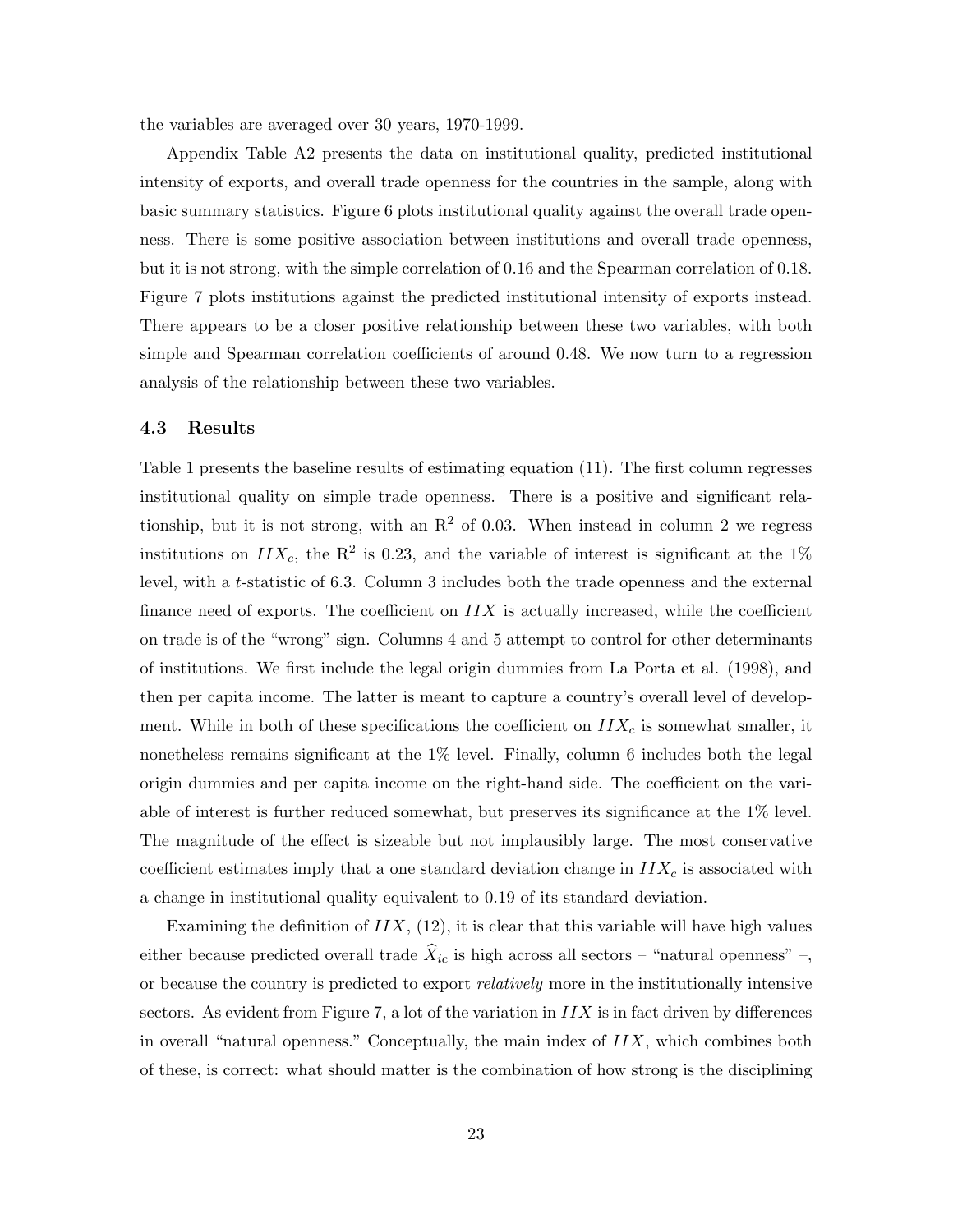the variables are averaged over 30 years, 1970-1999.

Appendix Table A2 presents the data on institutional quality, predicted institutional intensity of exports, and overall trade openness for the countries in the sample, along with basic summary statistics. Figure 6 plots institutional quality against the overall trade openness. There is some positive association between institutions and overall trade openness, but it is not strong, with the simple correlation of 0.16 and the Spearman correlation of 0.18. Figure 7 plots institutions against the predicted institutional intensity of exports instead. There appears to be a closer positive relationship between these two variables, with both simple and Spearman correlation coefficients of around 0.48. We now turn to a regression analysis of the relationship between these two variables.

### 4.3 Results

Table 1 presents the baseline results of estimating equation (11). The first column regresses institutional quality on simple trade openness. There is a positive and significant relationship, but it is not strong, with an $R^2$ of 0.03. When instead in column 2 we regress institutions on $IIX_c$, the $R^2$ is 0.23, and the variable of interest is significant at the 1% level, with a $t$-statistic of 6.3. Column 3 includes both the trade openness and the external finance need of exports. The coefficient on $IIX$ is actually increased, while the coefficient on trade is of the "wrong" sign. Columns 4 and 5 attempt to control for other determinants of institutions. We first include the legal origin dummies from La Porta et al. (1998), and then per capita income. The latter is meant to capture a country's overall level of development. While in both of these specifications the coefficient on $IIX_c$ is somewhat smaller, it nonetheless remains significant at the 1% level. Finally, column 6 includes both the legal origin dummies and per capita income on the right-hand side. The coefficient on the variable of interest is further reduced somewhat, but preserves its significance at the 1% level. The magnitude of the effect is sizeable but not implausibly large. The most conservative coefficient estimates imply that a one standard deviation change in $IIX_c$ is associated with a change in institutional quality equivalent to 0.19 of its standard deviation.

Examining the definition of $IIX$, (12), it is clear that this variable will have high values either because predicted overall trade $\widehat{X}_{ic}$ is high across all sectors – "natural openness" –, or because the country is predicted to export *relatively* more in the institutionally intensive sectors. As evident from Figure 7, a lot of the variation in $IIX$ is in fact driven by differences in overall "natural openness." Conceptually, the main index of $IIX$, which combines both of these, is correct: what should matter is the combination of how strong is the disciplining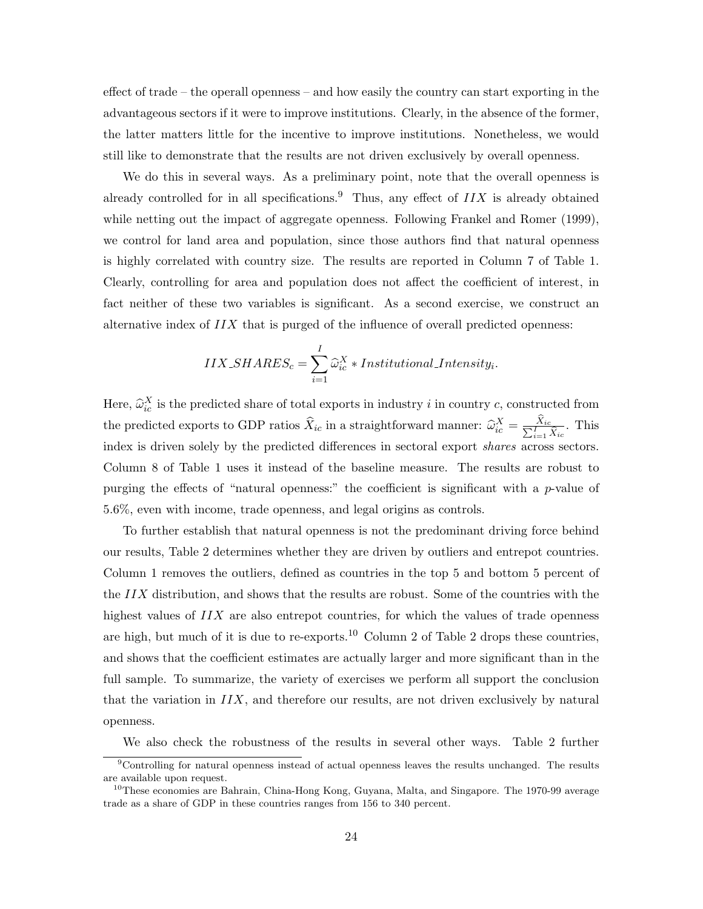effect of trade – the operall openness – and how easily the country can start exporting in the advantageous sectors if it were to improve institutions. Clearly, in the absence of the former, the latter matters little for the incentive to improve institutions. Nonetheless, we would still like to demonstrate that the results are not driven exclusively by overall openness.

We do this in several ways. As a preliminary point, note that the overall openness is already controlled for in all specifications.[9] Thus, any effect of $IIX$ is already obtained while netting out the impact of aggregate openness. Following Frankel and Romer (1999), we control for land area and population, since those authors find that natural openness is highly correlated with country size. The results are reported in Column 7 of Table 1. Clearly, controlling for area and population does not affect the coefficient of interest, in fact neither of these two variables is significant. As a second exercise, we construct an alternative index of $IIX$ that is purged of the influence of overall predicted openness:

$$IIX\_SHARES_c = \sum_{i=1}^{I} \widehat{\omega}_{ic}^X * Institutional\_Intensity_i.$$

Here, $\widehat{\omega}_{ic}^X$ is the predicted share of total exports in industry $i$ in country $c$, constructed from the predicted exports to GDP ratios $\widehat{X}_{ic}$ in a straightforward manner: $\widehat{\omega}_{ic}^X = \frac{\widehat{X}_{ic}}{\sum_{i=1}^{I} \widehat{X}_{ic}}$. This index is driven solely by the predicted differences in sectoral export *shares* across sectors. Column 8 of Table 1 uses it instead of the baseline measure. The results are robust to purging the effects of "natural openness:" the coefficient is significant with a $p$-value of 5.6%, even with income, trade openness, and legal origins as controls.

To further establish that natural openness is not the predominant driving force behind our results, Table 2 determines whether they are driven by outliers and entrepot countries. Column 1 removes the outliers, defined as countries in the top 5 and bottom 5 percent of the $IIX$ distribution, and shows that the results are robust. Some of the countries with the highest values of $IIX$ are also entrepot countries, for which the values of trade openness are high, but much of it is due to re-exports.[10] Column 2 of Table 2 drops these countries, and shows that the coefficient estimates are actually larger and more significant than in the full sample. To summarize, the variety of exercises we perform all support the conclusion that the variation in $IIX$, and therefore our results, are not driven exclusively by natural openness.

We also check the robustness of the results in several other ways. Table 2 further

[9] Controlling for natural openness instead of actual openness leaves the results unchanged. The results are available upon request.

[10] These economies are Bahrain, China-Hong Kong, Guyana, Malta, and Singapore. The 1970-99 average trade as a share of GDP in these countries ranges from 156 to 340 percent.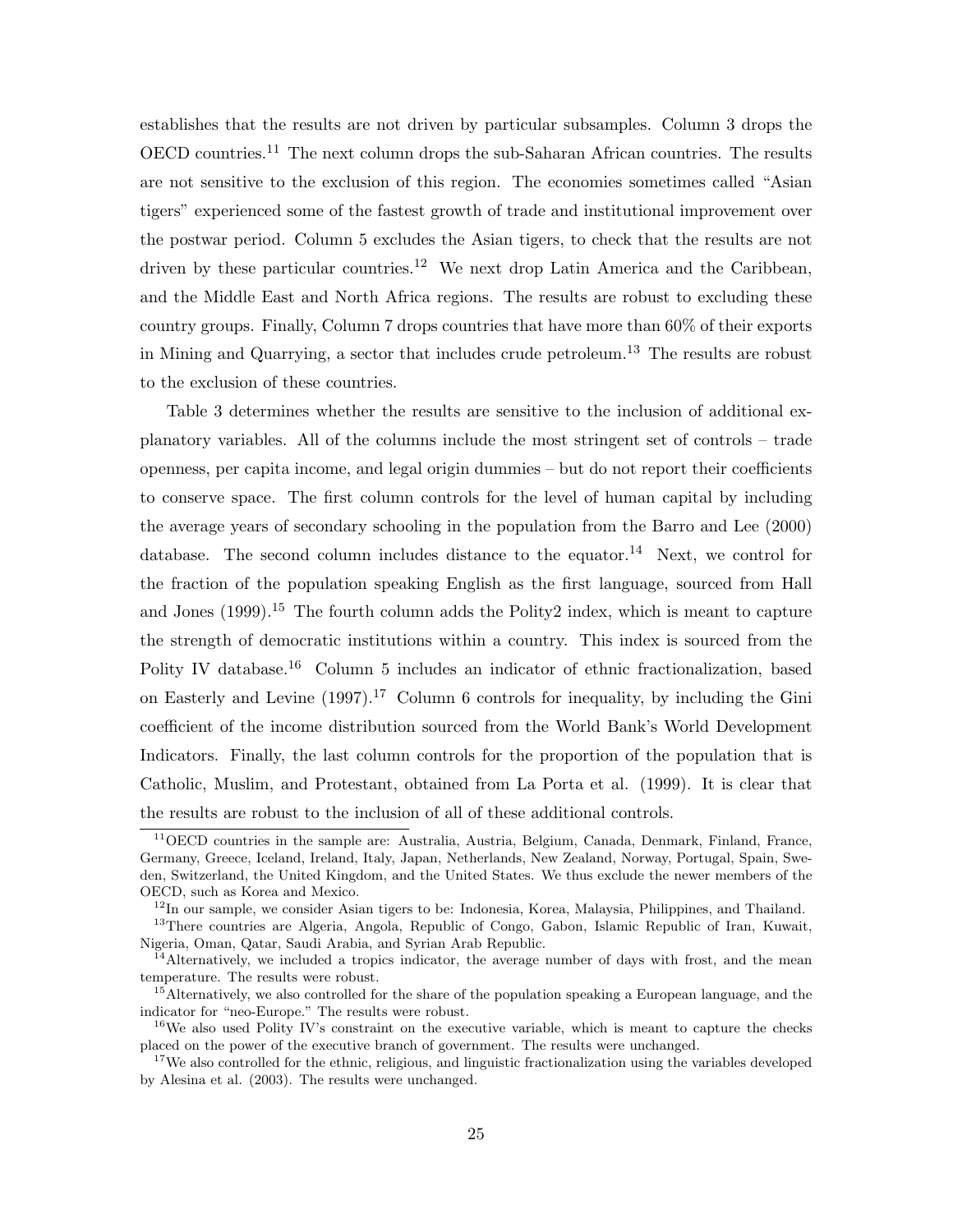establishes that the results are not driven by particular subsamples. Column 3 drops the OECD countries.[11] The next column drops the sub-Saharan African countries. The results are not sensitive to the exclusion of this region. The economies sometimes called "Asian tigers" experienced some of the fastest growth of trade and institutional improvement over the postwar period. Column 5 excludes the Asian tigers, to check that the results are not driven by these particular countries.[12] We next drop Latin America and the Caribbean, and the Middle East and North Africa regions. The results are robust to excluding these country groups. Finally, Column 7 drops countries that have more than 60% of their exports in Mining and Quarrying, a sector that includes crude petroleum.[13] The results are robust to the exclusion of these countries.

Table 3 determines whether the results are sensitive to the inclusion of additional explanatory variables. All of the columns include the most stringent set of controls – trade openness, per capita income, and legal origin dummies – but do not report their coefficients to conserve space. The first column controls for the level of human capital by including the average years of secondary schooling in the population from the Barro and Lee (2000) database. The second column includes distance to the equator.[14] Next, we control for the fraction of the population speaking English as the first language, sourced from Hall and Jones (1999).[15] The fourth column adds the Polity2 index, which is meant to capture the strength of democratic institutions within a country. This index is sourced from the Polity IV database.[16] Column 5 includes an indicator of ethnic fractionalization, based on Easterly and Levine (1997).[17] Column 6 controls for inequality, by including the Gini coefficient of the income distribution sourced from the World Bank's World Development Indicators. Finally, the last column controls for the proportion of the population that is Catholic, Muslim, and Protestant, obtained from La Porta et al. (1999). It is clear that the results are robust to the inclusion of all of these additional controls.

---

[11] OECD countries in the sample are: Australia, Austria, Belgium, Canada, Denmark, Finland, France, Germany, Greece, Iceland, Ireland, Italy, Japan, Netherlands, New Zealand, Norway, Portugal, Spain, Sweden, Switzerland, the United Kingdom, and the United States. We thus exclude the newer members of the OECD, such as Korea and Mexico.

[12] In our sample, we consider Asian tigers to be: Indonesia, Korea, Malaysia, Philippines, and Thailand.

[13] There countries are Algeria, Angola, Republic of Congo, Gabon, Islamic Republic of Iran, Kuwait, Nigeria, Oman, Qatar, Saudi Arabia, and Syrian Arab Republic.

[14] Alternatively, we included a tropics indicator, the average number of days with frost, and the mean temperature. The results were robust.

[15] Alternatively, we also controlled for the share of the population speaking a European language, and the indicator for "neo-Europe." The results were robust.

[16] We also used Polity IV's constraint on the executive variable, which is meant to capture the checks placed on the power of the executive branch of government. The results were unchanged.

[17] We also controlled for the ethnic, religious, and linguistic fractionalization using the variables developed by Alesina et al. (2003). The results were unchanged.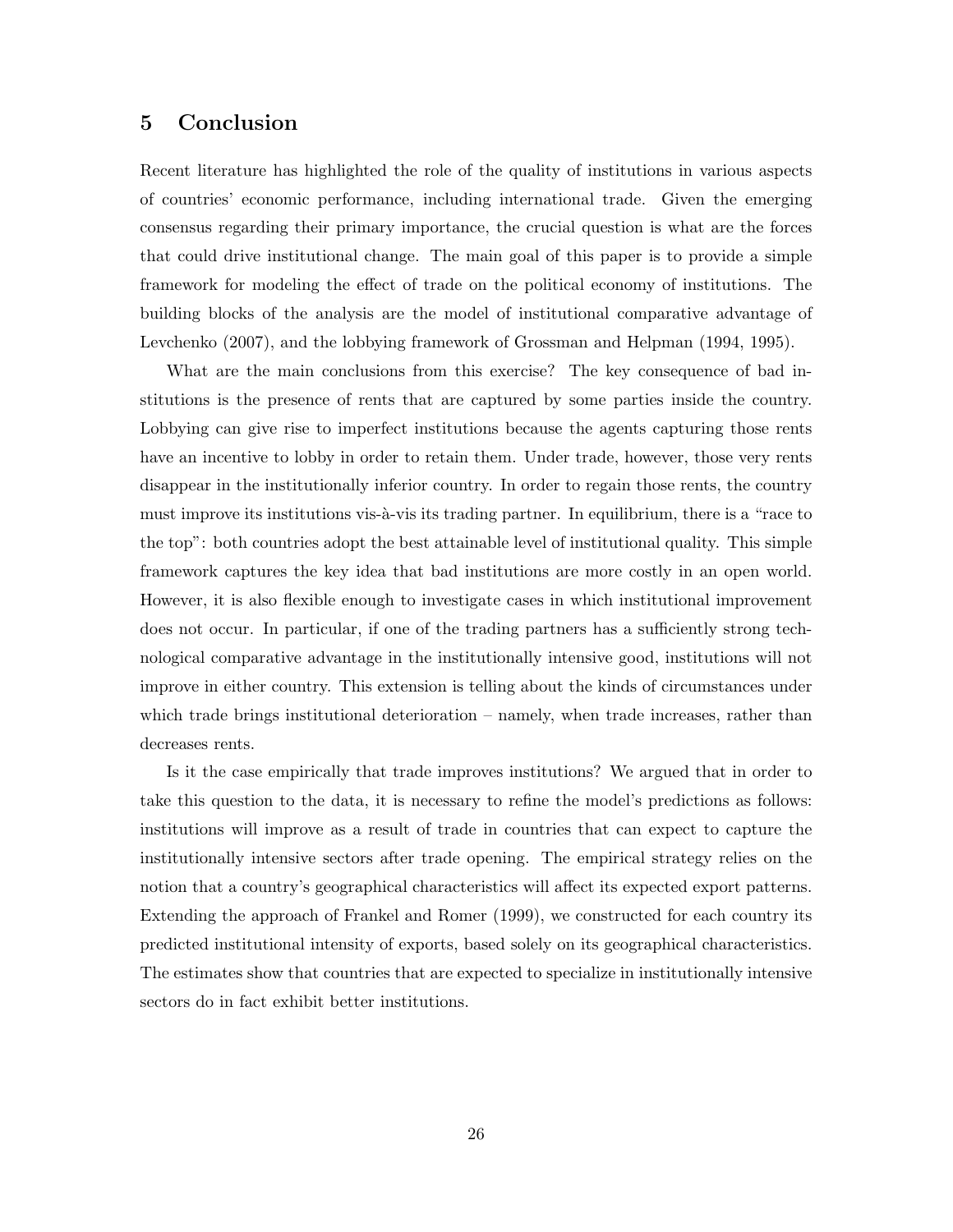## 5 Conclusion

Recent literature has highlighted the role of the quality of institutions in various aspects of countries' economic performance, including international trade. Given the emerging consensus regarding their primary importance, the crucial question is what are the forces that could drive institutional change. The main goal of this paper is to provide a simple framework for modeling the effect of trade on the political economy of institutions. The building blocks of the analysis are the model of institutional comparative advantage of Levchenko (2007), and the lobbying framework of Grossman and Helpman (1994, 1995).

What are the main conclusions from this exercise? The key consequence of bad institutions is the presence of rents that are captured by some parties inside the country. Lobbying can give rise to imperfect institutions because the agents capturing those rents have an incentive to lobby in order to retain them. Under trade, however, those very rents disappear in the institutionally inferior country. In order to regain those rents, the country must improve its institutions vis-à-vis its trading partner. In equilibrium, there is a "race to the top": both countries adopt the best attainable level of institutional quality. This simple framework captures the key idea that bad institutions are more costly in an open world. However, it is also flexible enough to investigate cases in which institutional improvement does not occur. In particular, if one of the trading partners has a sufficiently strong technological comparative advantage in the institutionally intensive good, institutions will not improve in either country. This extension is telling about the kinds of circumstances under which trade brings institutional deterioration – namely, when trade increases, rather than decreases rents.

Is it the case empirically that trade improves institutions? We argued that in order to take this question to the data, it is necessary to refine the model's predictions as follows: institutions will improve as a result of trade in countries that can expect to capture the institutionally intensive sectors after trade opening. The empirical strategy relies on the notion that a country's geographical characteristics will affect its expected export patterns. Extending the approach of Frankel and Romer (1999), we constructed for each country its predicted institutional intensity of exports, based solely on its geographical characteristics. The estimates show that countries that are expected to specialize in institutionally intensive sectors do in fact exhibit better institutions.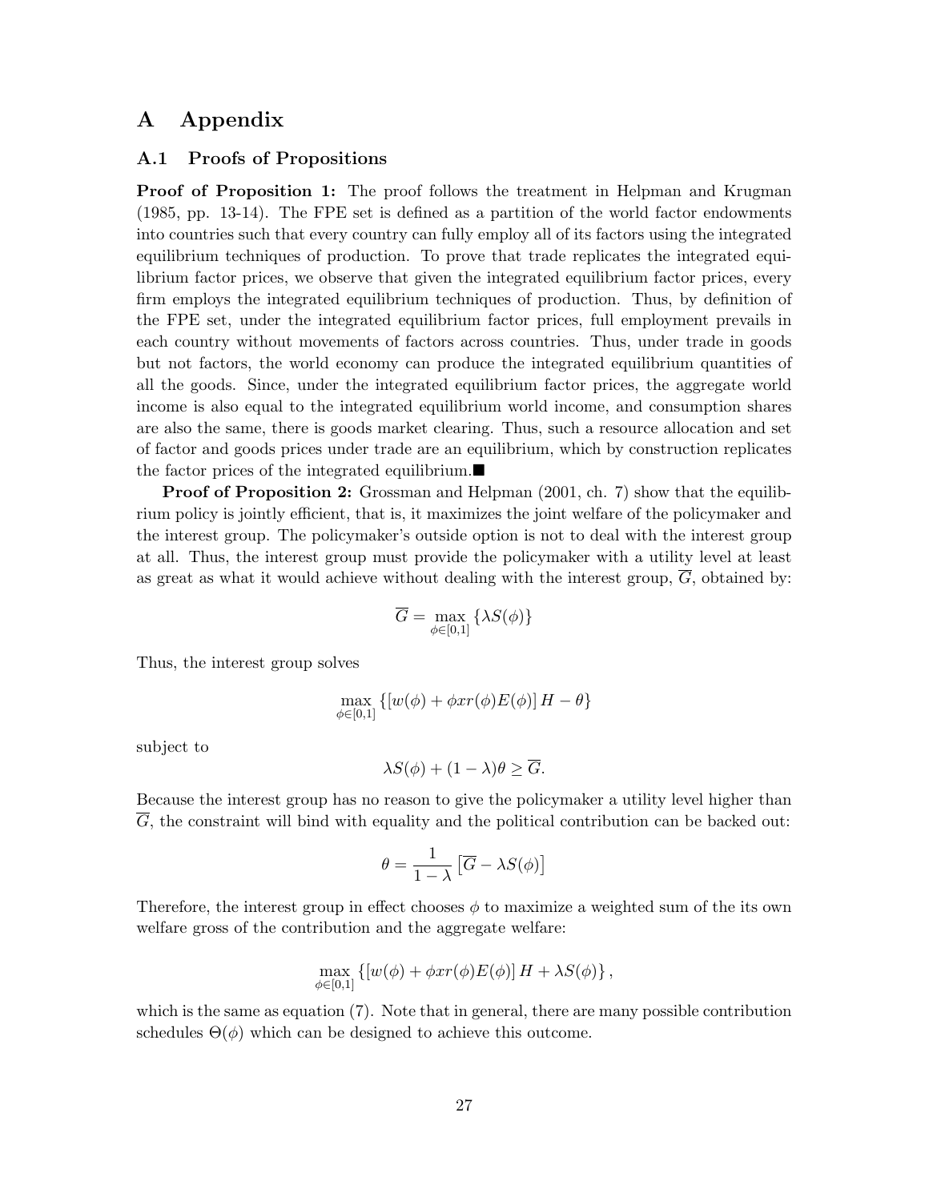# A Appendix

## A.1 Proofs of Propositions

**Proof of Proposition 1:** The proof follows the treatment in Helpman and Krugman (1985, pp. 13-14). The FPE set is defined as a partition of the world factor endowments into countries such that every country can fully employ all of its factors using the integrated equilibrium techniques of production. To prove that trade replicates the integrated equilibrium factor prices, we observe that given the integrated equilibrium factor prices, every firm employs the integrated equilibrium techniques of production. Thus, by definition of the FPE set, under the integrated equilibrium factor prices, full employment prevails in each country without movements of factors across countries. Thus, under trade in goods but not factors, the world economy can produce the integrated equilibrium quantities of all the goods. Since, under the integrated equilibrium factor prices, the aggregate world income is also equal to the integrated equilibrium world income, and consumption shares are also the same, there is goods market clearing. Thus, such a resource allocation and set of factor and goods prices under trade are an equilibrium, which by construction replicates the factor prices of the integrated equilibrium.■

**Proof of Proposition 2:** Grossman and Helpman (2001, ch. 7) show that the equilibrium policy is jointly efficient, that is, it maximizes the joint welfare of the policymaker and the interest group. The policymaker's outside option is not to deal with the interest group at all. Thus, the interest group must provide the policymaker with a utility level at least as great as what it would achieve without dealing with the interest group, $\overline{G}$, obtained by:

$$\overline{G} = \max_{\phi \in [0,1]} \{\lambda S(\phi)\}$$

Thus, the interest group solves

$$\max_{\phi \in [0,1]} \{[w(\phi) + \phi x r(\phi) E(\phi)] H - \theta\}$$

subject to

$$\lambda S(\phi) + (1-\lambda)\theta \geq \overline{G}.$$

Because the interest group has no reason to give the policymaker a utility level higher than $\overline{G}$, the constraint will bind with equality and the political contribution can be backed out:

$$\theta = \frac{1}{1-\lambda}\left[\overline{G} - \lambda S(\phi)\right]$$

Therefore, the interest group in effect chooses $\phi$ to maximize a weighted sum of the its own welfare gross of the contribution and the aggregate welfare:

$$\max_{\phi \in [0,1]} \{[w(\phi) + \phi x r(\phi) E(\phi)] H + \lambda S(\phi)\},$$

which is the same as equation (7). Note that in general, there are many possible contribution schedules $\Theta(\phi)$ which can be designed to achieve this outcome.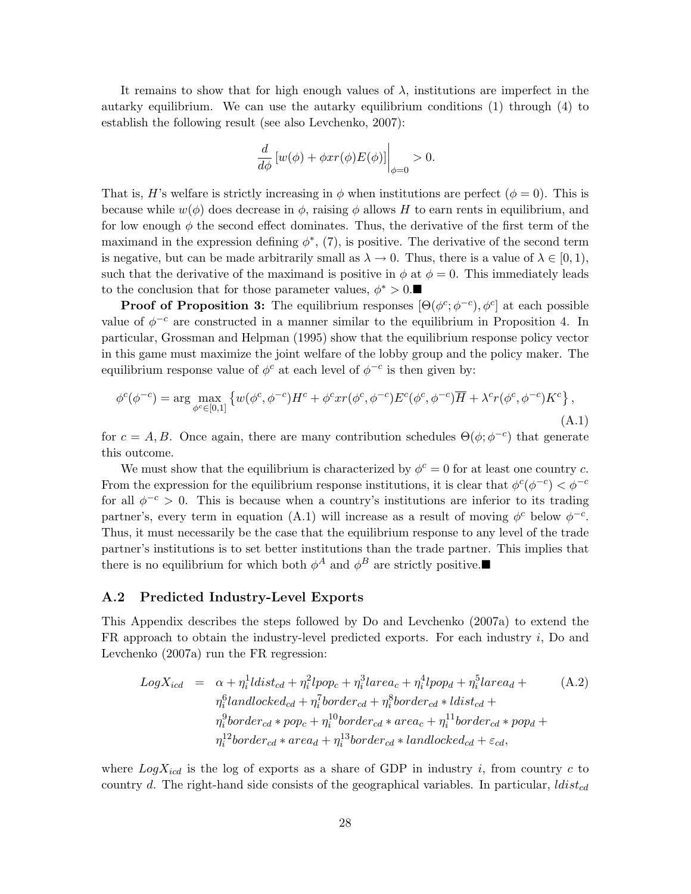It remains to show that for high enough values of $\lambda$, institutions are imperfect in the autarky equilibrium. We can use the autarky equilibrium conditions (1) through (4) to establish the following result (see also Levchenko, 2007):

$$\left.\frac{d}{d\phi}\left[w(\phi) + \phi x r(\phi) E(\phi)\right]\right|_{\phi=0} > 0.$$

That is, $H$'s welfare is strictly increasing in $\phi$ when institutions are perfect ($\phi = 0$). This is because while $w(\phi)$ does decrease in $\phi$, raising $\phi$ allows $H$ to earn rents in equilibrium, and for low enough $\phi$ the second effect dominates. Thus, the derivative of the first term of the maximand in the expression defining $\phi^*$, (7), is positive. The derivative of the second term is negative, but can be made arbitrarily small as $\lambda \to 0$. Thus, there is a value of $\lambda \in [0, 1)$, such that the derivative of the maximand is positive in $\phi$ at $\phi = 0$. This immediately leads to the conclusion that for those parameter values, $\phi^* > 0$.■

**Proof of Proposition 3:** The equilibrium responses $[\Theta(\phi^c; \phi^{-c}), \phi^c]$ at each possible value of $\phi^{-c}$ are constructed in a manner similar to the equilibrium in Proposition 4. In particular, Grossman and Helpman (1995) show that the equilibrium response policy vector in this game must maximize the joint welfare of the lobby group and the policy maker. The equilibrium response value of $\phi^c$ at each level of $\phi^{-c}$ is then given by:

$$\phi^c(\phi^{-c}) = \arg\max_{\phi^c \in [0,1]} \left\{ w(\phi^c, \phi^{-c}) H^c + \phi^c x r(\phi^c, \phi^{-c}) E^c(\phi^c, \phi^{-c}) \overline{H} + \lambda^c r(\phi^c, \phi^{-c}) K^c \right\}, \tag{A.1}$$

for $c = A, B$. Once again, there are many contribution schedules $\Theta(\phi; \phi^{-c})$ that generate this outcome.

We must show that the equilibrium is characterized by $\phi^c = 0$ for at least one country $c$. From the expression for the equilibrium response institutions, it is clear that $\phi^c(\phi^{-c}) < \phi^{-c}$ for all $\phi^{-c} > 0$. This is because when a country's institutions are inferior to its trading partner's, every term in equation (A.1) will increase as a result of moving $\phi^c$ below $\phi^{-c}$. Thus, it must necessarily be the case that the equilibrium response to any level of the trade partner's institutions is to set better institutions than the trade partner. This implies that there is no equilibrium for which both $\phi^A$ and $\phi^B$ are strictly positive.■

### A.2 Predicted Industry-Level Exports

This Appendix describes the steps followed by Do and Levchenko (2007a) to extend the FR approach to obtain the industry-level predicted exports. For each industry $i$, Do and Levchenko (2007a) run the FR regression:

$$\begin{aligned} LogX_{icd} \;=\; & \alpha + \eta_i^1 ldist_{cd} + \eta_i^2 lpop_c + \eta_i^3 larea_c + \eta_i^4 lpop_d + \eta_i^5 larea_d + \\ & \eta_i^6 landlocked_{cd} + \eta_i^7 border_{cd} + \eta_i^8 border_{cd} * ldist_{cd} + \\ & \eta_i^9 border_{cd} * pop_c + \eta_i^{10} border_{cd} * area_c + \eta_i^{11} border_{cd} * pop_d + \\ & \eta_i^{12} border_{cd} * area_d + \eta_i^{13} border_{cd} * landlocked_{cd} + \varepsilon_{cd}, \end{aligned} \tag{A.2}$$

where $LogX_{icd}$ is the log of exports as a share of GDP in industry $i$, from country $c$ to country $d$. The right-hand side consists of the geographical variables. In particular, $ldist_{cd}$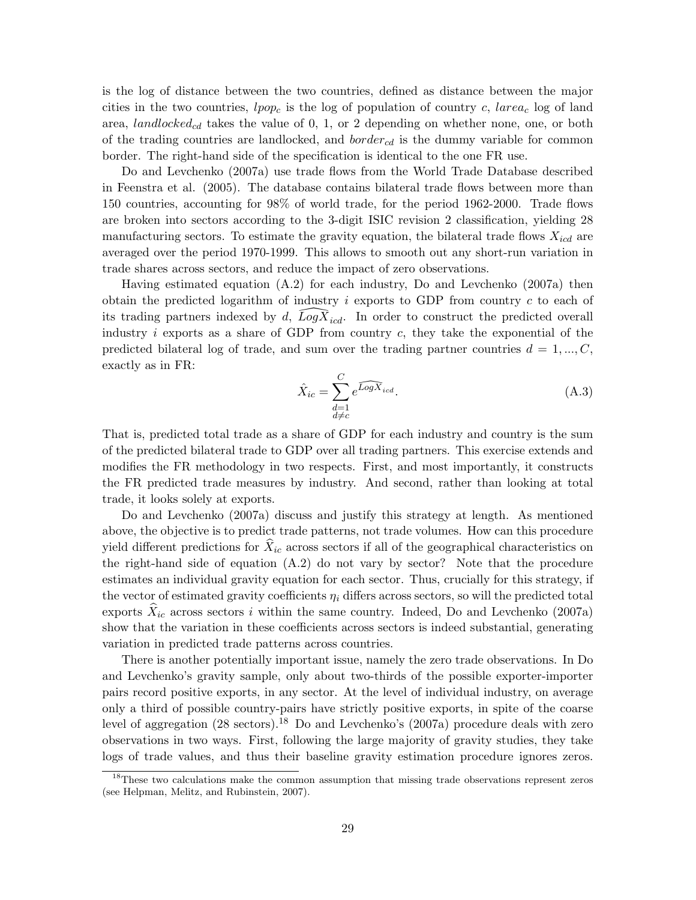is the log of distance between the two countries, defined as distance between the major cities in the two countries, $lpop_c$ is the log of population of country $c$, $larea_c$ log of land area, $landlocked_{cd}$ takes the value of 0, 1, or 2 depending on whether none, one, or both of the trading countries are landlocked, and $border_{cd}$ is the dummy variable for common border. The right-hand side of the specification is identical to the one FR use.

Do and Levchenko (2007a) use trade flows from the World Trade Database described in Feenstra et al. (2005). The database contains bilateral trade flows between more than 150 countries, accounting for 98% of world trade, for the period 1962-2000. Trade flows are broken into sectors according to the 3-digit ISIC revision 2 classification, yielding 28 manufacturing sectors. To estimate the gravity equation, the bilateral trade flows $X_{icd}$ are averaged over the period 1970-1999. This allows to smooth out any short-run variation in trade shares across sectors, and reduce the impact of zero observations.

Having estimated equation (A.2) for each industry, Do and Levchenko (2007a) then obtain the predicted logarithm of industry $i$ exports to GDP from country $c$ to each of its trading partners indexed by $d$, $\widehat{LogX}_{icd}$. In order to construct the predicted overall industry $i$ exports as a share of GDP from country $c$, they take the exponential of the predicted bilateral log of trade, and sum over the trading partner countries $d = 1, ..., C$, exactly as in FR:

$$\hat{X}_{ic} = \sum_{\substack{d=1 \\ d \neq c}}^{C} e^{\widehat{LogX}_{icd}}. \tag{A.3}$$

That is, predicted total trade as a share of GDP for each industry and country is the sum of the predicted bilateral trade to GDP over all trading partners. This exercise extends and modifies the FR methodology in two respects. First, and most importantly, it constructs the FR predicted trade measures by industry. And second, rather than looking at total trade, it looks solely at exports.

Do and Levchenko (2007a) discuss and justify this strategy at length. As mentioned above, the objective is to predict trade patterns, not trade volumes. How can this procedure yield different predictions for $\widehat{X}_{ic}$ across sectors if all of the geographical characteristics on the right-hand side of equation (A.2) do not vary by sector? Note that the procedure estimates an individual gravity equation for each sector. Thus, crucially for this strategy, if the vector of estimated gravity coefficients $\eta_i$ differs across sectors, so will the predicted total exports $\widehat{X}_{ic}$ across sectors $i$ within the same country. Indeed, Do and Levchenko (2007a) show that the variation in these coefficients across sectors is indeed substantial, generating variation in predicted trade patterns across countries.

There is another potentially important issue, namely the zero trade observations. In Do and Levchenko's gravity sample, only about two-thirds of the possible exporter-importer pairs record positive exports, in any sector. At the level of individual industry, on average only a third of possible country-pairs have strictly positive exports, in spite of the coarse level of aggregation (28 sectors).[18] Do and Levchenko's (2007a) procedure deals with zero observations in two ways. First, following the large majority of gravity studies, they take logs of trade values, and thus their baseline gravity estimation procedure ignores zeros.

[18] These two calculations make the common assumption that missing trade observations represent zeros (see Helpman, Melitz, and Rubinstein, 2007).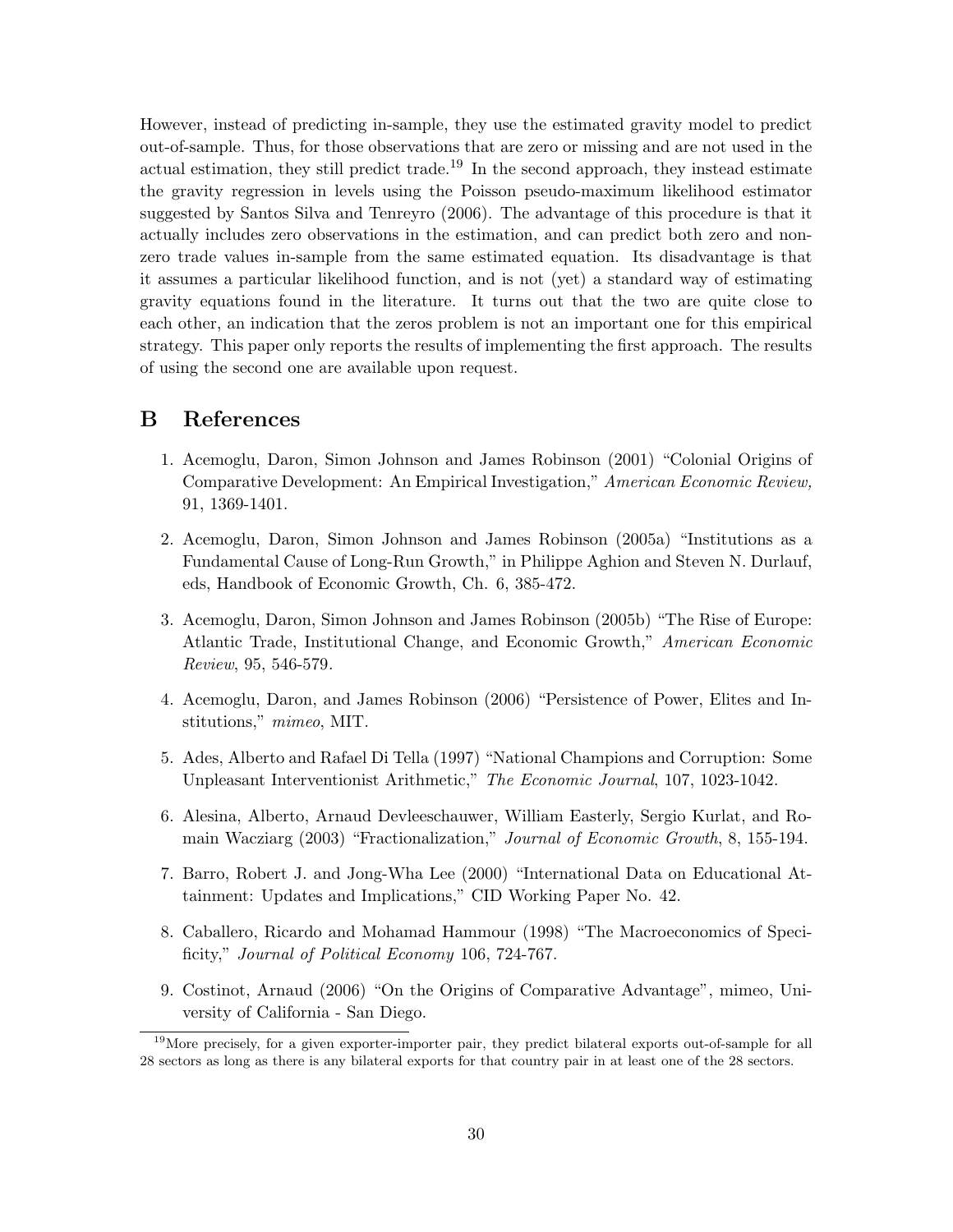However, instead of predicting in-sample, they use the estimated gravity model to predict out-of-sample. Thus, for those observations that are zero or missing and are not used in the actual estimation, they still predict trade.[19] In the second approach, they instead estimate the gravity regression in levels using the Poisson pseudo-maximum likelihood estimator suggested by Santos Silva and Tenreyro (2006). The advantage of this procedure is that it actually includes zero observations in the estimation, and can predict both zero and non-zero trade values in-sample from the same estimated equation. Its disadvantage is that it assumes a particular likelihood function, and is not (yet) a standard way of estimating gravity equations found in the literature. It turns out that the two are quite close to each other, an indication that the zeros problem is not an important one for this empirical strategy. This paper only reports the results of implementing the first approach. The results of using the second one are available upon request.

# B References

1. Acemoglu, Daron, Simon Johnson and James Robinson (2001) "Colonial Origins of Comparative Development: An Empirical Investigation," *American Economic Review,* 91, 1369-1401.

2. Acemoglu, Daron, Simon Johnson and James Robinson (2005a) "Institutions as a Fundamental Cause of Long-Run Growth," in Philippe Aghion and Steven N. Durlauf, eds, Handbook of Economic Growth, Ch. 6, 385-472.

3. Acemoglu, Daron, Simon Johnson and James Robinson (2005b) "The Rise of Europe: Atlantic Trade, Institutional Change, and Economic Growth," *American Economic Review*, 95, 546-579.

4. Acemoglu, Daron, and James Robinson (2006) "Persistence of Power, Elites and Institutions," *mimeo*, MIT.

5. Ades, Alberto and Rafael Di Tella (1997) "National Champions and Corruption: Some Unpleasant Interventionist Arithmetic," *The Economic Journal*, 107, 1023-1042.

6. Alesina, Alberto, Arnaud Devleeschauwer, William Easterly, Sergio Kurlat, and Romain Wacziarg (2003) "Fractionalization," *Journal of Economic Growth*, 8, 155-194.

7. Barro, Robert J. and Jong-Wha Lee (2000) "International Data on Educational Attainment: Updates and Implications," CID Working Paper No. 42.

8. Caballero, Ricardo and Mohamad Hammour (1998) "The Macroeconomics of Specificity," *Journal of Political Economy* 106, 724-767.

9. Costinot, Arnaud (2006) "On the Origins of Comparative Advantage", mimeo, University of California - San Diego.

[19] More precisely, for a given exporter-importer pair, they predict bilateral exports out-of-sample for all 28 sectors as long as there is any bilateral exports for that country pair in at least one of the 28 sectors.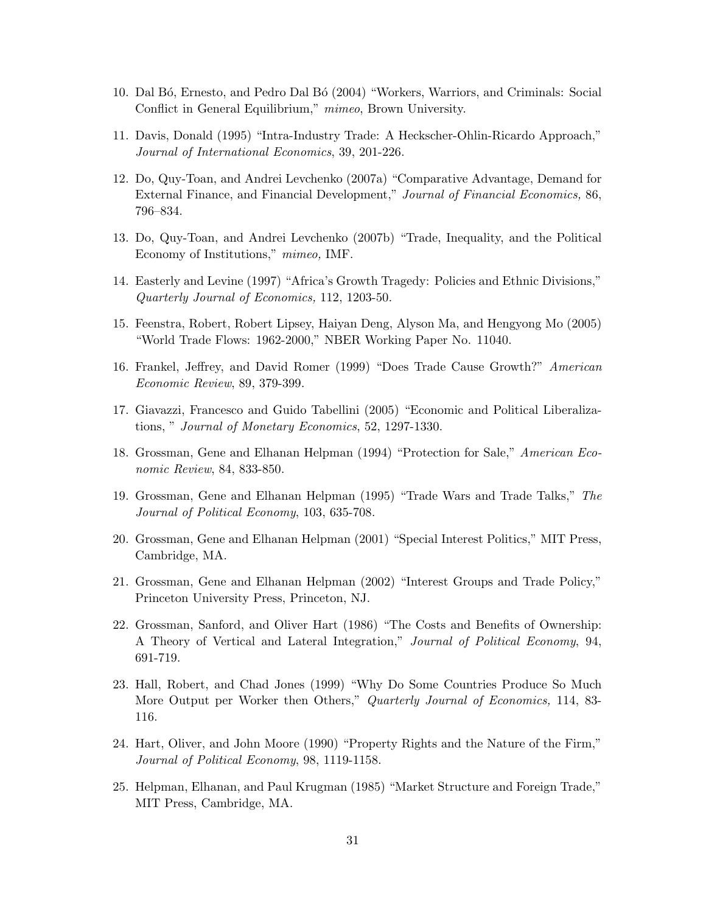10. Dal Bó, Ernesto, and Pedro Dal Bó (2004) "Workers, Warriors, and Criminals: Social Conflict in General Equilibrium," *mimeo*, Brown University.

11. Davis, Donald (1995) "Intra-Industry Trade: A Heckscher-Ohlin-Ricardo Approach," *Journal of International Economics*, 39, 201-226.

12. Do, Quy-Toan, and Andrei Levchenko (2007a) "Comparative Advantage, Demand for External Finance, and Financial Development," *Journal of Financial Economics,* 86, 796–834.

13. Do, Quy-Toan, and Andrei Levchenko (2007b) "Trade, Inequality, and the Political Economy of Institutions," *mimeo,* IMF.

14. Easterly and Levine (1997) "Africa's Growth Tragedy: Policies and Ethnic Divisions," *Quarterly Journal of Economics,* 112, 1203-50.

15. Feenstra, Robert, Robert Lipsey, Haiyan Deng, Alyson Ma, and Hengyong Mo (2005) "World Trade Flows: 1962-2000," NBER Working Paper No. 11040.

16. Frankel, Jeffrey, and David Romer (1999) "Does Trade Cause Growth?" *American Economic Review*, 89, 379-399.

17. Giavazzi, Francesco and Guido Tabellini (2005) "Economic and Political Liberalizations, " *Journal of Monetary Economics*, 52, 1297-1330.

18. Grossman, Gene and Elhanan Helpman (1994) "Protection for Sale," *American Economic Review*, 84, 833-850.

19. Grossman, Gene and Elhanan Helpman (1995) "Trade Wars and Trade Talks," *The Journal of Political Economy*, 103, 635-708.

20. Grossman, Gene and Elhanan Helpman (2001) "Special Interest Politics," MIT Press, Cambridge, MA.

21. Grossman, Gene and Elhanan Helpman (2002) "Interest Groups and Trade Policy," Princeton University Press, Princeton, NJ.

22. Grossman, Sanford, and Oliver Hart (1986) "The Costs and Benefits of Ownership: A Theory of Vertical and Lateral Integration," *Journal of Political Economy*, 94, 691-719.

23. Hall, Robert, and Chad Jones (1999) "Why Do Some Countries Produce So Much More Output per Worker then Others," *Quarterly Journal of Economics,* 114, 83-116.

24. Hart, Oliver, and John Moore (1990) "Property Rights and the Nature of the Firm," *Journal of Political Economy*, 98, 1119-1158.

25. Helpman, Elhanan, and Paul Krugman (1985) "Market Structure and Foreign Trade," MIT Press, Cambridge, MA.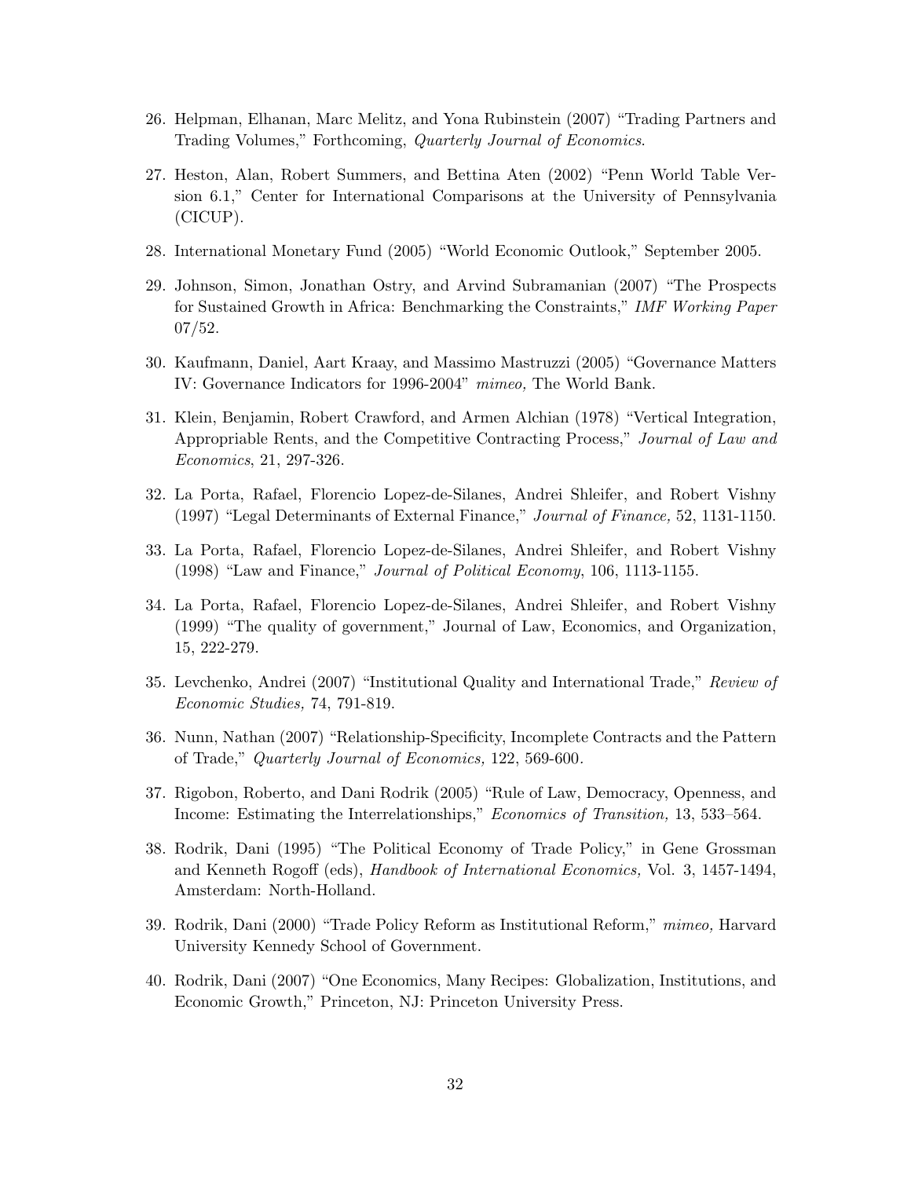26. Helpman, Elhanan, Marc Melitz, and Yona Rubinstein (2007) "Trading Partners and Trading Volumes," Forthcoming, *Quarterly Journal of Economics*.

27. Heston, Alan, Robert Summers, and Bettina Aten (2002) "Penn World Table Version 6.1," Center for International Comparisons at the University of Pennsylvania (CICUP).

28. International Monetary Fund (2005) "World Economic Outlook," September 2005.

29. Johnson, Simon, Jonathan Ostry, and Arvind Subramanian (2007) "The Prospects for Sustained Growth in Africa: Benchmarking the Constraints," *IMF Working Paper* 07/52.

30. Kaufmann, Daniel, Aart Kraay, and Massimo Mastruzzi (2005) "Governance Matters IV: Governance Indicators for 1996-2004" *mimeo,* The World Bank.

31. Klein, Benjamin, Robert Crawford, and Armen Alchian (1978) "Vertical Integration, Appropriable Rents, and the Competitive Contracting Process," *Journal of Law and Economics*, 21, 297-326.

32. La Porta, Rafael, Florencio Lopez-de-Silanes, Andrei Shleifer, and Robert Vishny (1997) "Legal Determinants of External Finance," *Journal of Finance,* 52, 1131-1150.

33. La Porta, Rafael, Florencio Lopez-de-Silanes, Andrei Shleifer, and Robert Vishny (1998) "Law and Finance," *Journal of Political Economy*, 106, 1113-1155.

34. La Porta, Rafael, Florencio Lopez-de-Silanes, Andrei Shleifer, and Robert Vishny (1999) "The quality of government," Journal of Law, Economics, and Organization, 15, 222-279.

35. Levchenko, Andrei (2007) "Institutional Quality and International Trade," *Review of Economic Studies,* 74, 791-819.

36. Nunn, Nathan (2007) "Relationship-Specificity, Incomplete Contracts and the Pattern of Trade," *Quarterly Journal of Economics,* 122, 569-600.

37. Rigobon, Roberto, and Dani Rodrik (2005) "Rule of Law, Democracy, Openness, and Income: Estimating the Interrelationships," *Economics of Transition,* 13, 533–564.

38. Rodrik, Dani (1995) "The Political Economy of Trade Policy," in Gene Grossman and Kenneth Rogoff (eds), *Handbook of International Economics,* Vol. 3, 1457-1494, Amsterdam: North-Holland.

39. Rodrik, Dani (2000) "Trade Policy Reform as Institutional Reform," *mimeo,* Harvard University Kennedy School of Government.

40. Rodrik, Dani (2007) "One Economics, Many Recipes: Globalization, Institutions, and Economic Growth," Princeton, NJ: Princeton University Press.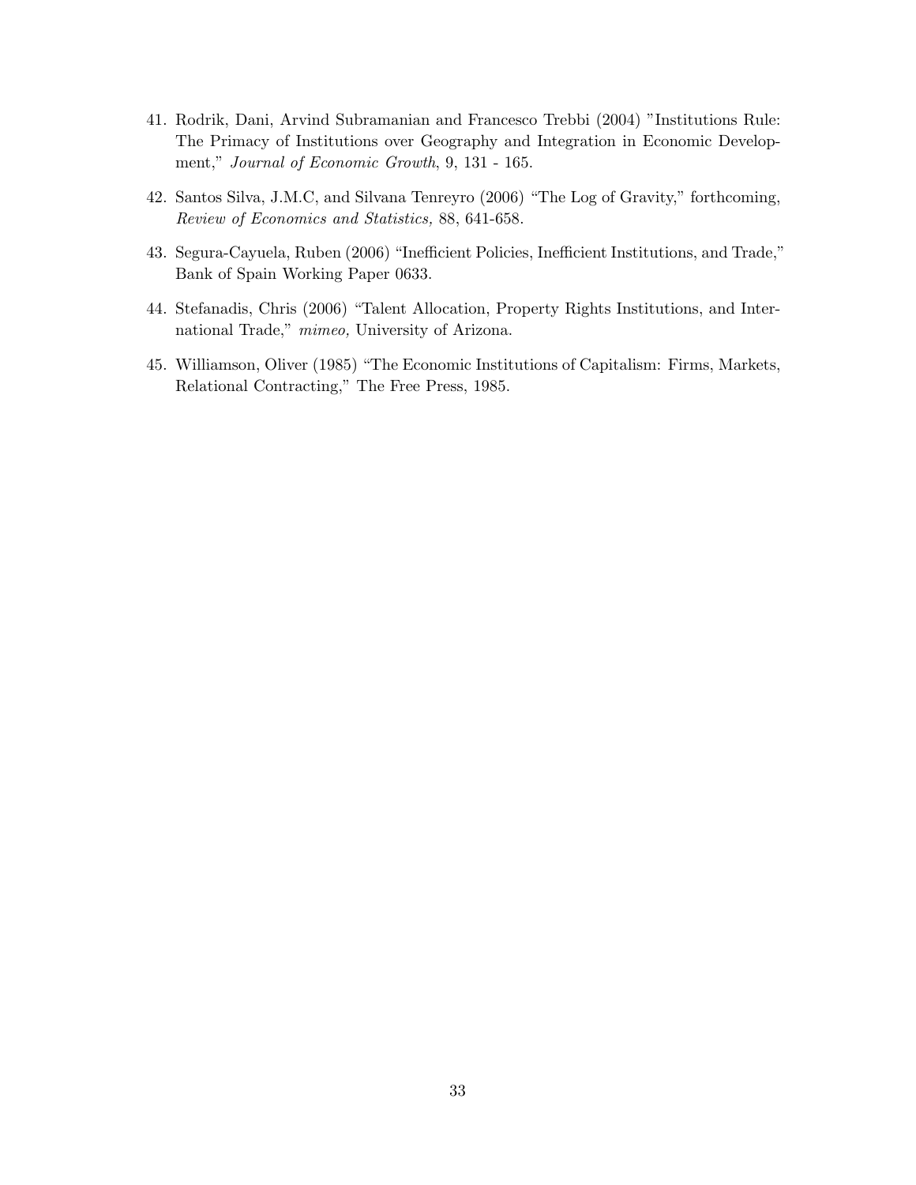41. Rodrik, Dani, Arvind Subramanian and Francesco Trebbi (2004) "Institutions Rule: The Primacy of Institutions over Geography and Integration in Economic Development," *Journal of Economic Growth*, 9, 131 - 165.

42. Santos Silva, J.M.C, and Silvana Tenreyro (2006) "The Log of Gravity," forthcoming, *Review of Economics and Statistics,* 88, 641-658.

43. Segura-Cayuela, Ruben (2006) "Inefficient Policies, Inefficient Institutions, and Trade," Bank of Spain Working Paper 0633.

44. Stefanadis, Chris (2006) "Talent Allocation, Property Rights Institutions, and International Trade," *mimeo,* University of Arizona.

45. Williamson, Oliver (1985) "The Economic Institutions of Capitalism: Firms, Markets, Relational Contracting," The Free Press, 1985.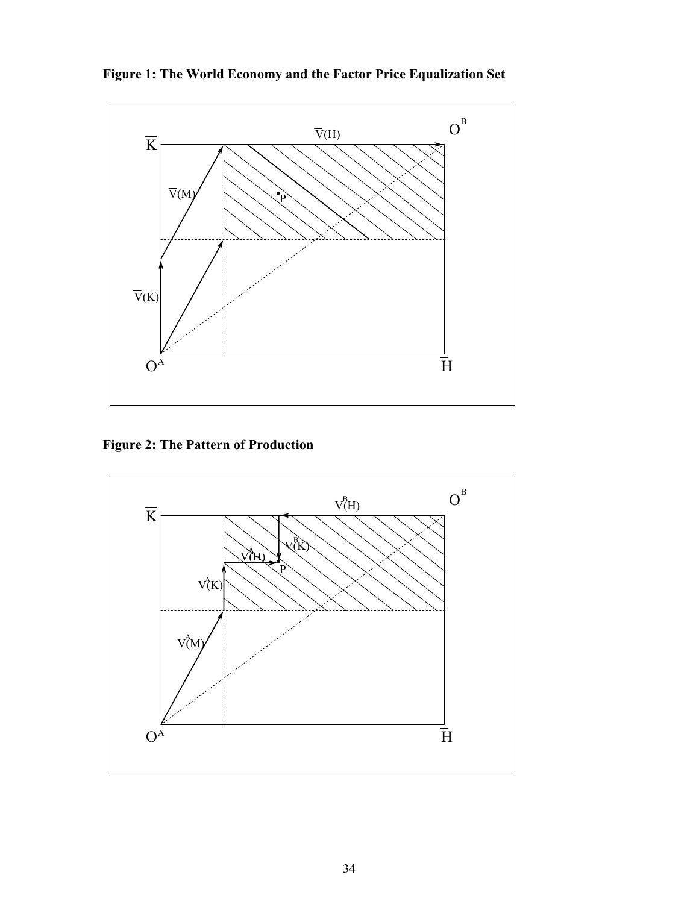**Figure 1: The World Economy and the Factor Price Equalization Set**

**Figure 2: The Pattern of Production**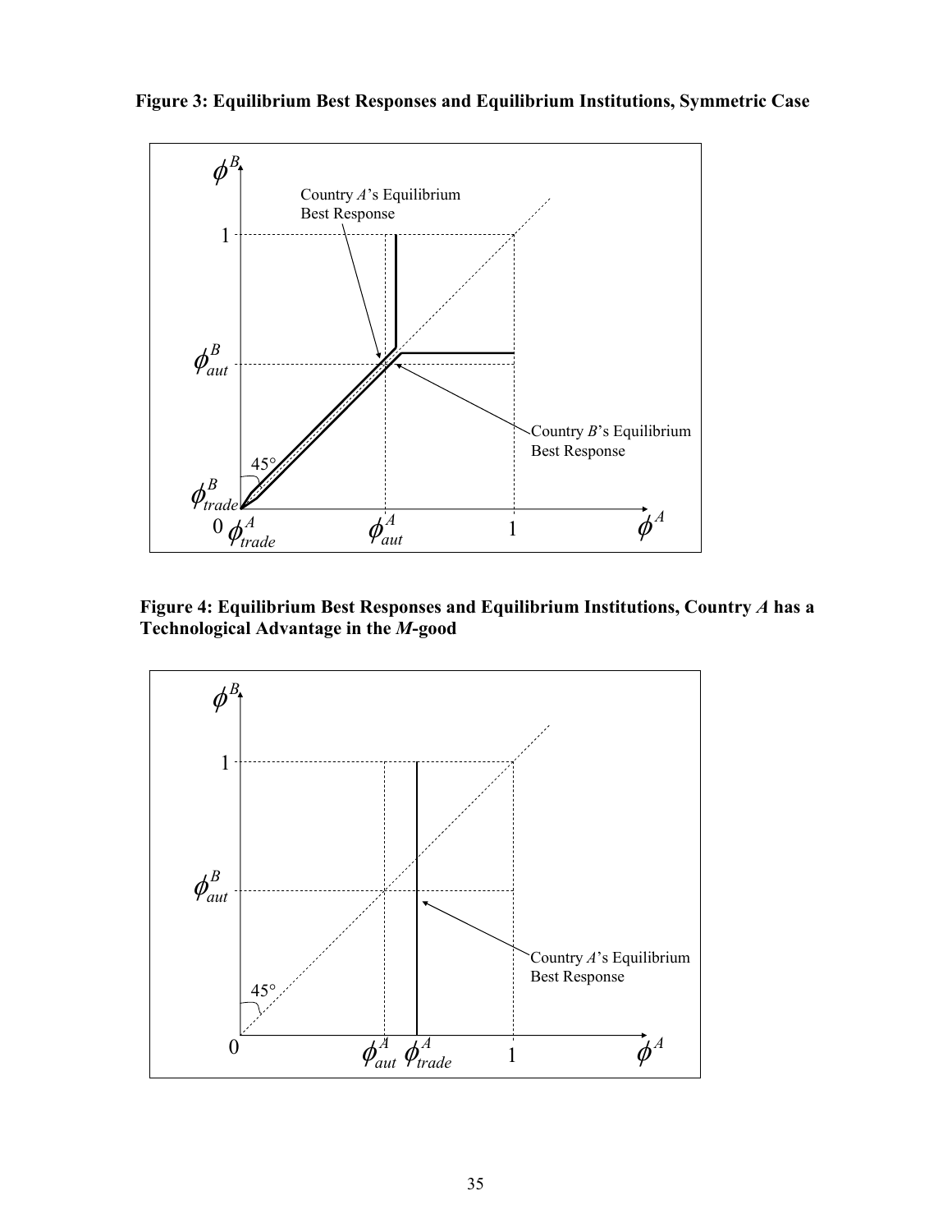**Figure 3: Equilibrium Best Responses and Equilibrium Institutions, Symmetric Case**

**Figure 4: Equilibrium Best Responses and Equilibrium Institutions, Country *A* has a Technological Advantage in the *M*-good**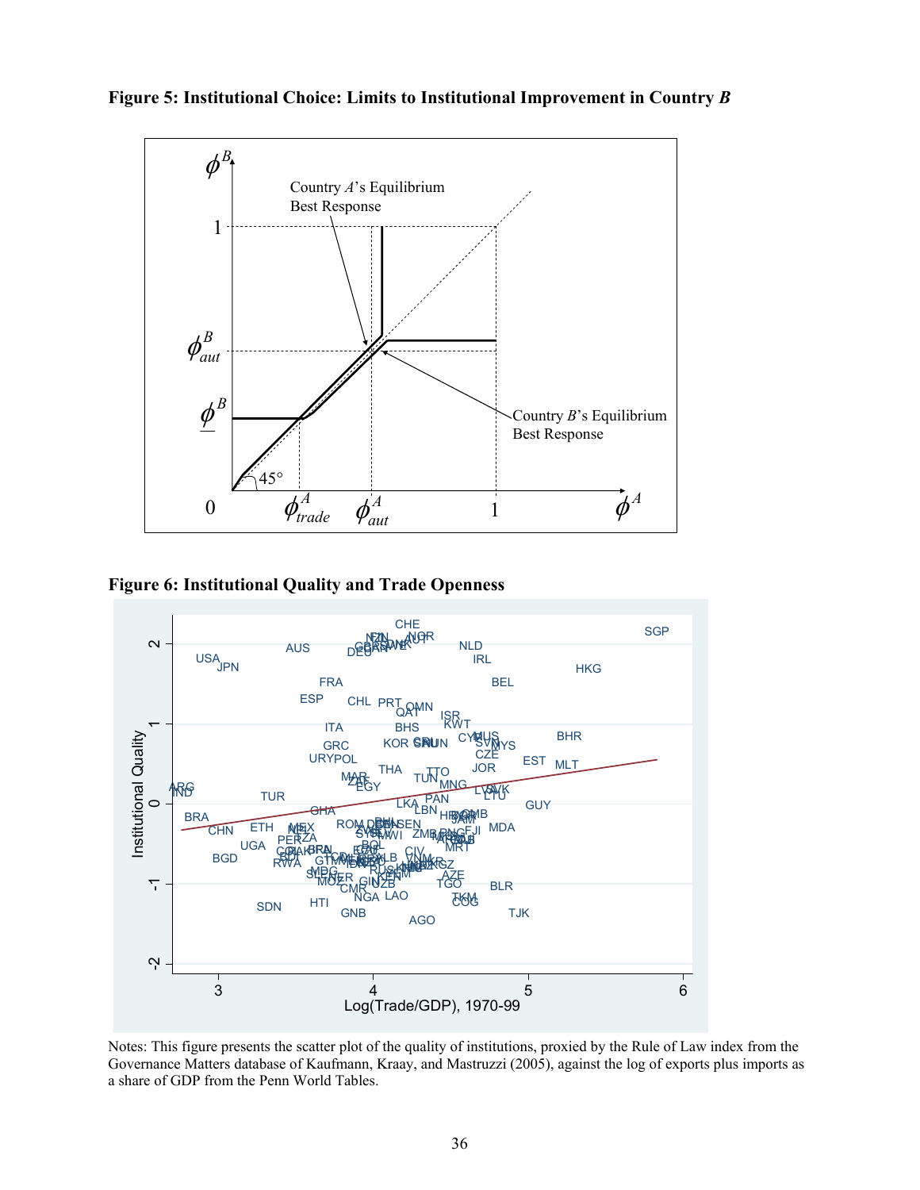**Figure 5: Institutional Choice: Limits to Institutional Improvement in Country *B***

**Figure 6: Institutional Quality and Trade Openness**

Notes: This figure presents the scatter plot of the quality of institutions, proxied by the Rule of Law index from the Governance Matters database of Kaufmann, Kraay, and Mastruzzi (2005), against the log of exports plus imports as a share of GDP from the Penn World Tables.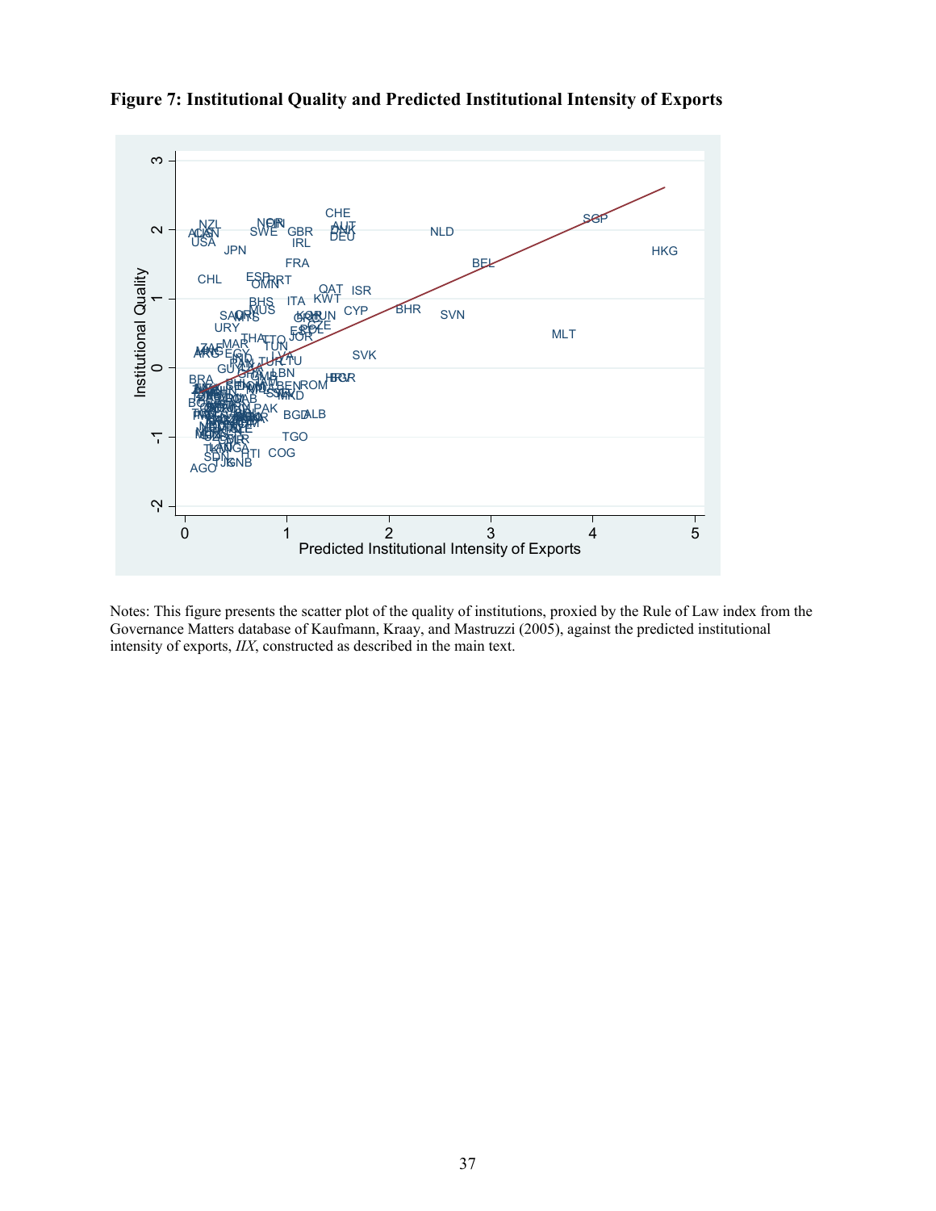**Figure 7: Institutional Quality and Predicted Institutional Intensity of Exports**

Notes: This figure presents the scatter plot of the quality of institutions, proxied by the Rule of Law index from the Governance Matters database of Kaufmann, Kraay, and Mastruzzi (2005), against the predicted institutional intensity of exports, *IIX*, constructed as described in the main text.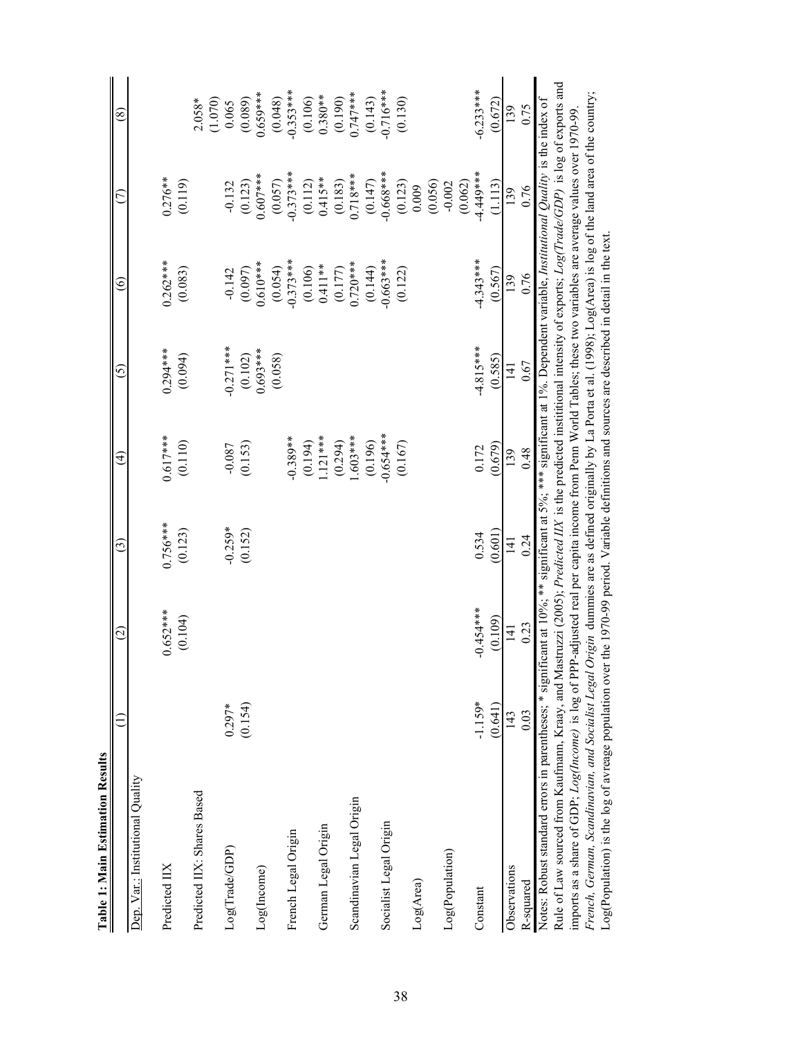**Table 1: Main Estimation Results**

| | (1) | (2) | (3) | (4) | (5) | (6) | (7) | (8) |
|---|---|---|---|---|---|---|---|---|
| Dep. Var.: Institutional Quality | | | | | | | | |
| Predicted IIX | | 0.652*** | 0.756*** | 0.617*** | 0.294*** | 0.262*** | 0.276** | |
| | | (0.104) | (0.123) | (0.110) | (0.094) | (0.083) | (0.119) | |
| Predicted IIX: Shares Based | | | | | | | | 2.058* |
| | | | | | | | | (1.070) |
| Log(Trade/GDP) | 0.297* | | -0.259* | -0.087 | -0.271*** | -0.142 | -0.132 | 0.065 |
| | (0.154) | | (0.152) | (0.153) | (0.102) | (0.097) | (0.123) | (0.089) |
| Log(Income) | | | | | 0.693*** | 0.610*** | 0.607*** | 0.659*** |
| | | | | | (0.058) | (0.054) | (0.057) | (0.048) |
| French Legal Origin | | | | -0.389** | | -0.373*** | -0.373*** | -0.353*** |
| | | | | (0.194) | | (0.106) | (0.112) | (0.106) |
| German Legal Origin | | | | 1.121*** | | 0.411** | 0.415** | 0.380** |
| | | | | (0.294) | | (0.177) | (0.183) | (0.190) |
| Scandinavian Legal Origin | | | | 1.603*** | | 0.720*** | 0.718*** | 0.747*** |
| | | | | (0.196) | | (0.144) | (0.147) | (0.143) |
| Socialist Legal Origin | | | | -0.654*** | | -0.663*** | -0.668*** | -0.716*** |
| | | | | (0.167) | | (0.122) | (0.123) | (0.130) |
| Log(Area) | | | | | | | 0.009 | |
| | | | | | | | (0.056) | |
| Log(Population) | | | | | | | -0.002 | |
| | | | | | | | (0.062) | |
| Constant | -1.159* | -0.454*** | 0.534 | 0.172 | -4.815*** | -4.343*** | -4.449*** | -6.233*** |
| | (0.641) | (0.109) | (0.601) | (0.679) | (0.585) | (0.567) | (1.113) | (0.672) |
| Observations | 143 | 141 | 141 | 139 | 141 | 139 | 139 | 139 |
| R-squared | 0.03 | 0.23 | 0.24 | 0.48 | 0.67 | 0.76 | 0.76 | 0.75 |

Notes: Robust standard errors in parentheses; * significant at 10%; ** significant at 5%; *** significant at 1%. Dependent variable, *Institutional Quality* is the index of Rule of Law sourced from Kaufmann, Kraay, and Mastruzzi (2005); *Predicted IIX* is the predicted institutional intensity of exports; *Log(Trade/GDP)* is log of exports and imports as a share of GDP; *Log(Income)* is log of PPP-adjusted real per capita income from Penn World Tables; these two variables are average values over 1970-99. *French, German, Scandinavian, and Socialist Legal Origin* dummies are as defined originally by La Porta et al. (1998); Log(Area) is log of the land area of the country; Log(Population) is the log of avreage population over the 1970-99 period. Variable definitions and sources are described in detail in the text.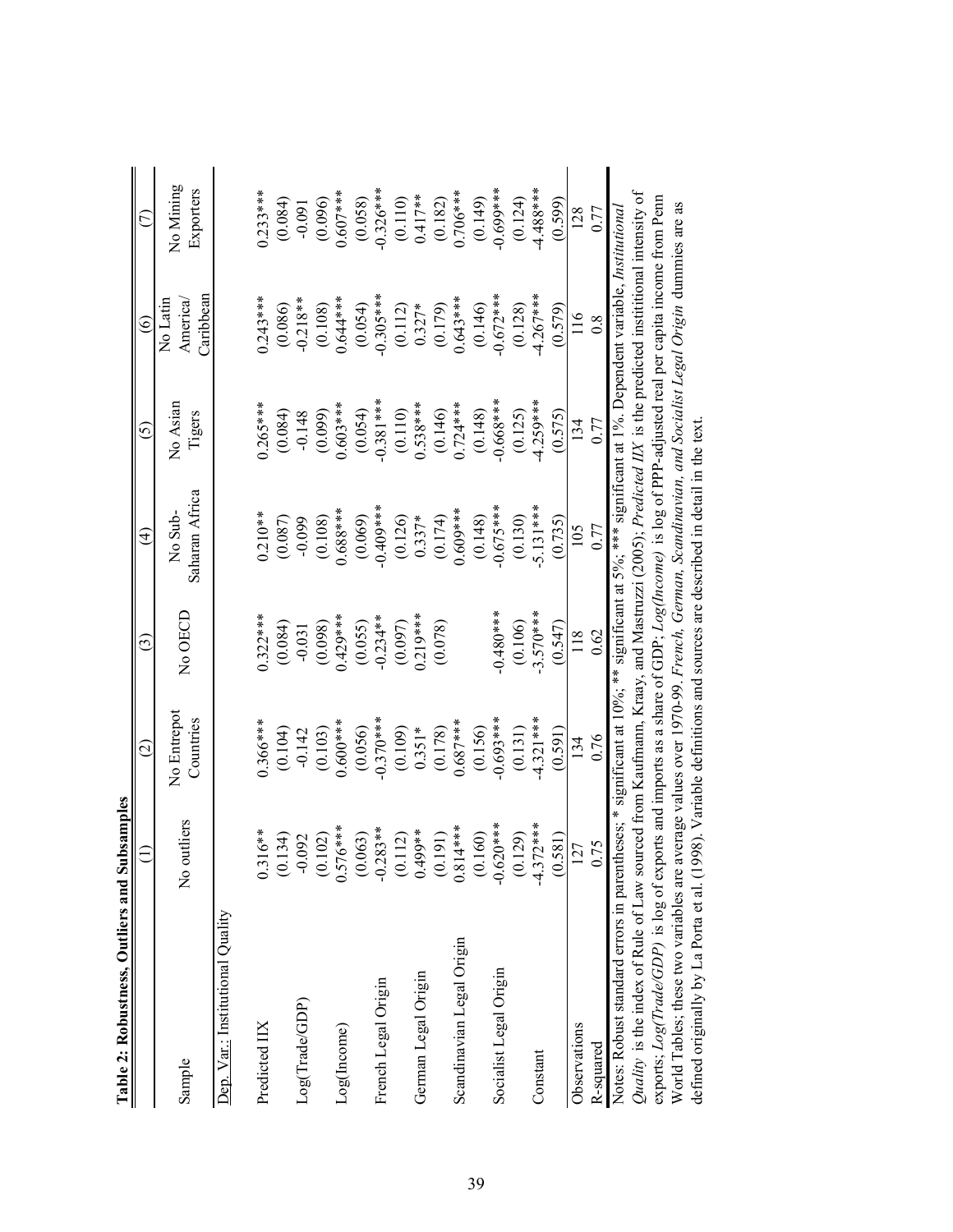**Table 2: Robustness, Outliers and Subsamples**

| | (1) | (2) | (3) | (4) | (5) | (6) | (7) |
|---|---|---|---|---|---|---|---|
| Sample | No outliers | No Entrepot Countries | No OECD | No Sub-Saharan Africa | No Asian Tigers | No Latin America/ Caribbean | No Mining Exporters |
| Dep. Var.: Institutional Quality | | | | | | | |
| Predicted IIX | 0.316** | 0.366*** | 0.322*** | 0.210** | 0.265*** | 0.243*** | 0.233*** |
| | (0.134) | (0.104) | (0.084) | (0.087) | (0.084) | (0.086) | (0.084) |
| Log(Trade/GDP) | -0.092 | -0.142 | -0.031 | -0.099 | -0.148 | -0.218** | -0.091 |
| | (0.102) | (0.103) | (0.098) | (0.108) | (0.099) | (0.108) | (0.096) |
| Log(Income) | 0.576*** | 0.600*** | 0.429*** | 0.688*** | 0.603*** | 0.644*** | 0.607*** |
| | (0.063) | (0.056) | (0.055) | (0.069) | (0.054) | (0.054) | (0.058) |
| French Legal Origin | -0.283** | -0.370*** | -0.234** | -0.409*** | -0.381*** | -0.305*** | -0.326*** |
| | (0.112) | (0.109) | (0.097) | (0.126) | (0.110) | (0.112) | (0.110) |
| German Legal Origin | 0.499** | 0.351* | 0.219*** | 0.337* | 0.538*** | 0.327* | 0.417** |
| | (0.191) | (0.178) | (0.078) | (0.174) | (0.146) | (0.179) | (0.182) |
| Scandinavian Legal Origin | 0.814*** | 0.687*** | | 0.609*** | 0.724*** | 0.643*** | 0.706*** |
| | (0.160) | (0.156) | | (0.148) | (0.148) | (0.146) | (0.149) |
| Socialist Legal Origin | -0.620*** | -0.693*** | -0.480*** | -0.675*** | -0.668*** | -0.672*** | -0.699*** |
| | (0.129) | (0.131) | (0.106) | (0.130) | (0.125) | (0.128) | (0.124) |
| Constant | -4.372*** | -4.321*** | -3.570*** | -5.131*** | -4.259*** | -4.267*** | -4.488*** |
| | (0.581) | (0.591) | (0.547) | (0.735) | (0.575) | (0.579) | (0.599) |
| Observations | 127 | 134 | 118 | 105 | 134 | 116 | 128 |
| R-squared | 0.75 | 0.76 | 0.62 | 0.77 | 0.77 | 0.8 | 0.77 |

Notes: Robust standard errors in parentheses; * significant at 10%; ** significant at 5%; *** significant at 1%. Dependent variable, *Institutional Quality* is the index of Rule of Law sourced from Kaufmann, Kraay, and Mastruzzi (2005); *Predicted IIX* is the predicted instititional intensity of exports; *Log(Trade/GDP)* is log of exports and imports as a share of GDP; *Log(Income)* is log of PPP-adjusted real per capita income from Penn World Tables; these two variables are average values over 1970-99. *French, German, Scandinavian, and Socialist Legal Origin* dummies are as defined originally by La Porta et al. (1998). Variable definitions and sources are described in detail in the text.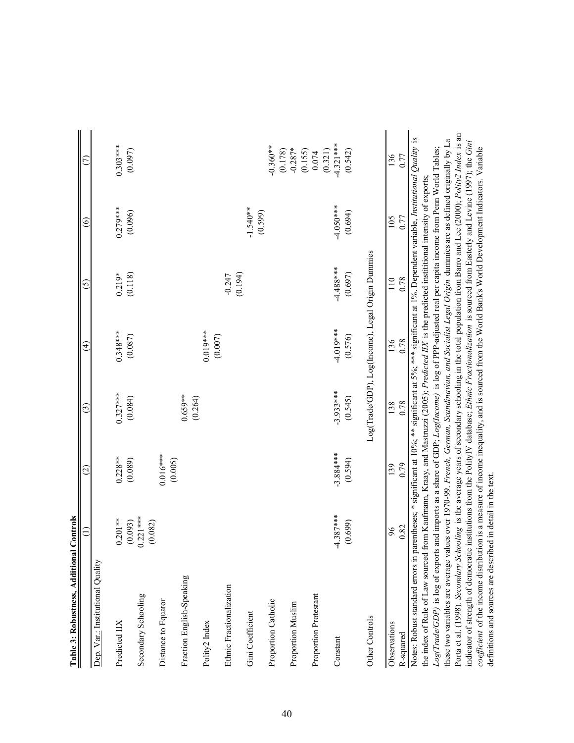**Table 3: Robustness, Additional Controls**

| | (1) | (2) | (3) | (4) | (5) | (6) | (7) |
|---|---|---|---|---|---|---|---|
| Dep. Var.: Institutional Quality | | | | | | | |
| Predicted IIX | 0.201** | 0.228** | 0.327*** | 0.348*** | 0.219* | 0.279*** | 0.303*** |
| | (0.093) | (0.089) | (0.084) | (0.087) | (0.118) | (0.096) | (0.097) |
| Secondary Schooling | 0.221*** | | | | | | |
| | (0.082) | | | | | | |
| Distance to Equator | | 0.016*** | | | | | |
| | | (0.005) | | | | | |
| Fraction English-Speaking | | | 0.659** | | | | |
| | | | (0.264) | | | | |
| Polity2 Index | | | | 0.019*** | | | |
| | | | | (0.007) | | | |
| Ethnic Fractionalization | | | | | -0.247 | | |
| | | | | | (0.194) | | |
| Gini Coefficient | | | | | | -1.540** | |
| | | | | | | (0.599) | |
| Proportion Catholic | | | | | | | -0.360** |
| | | | | | | | (0.178) |
| Proportion Muslim | | | | | | | -0.287* |
| | | | | | | | (0.155) |
| Proportion Protestant | | | | | | | 0.074 |
| | | | | | | | (0.321) |
| Constant | -4.387*** | -3.884*** | -3.933*** | -4.019*** | -4.488*** | -4.050*** | -4.321*** |
| | (0.699) | (0.594) | (0.545) | (0.576) | (0.697) | (0.694) | (0.542) |
| Other Controls | Log(Trade/GDP), Log(Income), Legal Origin Dummies | | | | | | |
| Observations | 96 | 139 | 138 | 136 | 110 | 105 | 136 |
| R-squared | 0.82 | 0.79 | 0.78 | 0.78 | 0.78 | 0.77 | 0.77 |

Notes: Robust standard errors in parentheses; * significant at 10%; ** significant at 5%; *** significant at 1%. Dependent variable, *Institutional Quality* is the index of Rule of Law sourced from Kaufmann, Kraay, and Mastruzzi (2005); *Predicted IIX* is the predicted institutional intensity of exports; *Log(Trade/GDP)* is log of exports and imports as a share of GDP; *Log(Income)* is log of PPP-adjusted real per capita income from Penn World Tables; these two variables are average values over 1970-99. *French, German, Scandinavian, and Socialist Legal Origin* dummies are as defined originally by La Porta et al. (1998). *Secondary Schooling* is the average years of secondary schooling in the total population from Barro and Lee (2000); *Polity2 Index* is an indicator of strength of democratic institutions from the PolityIV database; *Ethnic Fractionalization* is sourced from Easterly and Levine (1997); the *Gini coefficient* of the income distribution is a measure of income inequality, and is sourced from the World Bank's World Development Indicators. Variable definitions and sources are described in detail in the text.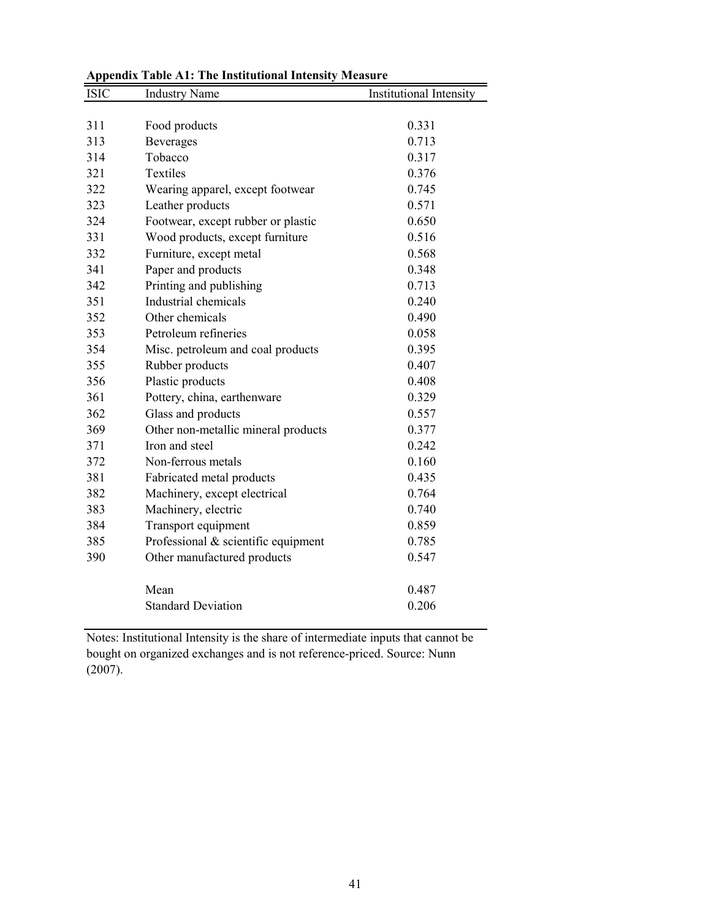**Appendix Table A1: The Institutional Intensity Measure**

| ISIC | Industry Name | Institutional Intensity |
|---|---|---|
| 311 | Food products | 0.331 |
| 313 | Beverages | 0.713 |
| 314 | Tobacco | 0.317 |
| 321 | Textiles | 0.376 |
| 322 | Wearing apparel, except footwear | 0.745 |
| 323 | Leather products | 0.571 |
| 324 | Footwear, except rubber or plastic | 0.650 |
| 331 | Wood products, except furniture | 0.516 |
| 332 | Furniture, except metal | 0.568 |
| 341 | Paper and products | 0.348 |
| 342 | Printing and publishing | 0.713 |
| 351 | Industrial chemicals | 0.240 |
| 352 | Other chemicals | 0.490 |
| 353 | Petroleum refineries | 0.058 |
| 354 | Misc. petroleum and coal products | 0.395 |
| 355 | Rubber products | 0.407 |
| 356 | Plastic products | 0.408 |
| 361 | Pottery, china, earthenware | 0.329 |
| 362 | Glass and products | 0.557 |
| 369 | Other non-metallic mineral products | 0.377 |
| 371 | Iron and steel | 0.242 |
| 372 | Non-ferrous metals | 0.160 |
| 381 | Fabricated metal products | 0.435 |
| 382 | Machinery, except electrical | 0.764 |
| 383 | Machinery, electric | 0.740 |
| 384 | Transport equipment | 0.859 |
| 385 | Professional & scientific equipment | 0.785 |
| 390 | Other manufactured products | 0.547 |
| | Mean | 0.487 |
| | Standard Deviation | 0.206 |

Notes: Institutional Intensity is the share of intermediate inputs that cannot be bought on organized exchanges and is not reference-priced. Source: Nunn (2007).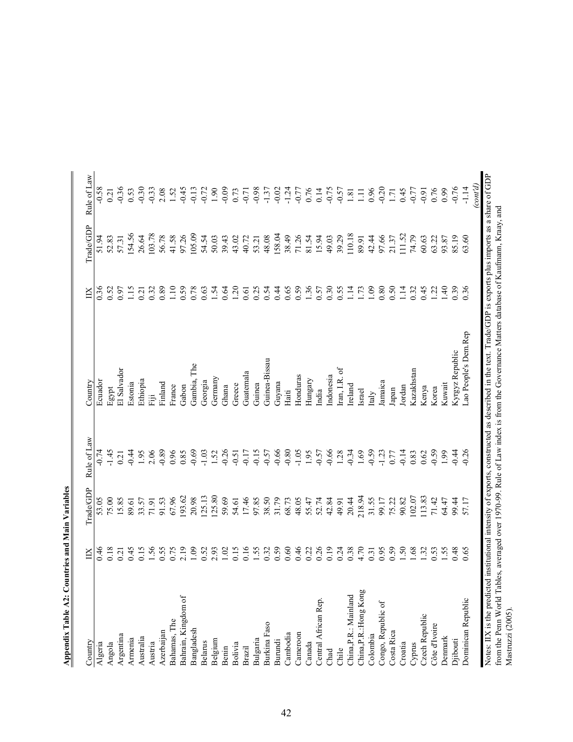**Appendix Table A2: Countries and Main Variables**

| Country | IIX | Trade/GDP | Rule of Law | Country | IIX | Trade/GDP | Rule of Law |
|---|---|---|---|---|---|---|---|
| Algeria | 0.46 | 53.05 | -0.74 | Ecuador | 0.36 | 51.94 | -0.58 |
| Angola | 0.18 | 75.00 | -1.45 | Egypt | 0.52 | 52.83 | 0.21 |
| Argentina | 0.21 | 15.85 | 0.21 | El Salvador | 0.97 | 57.31 | -0.36 |
| Armenia | 0.45 | 89.61 | -0.44 | Estonia | 1.15 | 154.56 | 0.53 |
| Australia | 0.15 | 33.57 | 1.95 | Ethiopia | 0.21 | 26.64 | -0.30 |
| Austria | 1.56 | 71.91 | 2.06 | Fiji | 0.32 | 103.78 | -0.33 |
| Azerbaijan | 0.55 | 91.53 | -0.89 | Finland | 0.89 | 56.78 | 2.08 |
| Bahamas, The | 0.75 | 67.96 | 0.96 | France | 1.10 | 41.58 | 1.52 |
| Bahrain, Kingdom of | 2.19 | 193.62 | 0.85 | Gabon | 0.59 | 97.26 | -0.45 |
| Bangladesh | 1.09 | 20.98 | -0.69 | Gambia, The | 0.78 | 105.09 | -0.13 |
| Belarus | 0.52 | 125.13 | -1.03 | Georgia | 0.63 | 54.54 | -0.72 |
| Belgium | 2.93 | 125.80 | 1.52 | Germany | 1.54 | 50.03 | 1.90 |
| Benin | 1.02 | 59.69 | -0.26 | Ghana | 0.64 | 39.43 | -0.09 |
| Bolivia | 0.15 | 54.61 | -0.51 | Greece | 1.20 | 43.02 | 0.73 |
| Brazil | 0.16 | 17.46 | -0.17 | Guatemala | 0.61 | 40.72 | -0.71 |
| Bulgaria | 1.55 | 97.85 | -0.15 | Guinea | 0.25 | 53.21 | -0.98 |
| Burkina Faso | 0.32 | 38.50 | -0.57 | Guinea-Bissau | 0.54 | 48.08 | -1.37 |
| Burundi | 0.59 | 31.79 | -0.66 | Guyana | 0.44 | 158.04 | -0.02 |
| Cambodia | 0.60 | 68.73 | -0.80 | Haiti | 0.65 | 38.49 | -1.24 |
| Cameroon | 0.46 | 48.05 | -1.05 | Honduras | 0.59 | 71.26 | -0.77 |
| Canada | 0.22 | 55.47 | 1.95 | Hungary | 1.36 | 81.54 | 0.76 |
| Central African Rep. | 0.26 | 52.74 | -0.57 | India | 0.57 | 15.94 | 0.14 |
| Chad | 0.19 | 42.84 | -0.66 | Indonesia | 0.30 | 49.03 | -0.75 |
| Chile | 0.24 | 49.91 | 1.28 | Iran, I.R. of | 0.55 | 39.29 | -0.57 |
| China,P.R.: Mainland | 0.38 | 20.44 | -0.34 | Ireland | 1.14 | 110.18 | 1.81 |
| China,P.R.:Hong Kong | 4.70 | 218.94 | 1.69 | Israel | 1.73 | 89.91 | 1.11 |
| Colombia | 0.31 | 31.55 | -0.59 | Italy | 1.09 | 42.44 | 0.96 |
| Congo, Republic of | 0.95 | 99.17 | -1.23 | Jamaica | 0.80 | 97.66 | -0.20 |
| Costa Rica | 0.59 | 75.22 | 0.77 | Japan | 0.50 | 21.37 | 1.71 |
| Croatia | 1.50 | 90.82 | -0.14 | Jordan | 1.14 | 111.52 | 0.45 |
| Cyprus | 1.68 | 102.07 | 0.83 | Kazakhstan | 0.32 | 74.79 | -0.77 |
| Czech Republic | 1.32 | 113.83 | 0.62 | Kenya | 0.45 | 60.63 | -0.91 |
| Côte d'Ivoire | 0.53 | 71.42 | -0.59 | Korea | 1.22 | 63.22 | 0.76 |
| Denmark | 1.55 | 64.47 | 1.99 | Kuwait | 1.40 | 93.87 | 0.99 |
| Djibouti | 0.48 | 99.44 | -0.44 | Kyrgyz Republic | 0.39 | 85.19 | -0.76 |
| Dominican Republic | 0.65 | 57.17 | -0.26 | Lao People's Dem.Rep | 0.36 | 63.60 | -1.14 |

*(cont'd)*

Notes: IIX is the predicted institutional intensity of exports, constructed as described in the text. Trade/GDP is exports plus imports as a share of GDP from the Penn World Tables, averaged over 1970-99. Rule of Law index is from the Governance Matters database of Kaufmann, Kraay, and Mastruzzi (2005).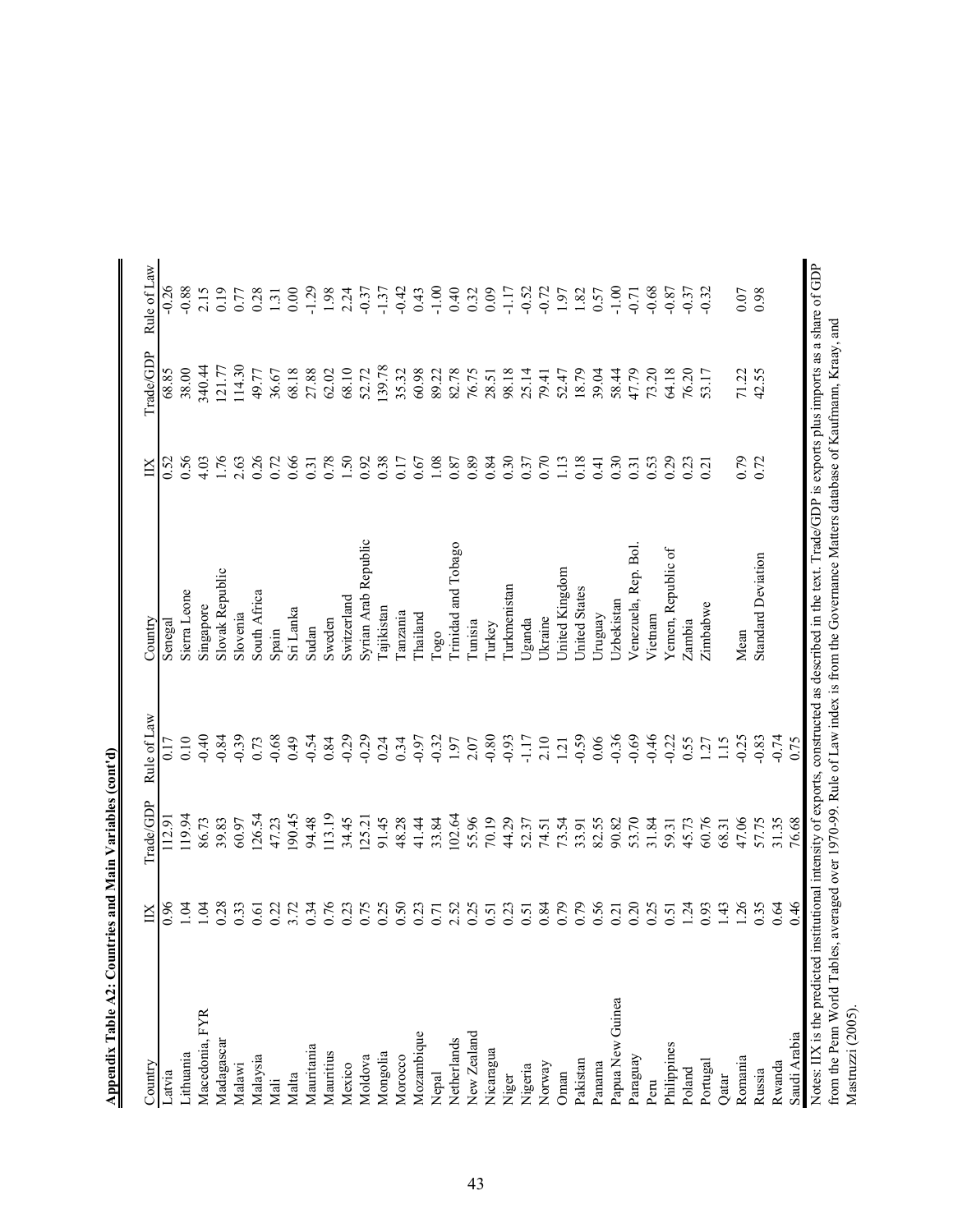**Appendix Table A2: Countries and Main Variables (cont'd)**

| Country | IIX | Trade/GDP | Rule of Law | Country | IIX | Trade/GDP | Rule of Law |
|---|---|---|---|---|---|---|---|
| Latvia | 0.96 | 112.91 | 0.17 | Senegal | 0.52 | 68.85 | -0.26 |
| Lithuania | 1.04 | 119.94 | 0.10 | Sierra Leone | 0.56 | 38.00 | -0.88 |
| Macedonia, FYR | 1.04 | 86.73 | -0.40 | Singapore | 4.03 | 340.44 | 2.15 |
| Madagascar | 0.28 | 39.83 | -0.84 | Slovak Republic | 1.76 | 121.77 | 0.19 |
| Malawi | 0.33 | 60.97 | -0.39 | Slovenia | 2.63 | 114.30 | 0.77 |
| Malaysia | 0.61 | 126.54 | 0.73 | South Africa | 0.26 | 49.77 | 0.28 |
| Mali | 0.22 | 47.23 | -0.68 | Spain | 0.72 | 36.67 | 1.31 |
| Malta | 3.72 | 190.45 | 0.49 | Sri Lanka | 0.66 | 68.18 | 0.00 |
| Mauritania | 0.34 | 94.48 | -0.54 | Sudan | 0.31 | 27.88 | -1.29 |
| Mauritius | 0.76 | 113.19 | 0.84 | Sweden | 0.78 | 62.02 | 1.98 |
| Mexico | 0.23 | 34.45 | -0.29 | Switzerland | 1.50 | 68.10 | 2.24 |
| Moldova | 0.75 | 125.21 | -0.29 | Syrian Arab Republic | 0.92 | 52.72 | -0.37 |
| Mongolia | 0.25 | 91.45 | 0.24 | Tajikistan | 0.38 | 139.78 | -1.37 |
| Morocco | 0.50 | 48.28 | 0.34 | Tanzania | 0.17 | 35.32 | -0.42 |
| Mozambique | 0.23 | 41.44 | -0.97 | Thailand | 0.67 | 60.98 | 0.43 |
| Nepal | 0.71 | 33.84 | -0.32 | Togo | 1.08 | 89.22 | -1.00 |
| Netherlands | 2.52 | 102.64 | 1.97 | Trinidad and Tobago | 0.87 | 82.78 | 0.40 |
| New Zealand | 0.25 | 55.96 | 2.07 | Tunisia | 0.89 | 76.75 | 0.32 |
| Nicaragua | 0.51 | 70.19 | -0.80 | Turkey | 0.84 | 28.51 | 0.09 |
| Niger | 0.23 | 44.29 | -0.93 | Turkmenistan | 0.30 | 98.18 | -1.17 |
| Nigeria | 0.51 | 52.37 | -1.17 | Uganda | 0.37 | 25.14 | -0.52 |
| Norway | 0.84 | 74.51 | 2.10 | Ukraine | 0.70 | 79.41 | -0.72 |
| Oman | 0.79 | 73.54 | 1.21 | United Kingdom | 1.13 | 52.47 | 1.97 |
| Pakistan | 0.79 | 33.91 | -0.59 | United States | 0.18 | 18.79 | 1.82 |
| Panama | 0.56 | 82.55 | 0.06 | Uruguay | 0.41 | 39.04 | 0.57 |
| Papua New Guinea | 0.21 | 90.82 | -0.36 | Uzbekistan | 0.30 | 58.44 | -1.00 |
| Paraguay | 0.20 | 53.70 | -0.69 | Venezuela, Rep. Bol. | 0.31 | 47.79 | -0.71 |
| Peru | 0.25 | 31.84 | -0.46 | Vietnam | 0.53 | 73.20 | -0.68 |
| Philippines | 0.51 | 59.31 | -0.22 | Yemen, Republic of | 0.29 | 64.18 | -0.87 |
| Poland | 1.24 | 45.73 | 0.55 | Zambia | 0.23 | 76.20 | -0.37 |
| Portugal | 0.93 | 60.76 | 1.27 | Zimbabwe | 0.21 | 53.17 | -0.32 |
| Qatar | 1.43 | 68.31 | 1.15 | | | | |
| Romania | 1.26 | 47.06 | -0.25 | Mean | 0.79 | 71.22 | 0.07 |
| Russia | 0.35 | 57.75 | -0.83 | Standard Deviation | 0.72 | 42.55 | 0.98 |
| Rwanda | 0.64 | 31.35 | -0.74 | | | | |
| Saudi Arabia | 0.46 | 76.68 | 0.75 | | | | |

Notes: IIX is the predicted institutional intensity of exports, constructed as described in the text. Trade/GDP is exports plus imports as a share of GDP from the Penn World Tables, averaged over 1970-99. Rule of Law index is from the Governance Matters database of Kaufmann, Kraay, and Mastruzzi (2005).